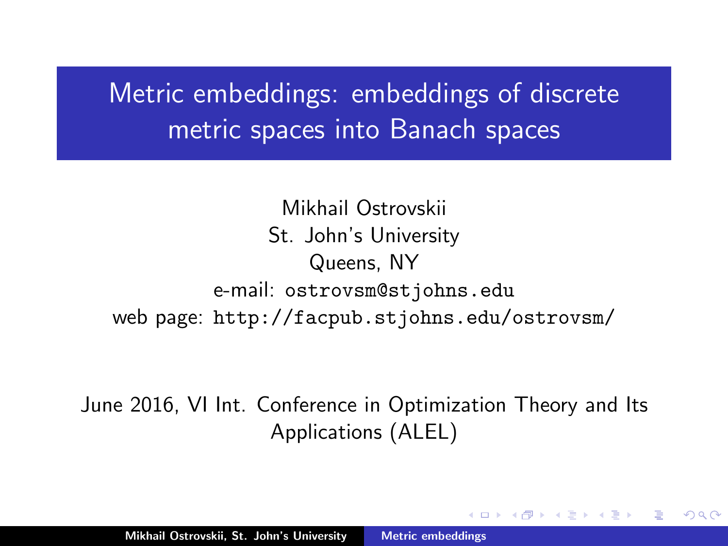# Metric embeddings: embeddings of discrete metric spaces into Banach spaces

Mikhail Ostrovskii
St. John's University
Queens, NY
e-mail: ostrovsm@stjohns.edu
web page: http://facpub.stjohns.edu/ostrovsm/

June 2016, VI Int. Conference in Optimization Theory and Its Applications (ALEL)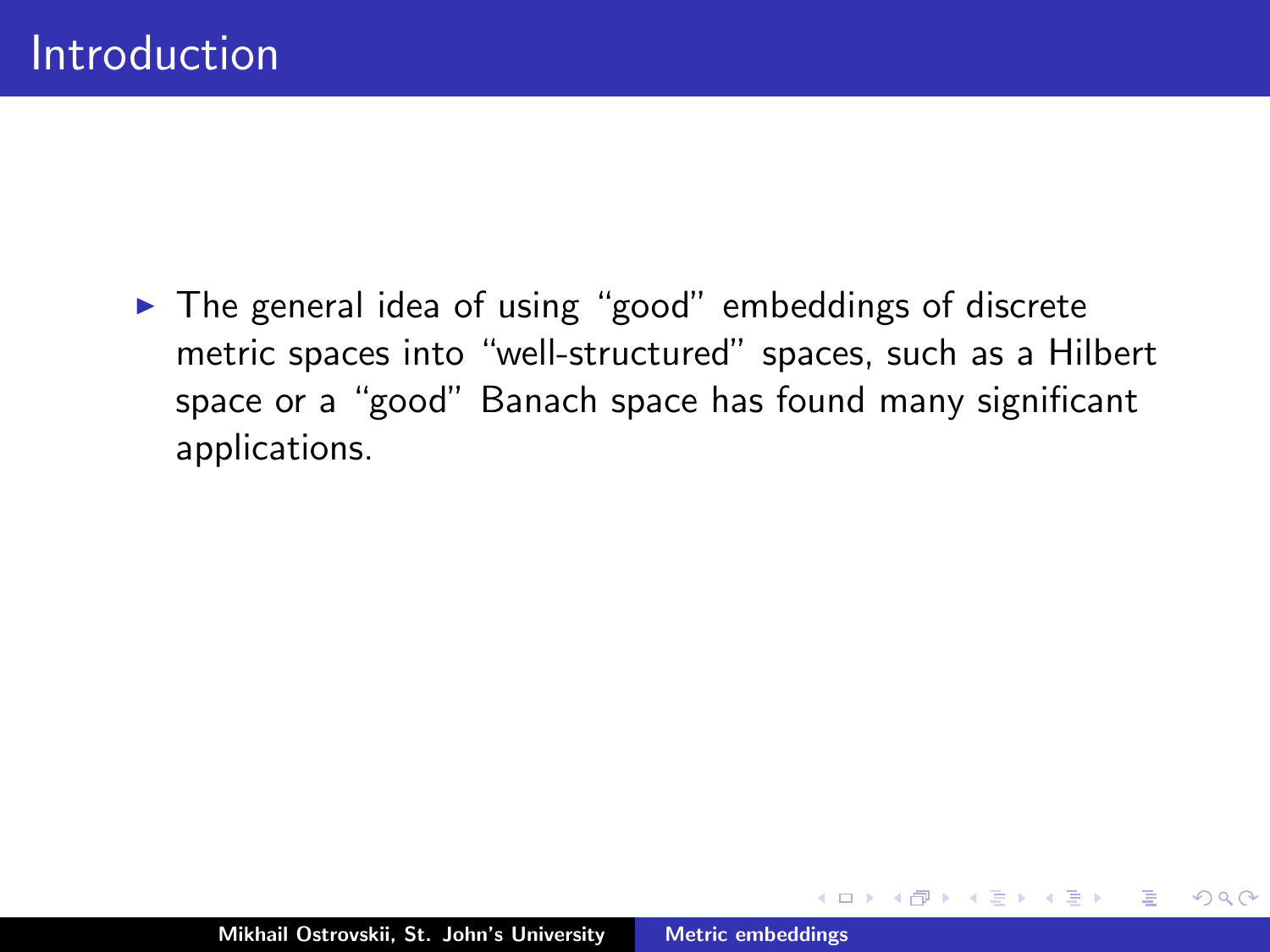# Introduction

- The general idea of using "good" embeddings of discrete metric spaces into "well-structured" spaces, such as a Hilbert space or a "good" Banach space has found many significant applications.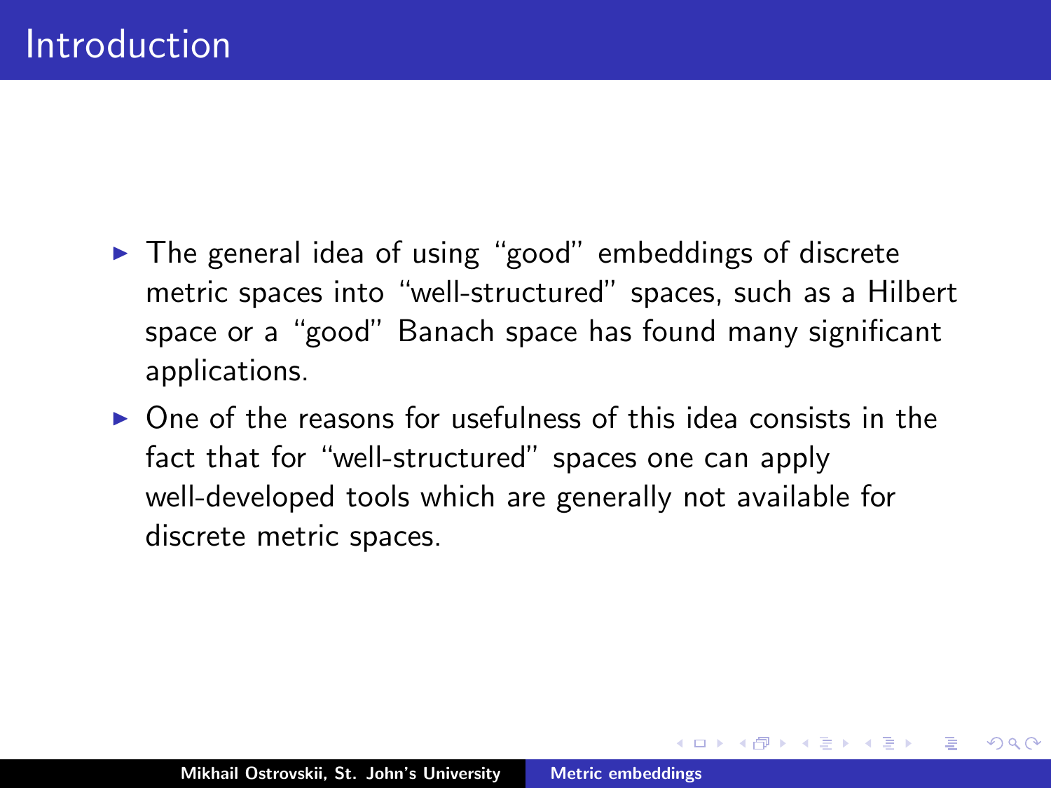# Introduction

- The general idea of using "good" embeddings of discrete metric spaces into "well-structured" spaces, such as a Hilbert space or a "good" Banach space has found many significant applications.
- One of the reasons for usefulness of this idea consists in the fact that for "well-structured" spaces one can apply well-developed tools which are generally not available for discrete metric spaces.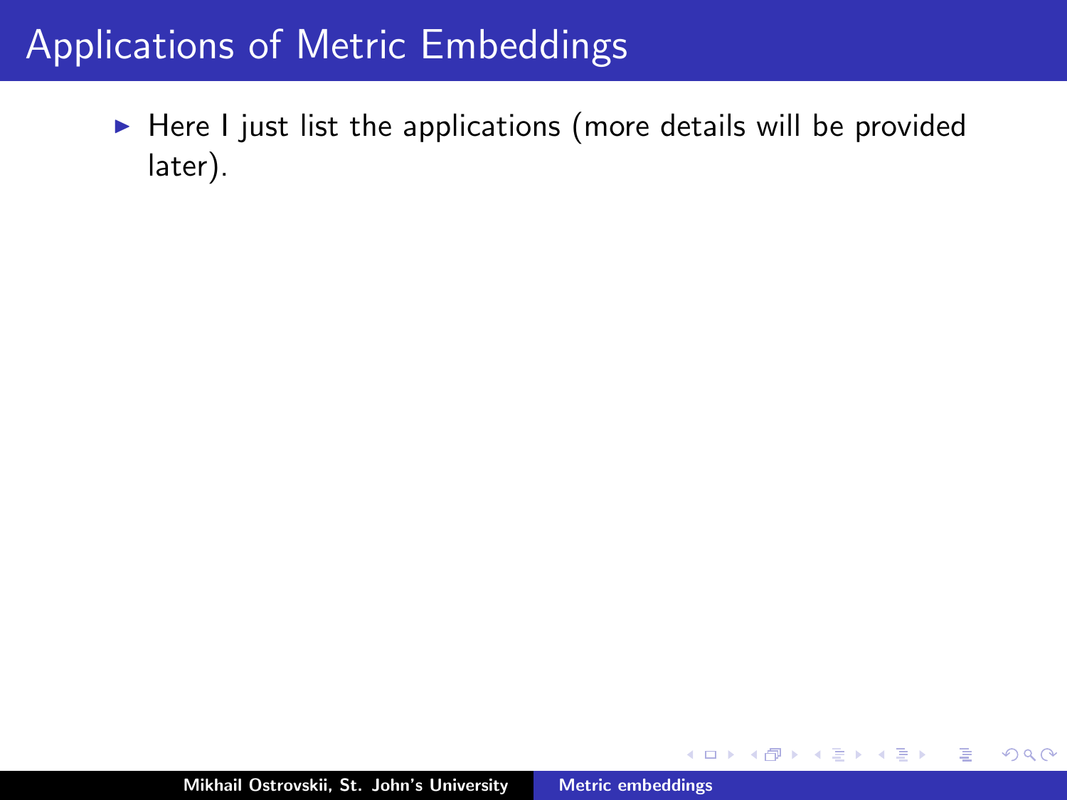# Applications of Metric Embeddings

- Here I just list the applications (more details will be provided later).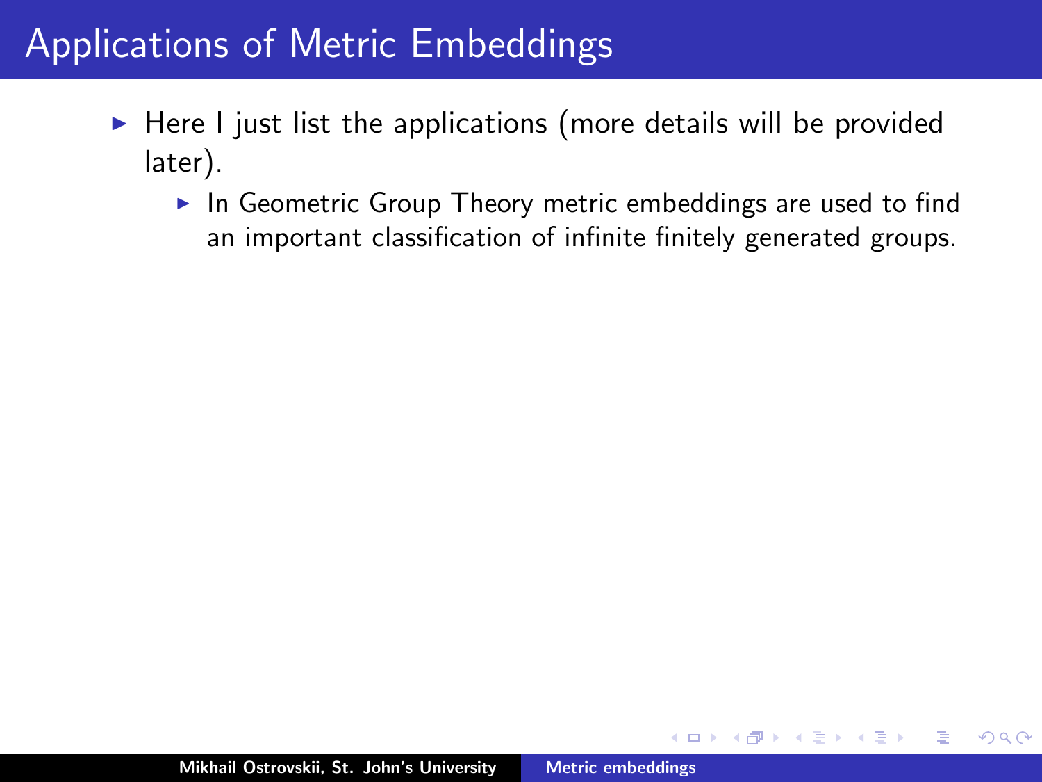# Applications of Metric Embeddings

- Here I just list the applications (more details will be provided later).
  - In Geometric Group Theory metric embeddings are used to find an important classification of infinite finitely generated groups.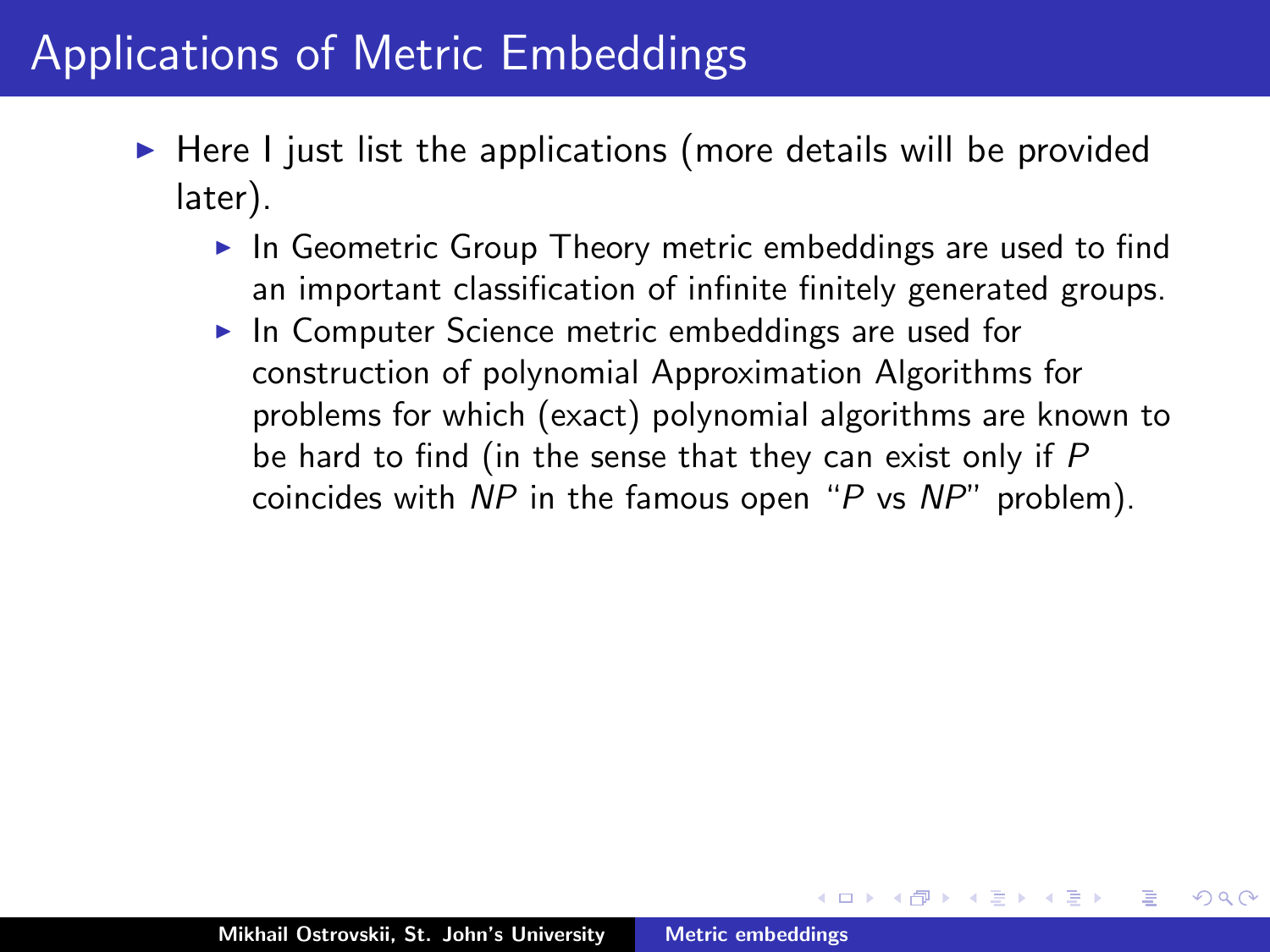# Applications of Metric Embeddings

- Here I just list the applications (more details will be provided later).
  - In Geometric Group Theory metric embeddings are used to find an important classification of infinite finitely generated groups.
  - In Computer Science metric embeddings are used for construction of polynomial Approximation Algorithms for problems for which (exact) polynomial algorithms are known to be hard to find (in the sense that they can exist only if $P$ coincides with $NP$ in the famous open "$P$ vs $NP$" problem).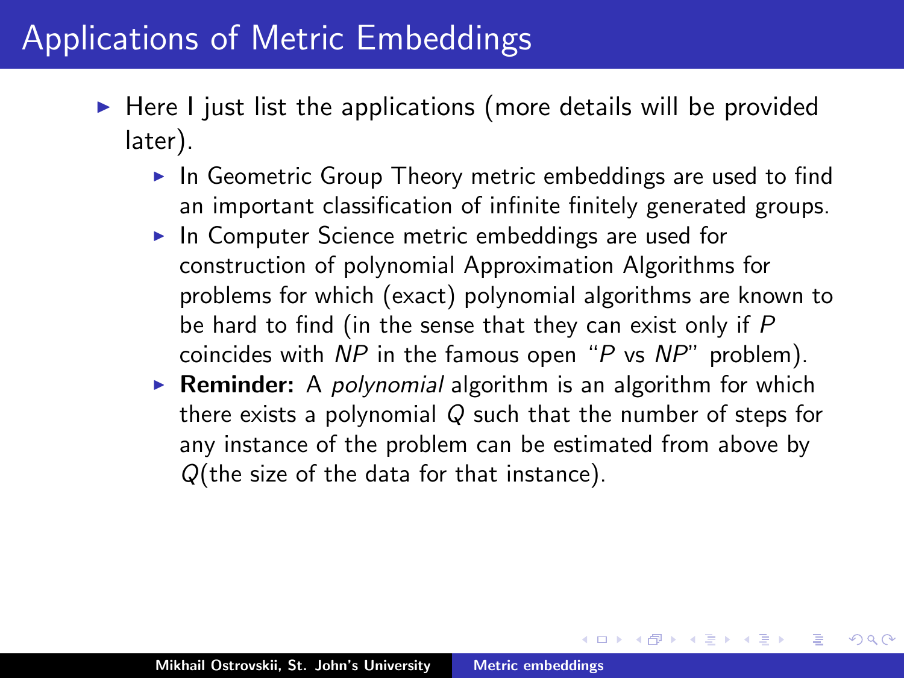# Applications of Metric Embeddings

- Here I just list the applications (more details will be provided later).
  - In Geometric Group Theory metric embeddings are used to find an important classification of infinite finitely generated groups.
  - In Computer Science metric embeddings are used for construction of polynomial Approximation Algorithms for problems for which (exact) polynomial algorithms are known to be hard to find (in the sense that they can exist only if $P$ coincides with $NP$ in the famous open "$P$ vs $NP$" problem).
  - **Reminder:** A *polynomial* algorithm is an algorithm for which there exists a polynomial $Q$ such that the number of steps for any instance of the problem can be estimated from above by $Q$(the size of the data for that instance).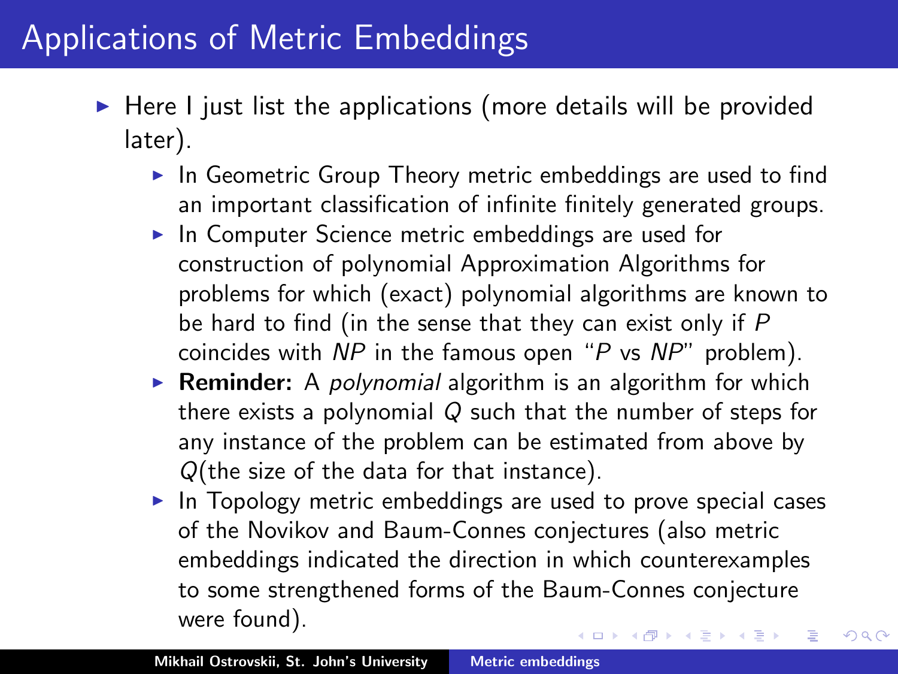# Applications of Metric Embeddings

- Here I just list the applications (more details will be provided later).
  - In Geometric Group Theory metric embeddings are used to find an important classification of infinite finitely generated groups.
  - In Computer Science metric embeddings are used for construction of polynomial Approximation Algorithms for problems for which (exact) polynomial algorithms are known to be hard to find (in the sense that they can exist only if $P$ coincides with $NP$ in the famous open "$P$ vs $NP$" problem).
  - **Reminder:** A *polynomial* algorithm is an algorithm for which there exists a polynomial $Q$ such that the number of steps for any instance of the problem can be estimated from above by $Q$(the size of the data for that instance).
  - In Topology metric embeddings are used to prove special cases of the Novikov and Baum-Connes conjectures (also metric embeddings indicated the direction in which counterexamples to some strengthened forms of the Baum-Connes conjecture were found).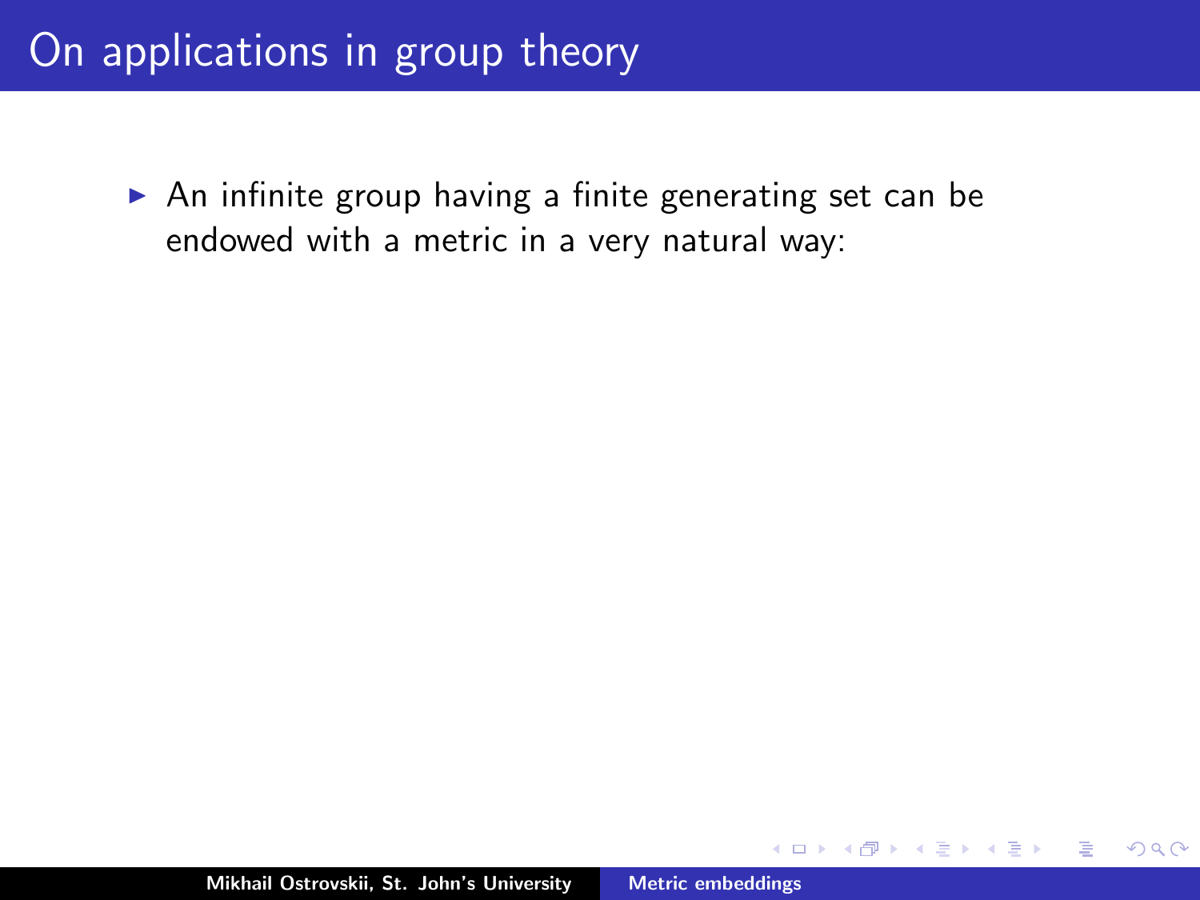# On applications in group theory

- An infinite group having a finite generating set can be endowed with a metric in a very natural way: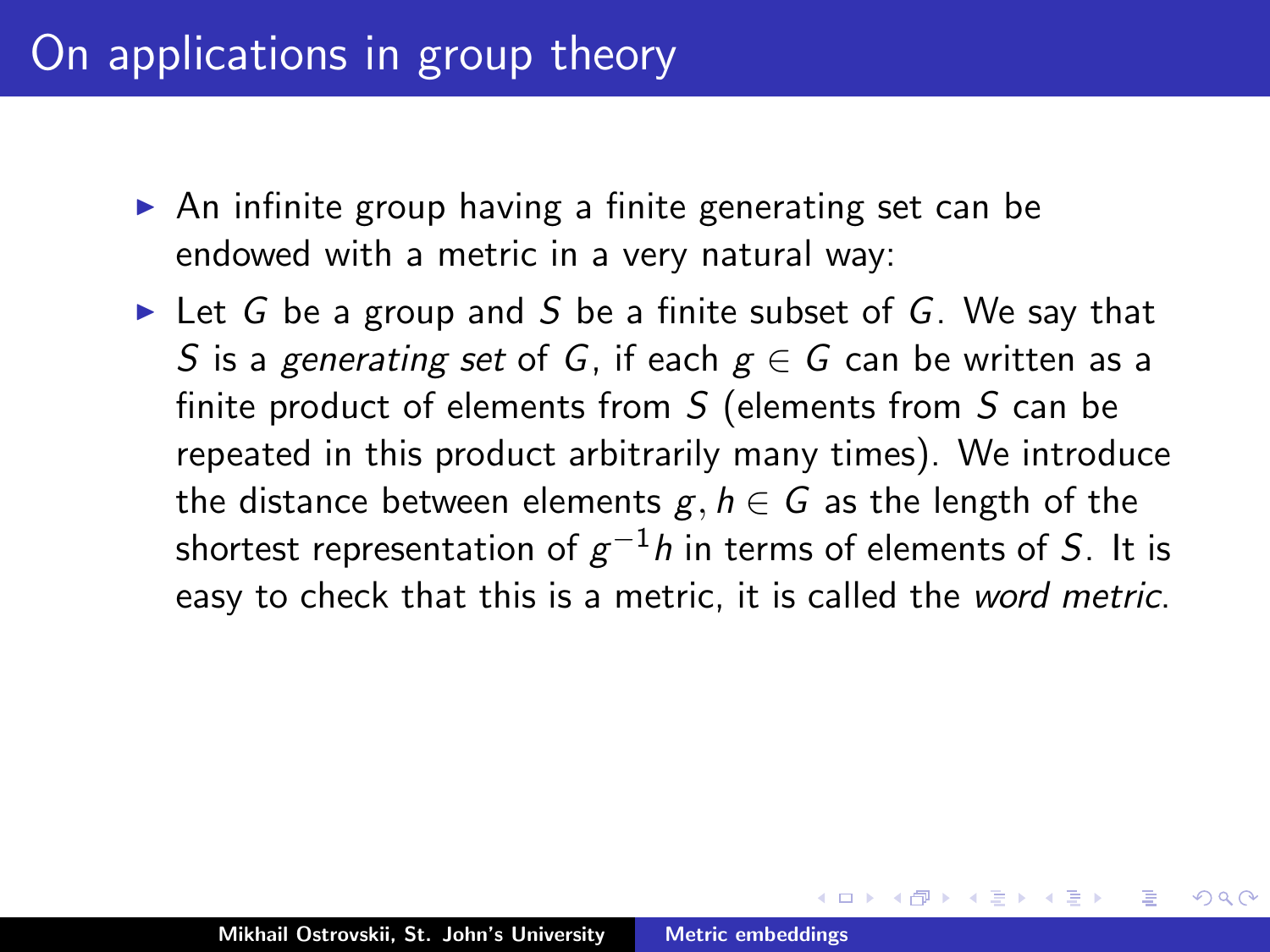# On applications in group theory

- An infinite group having a finite generating set can be endowed with a metric in a very natural way:
- Let $G$ be a group and $S$ be a finite subset of $G$. We say that $S$ is a *generating set* of $G$, if each $g \in G$ can be written as a finite product of elements from $S$ (elements from $S$ can be repeated in this product arbitrarily many times). We introduce the distance between elements $g, h \in G$ as the length of the shortest representation of $g^{-1}h$ in terms of elements of $S$. It is easy to check that this is a metric, it is called the *word metric*.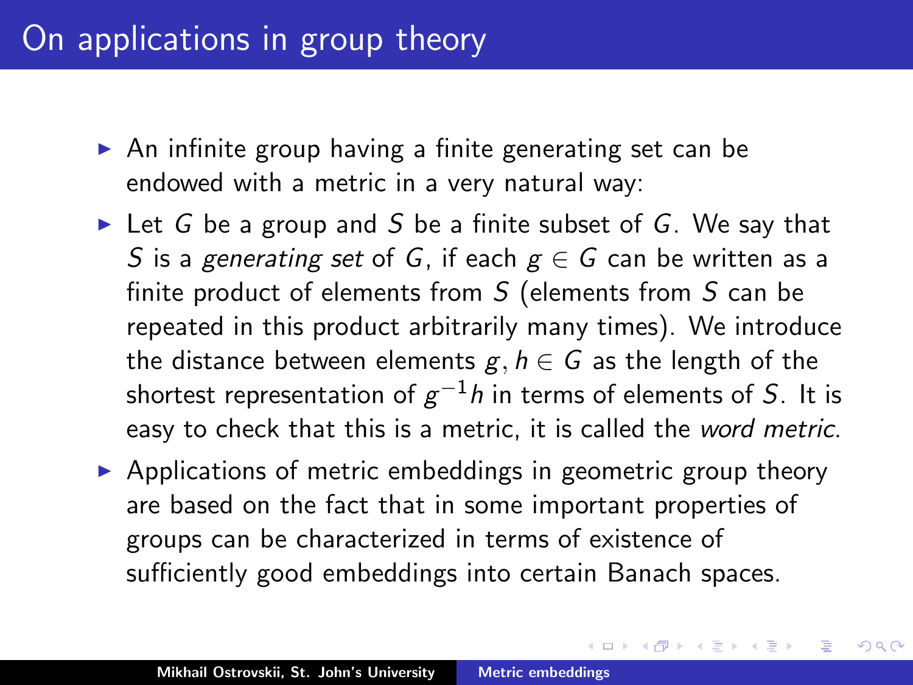# On applications in group theory

- An infinite group having a finite generating set can be endowed with a metric in a very natural way:
- Let $G$ be a group and $S$ be a finite subset of $G$. We say that $S$ is a *generating set* of $G$, if each $g \in G$ can be written as a finite product of elements from $S$ (elements from $S$ can be repeated in this product arbitrarily many times). We introduce the distance between elements $g, h \in G$ as the length of the shortest representation of $g^{-1}h$ in terms of elements of $S$. It is easy to check that this is a metric, it is called the *word metric*.
- Applications of metric embeddings in geometric group theory are based on the fact that in some important properties of groups can be characterized in terms of existence of sufficiently good embeddings into certain Banach spaces.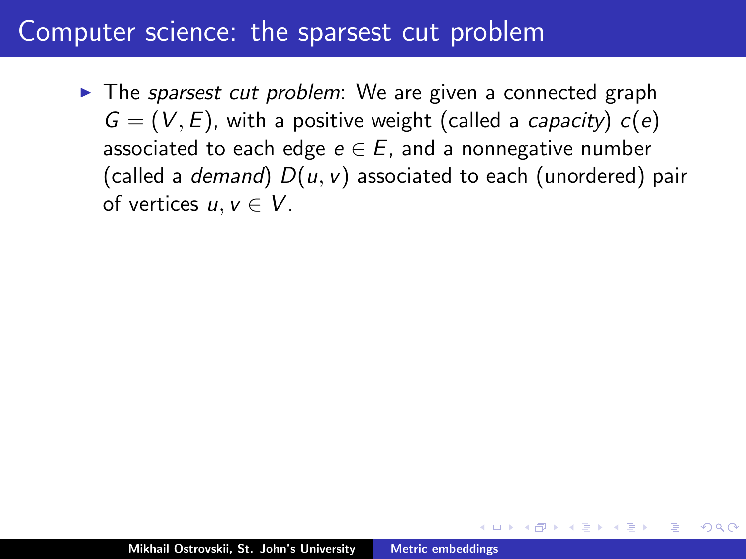# Computer science: the sparsest cut problem

- The *sparsest cut problem*: We are given a connected graph $G = (V, E)$, with a positive weight (called a *capacity*) $c(e)$ associated to each edge $e \in E$, and a nonnegative number (called a *demand*) $D(u, v)$ associated to each (unordered) pair of vertices $u, v \in V$.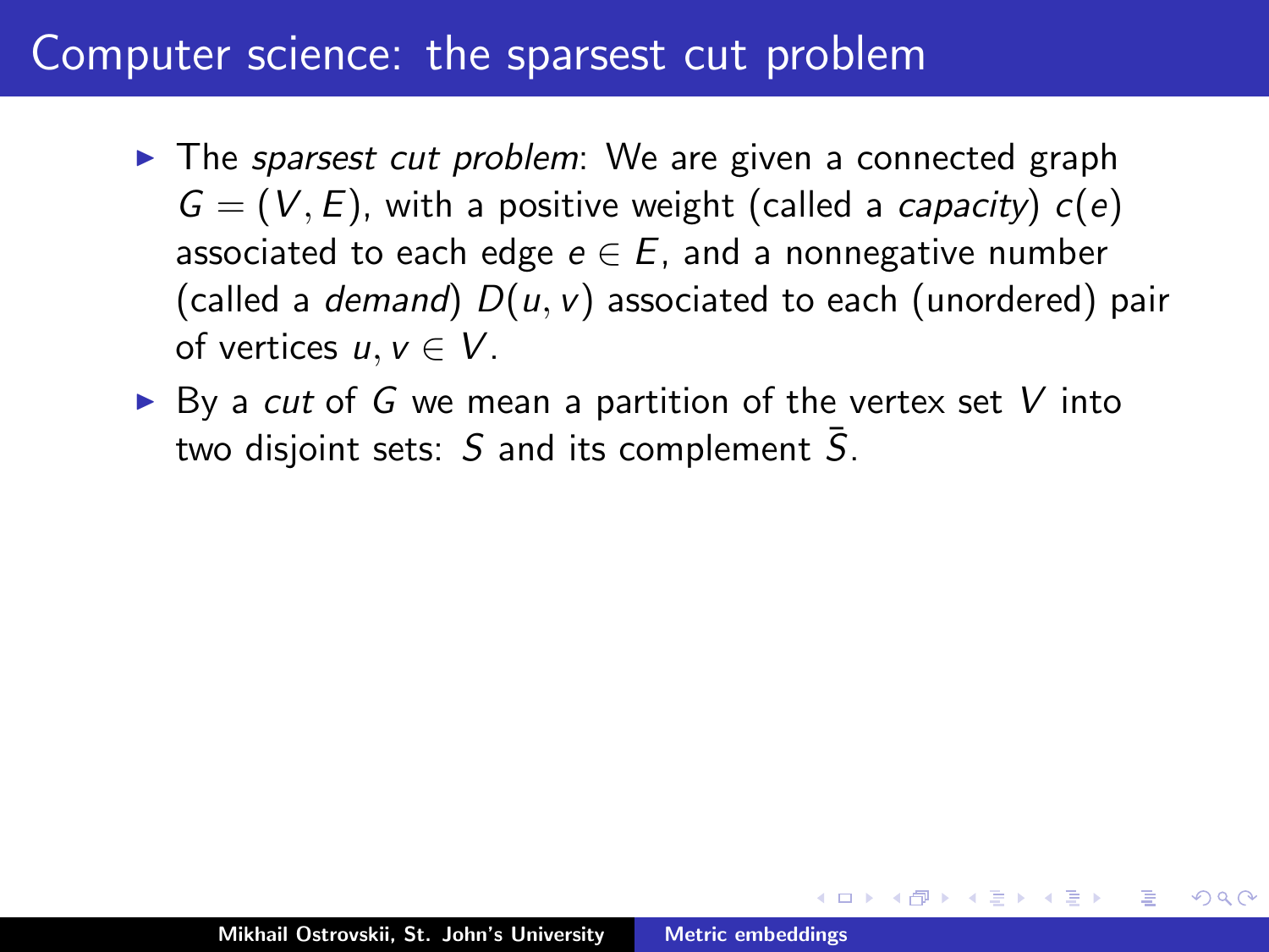# Computer science: the sparsest cut problem

- The *sparsest cut problem*: We are given a connected graph $G = (V, E)$, with a positive weight (called a *capacity*) $c(e)$ associated to each edge $e \in E$, and a nonnegative number (called a *demand*) $D(u, v)$ associated to each (unordered) pair of vertices $u, v \in V$.
- By a *cut* of $G$ we mean a partition of the vertex set $V$ into two disjoint sets: $S$ and its complement $\bar{S}$.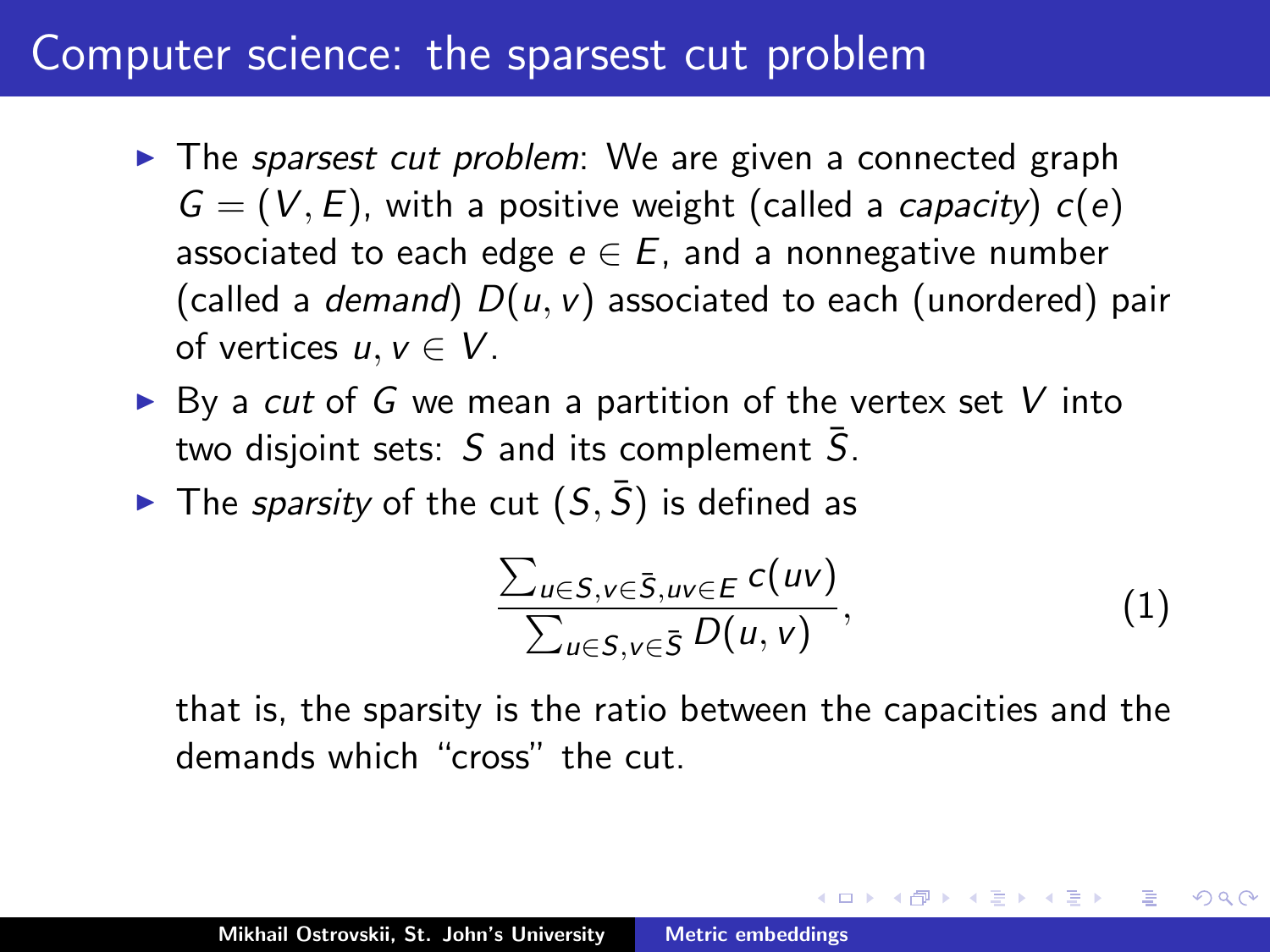# Computer science: the sparsest cut problem

- The *sparsest cut problem*: We are given a connected graph $G = (V, E)$, with a positive weight (called a *capacity*) $c(e)$ associated to each edge $e \in E$, and a nonnegative number (called a *demand*) $D(u, v)$ associated to each (unordered) pair of vertices $u, v \in V$.
- By a *cut* of $G$ we mean a partition of the vertex set $V$ into two disjoint sets: $S$ and its complement $\bar{S}$.
- The *sparsity* of the cut $(S, \bar{S})$ is defined as

$$\frac{\sum_{u \in S, v \in \bar{S}, uv \in E} c(uv)}{\sum_{u \in S, v \in \bar{S}} D(u, v)}, \tag{1}$$

that is, the sparsity is the ratio between the capacities and the demands which "cross" the cut.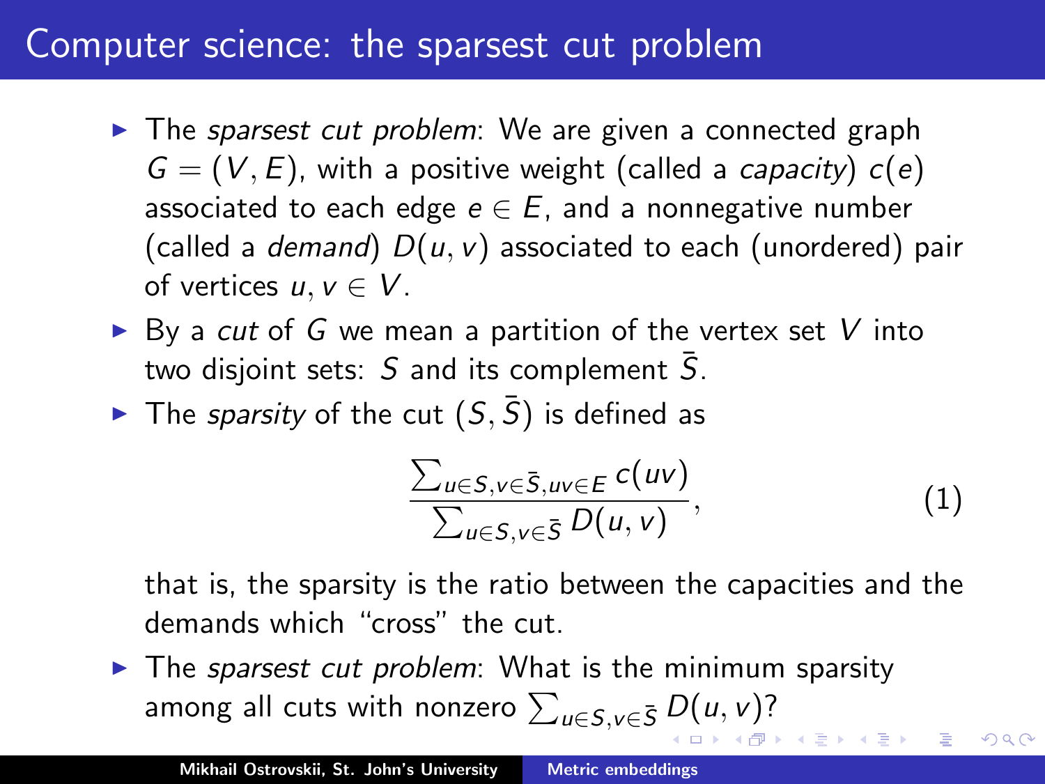# Computer science: the sparsest cut problem

- The *sparsest cut problem*: We are given a connected graph $G = (V, E)$, with a positive weight (called a *capacity*) $c(e)$ associated to each edge $e \in E$, and a nonnegative number (called a *demand*) $D(u, v)$ associated to each (unordered) pair of vertices $u, v \in V$.
- By a *cut* of $G$ we mean a partition of the vertex set $V$ into two disjoint sets: $S$ and its complement $\bar{S}$.
- The *sparsity* of the cut $(S, \bar{S})$ is defined as

$$\frac{\sum_{u \in S, v \in \bar{S}, uv \in E} c(uv)}{\sum_{u \in S, v \in \bar{S}} D(u, v)}, \tag{1}$$

  that is, the sparsity is the ratio between the capacities and the demands which "cross" the cut.
- The *sparsest cut problem*: What is the minimum sparsity among all cuts with nonzero $\sum_{u \in S, v \in \bar{S}} D(u, v)$?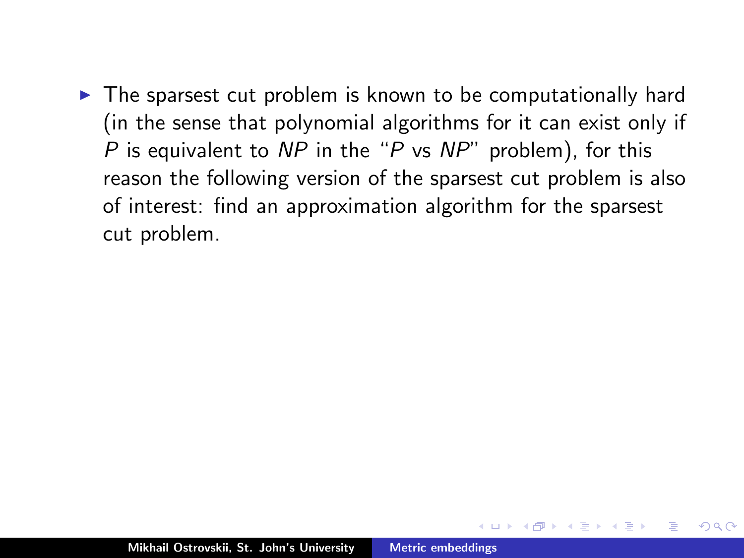- The sparsest cut problem is known to be computationally hard (in the sense that polynomial algorithms for it can exist only if $P$ is equivalent to $NP$ in the "$P$ vs $NP$" problem), for this reason the following version of the sparsest cut problem is also of interest: find an approximation algorithm for the sparsest cut problem.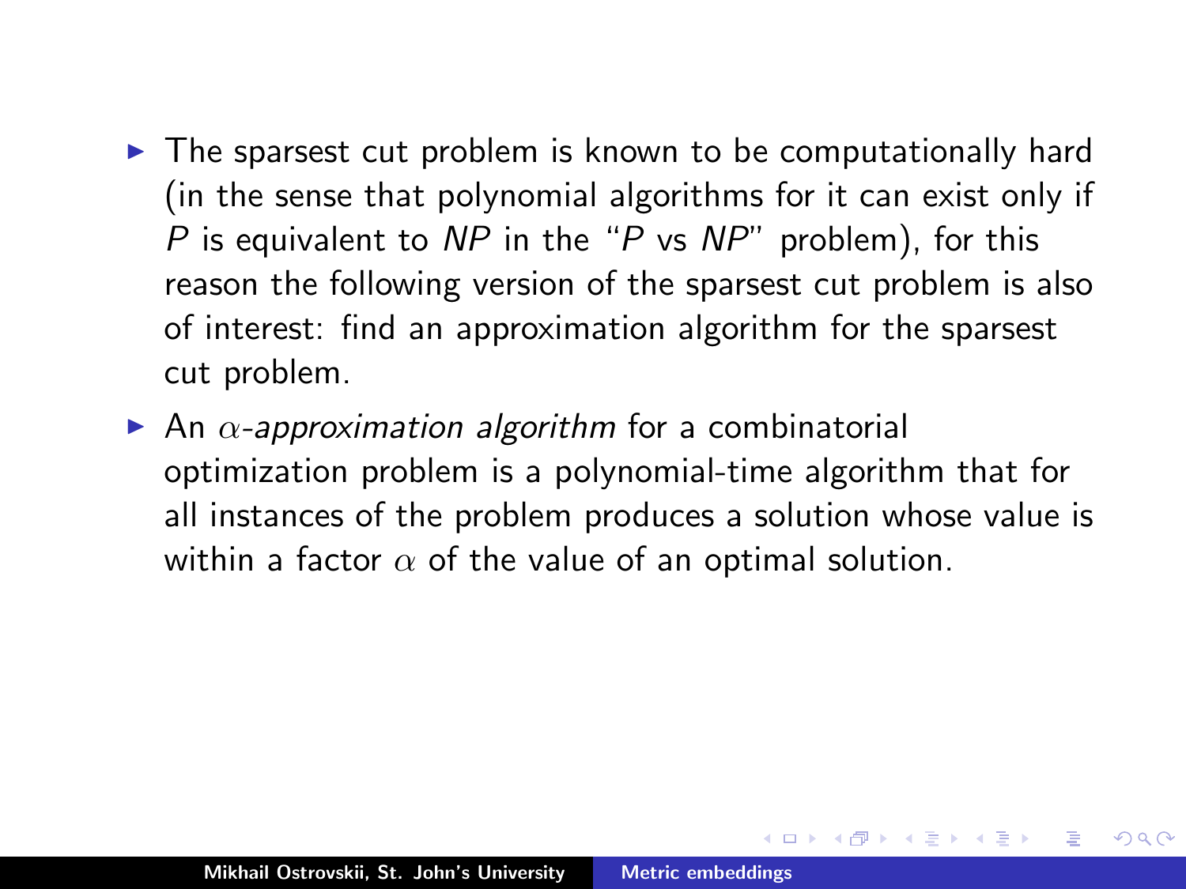- The sparsest cut problem is known to be computationally hard (in the sense that polynomial algorithms for it can exist only if $P$ is equivalent to $NP$ in the "$P$ vs $NP$" problem), for this reason the following version of the sparsest cut problem is also of interest: find an approximation algorithm for the sparsest cut problem.
- An *$\alpha$-approximation algorithm* for a combinatorial optimization problem is a polynomial-time algorithm that for all instances of the problem produces a solution whose value is within a factor $\alpha$ of the value of an optimal solution.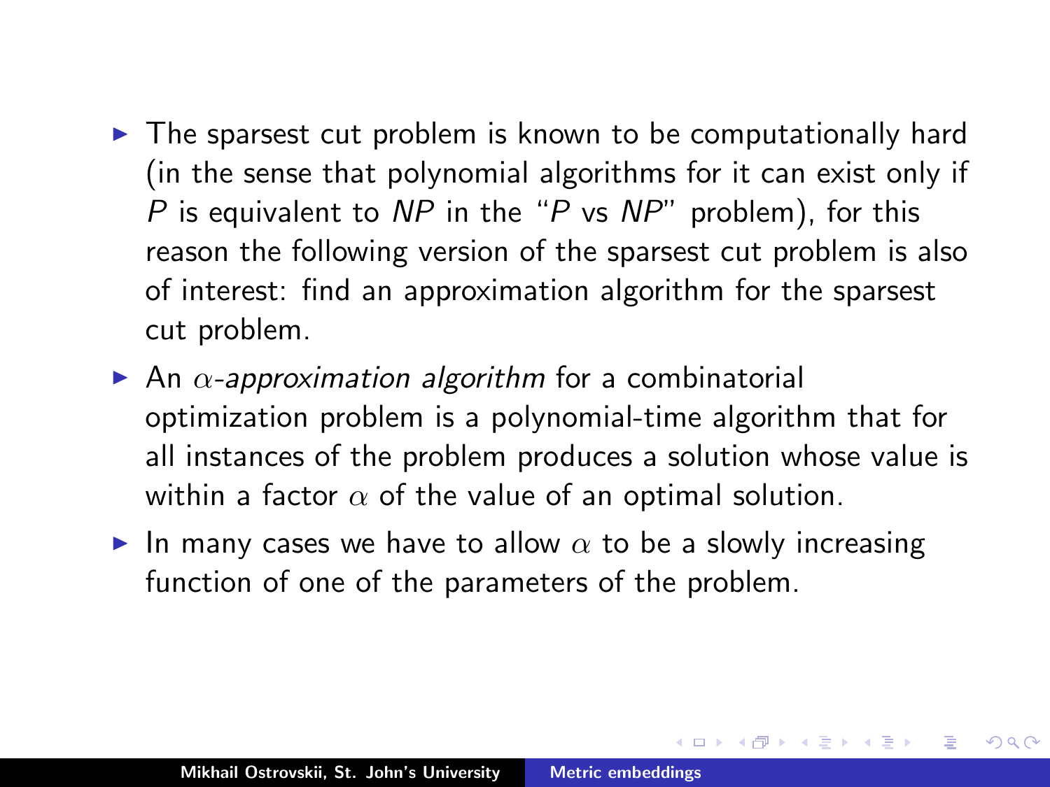- The sparsest cut problem is known to be computationally hard (in the sense that polynomial algorithms for it can exist only if $P$ is equivalent to $NP$ in the "$P$ vs $NP$" problem), for this reason the following version of the sparsest cut problem is also of interest: find an approximation algorithm for the sparsest cut problem.
- An *$\alpha$-approximation algorithm* for a combinatorial optimization problem is a polynomial-time algorithm that for all instances of the problem produces a solution whose value is within a factor $\alpha$ of the value of an optimal solution.
- In many cases we have to allow $\alpha$ to be a slowly increasing function of one of the parameters of the problem.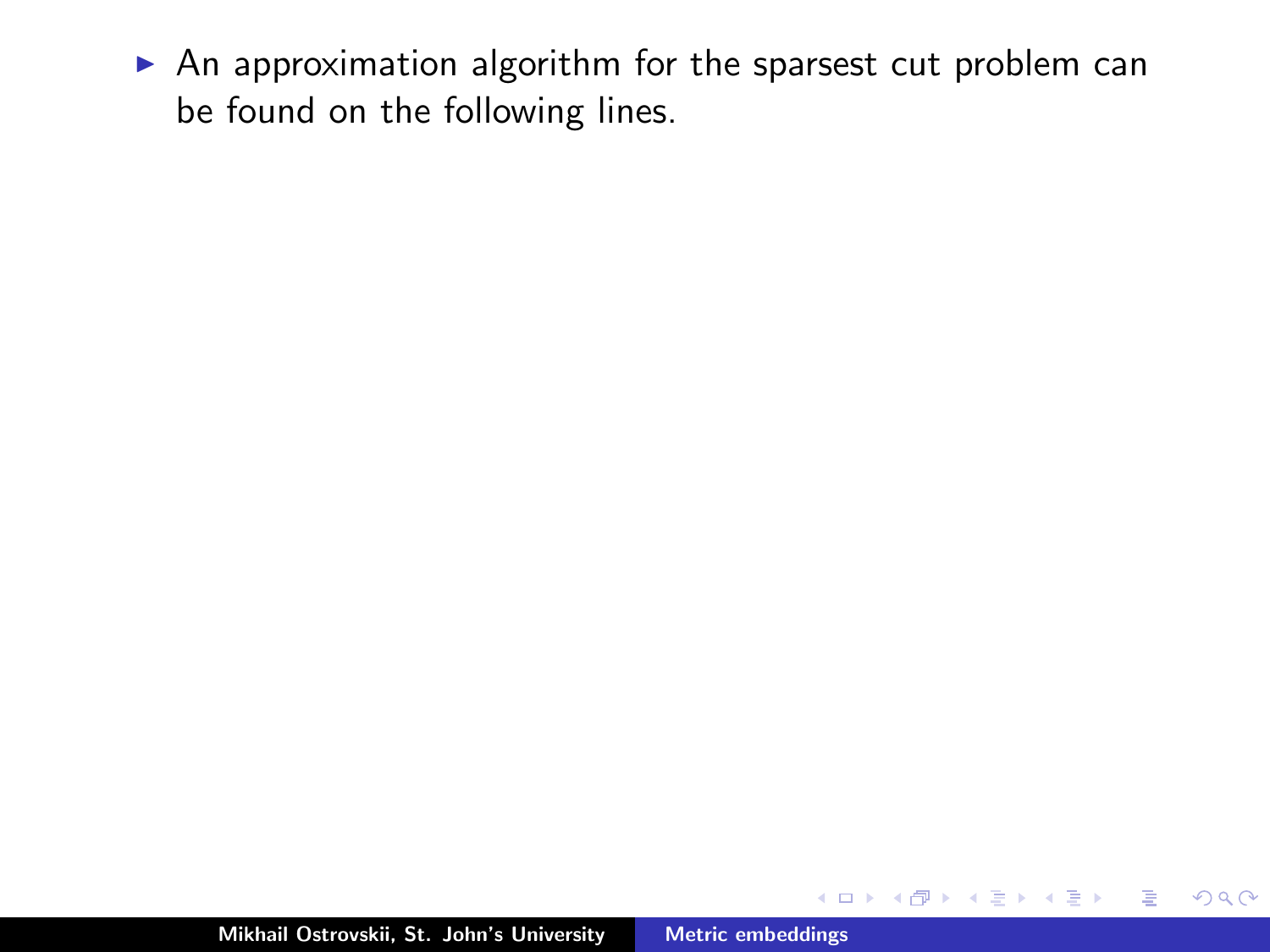- An approximation algorithm for the sparsest cut problem can be found on the following lines.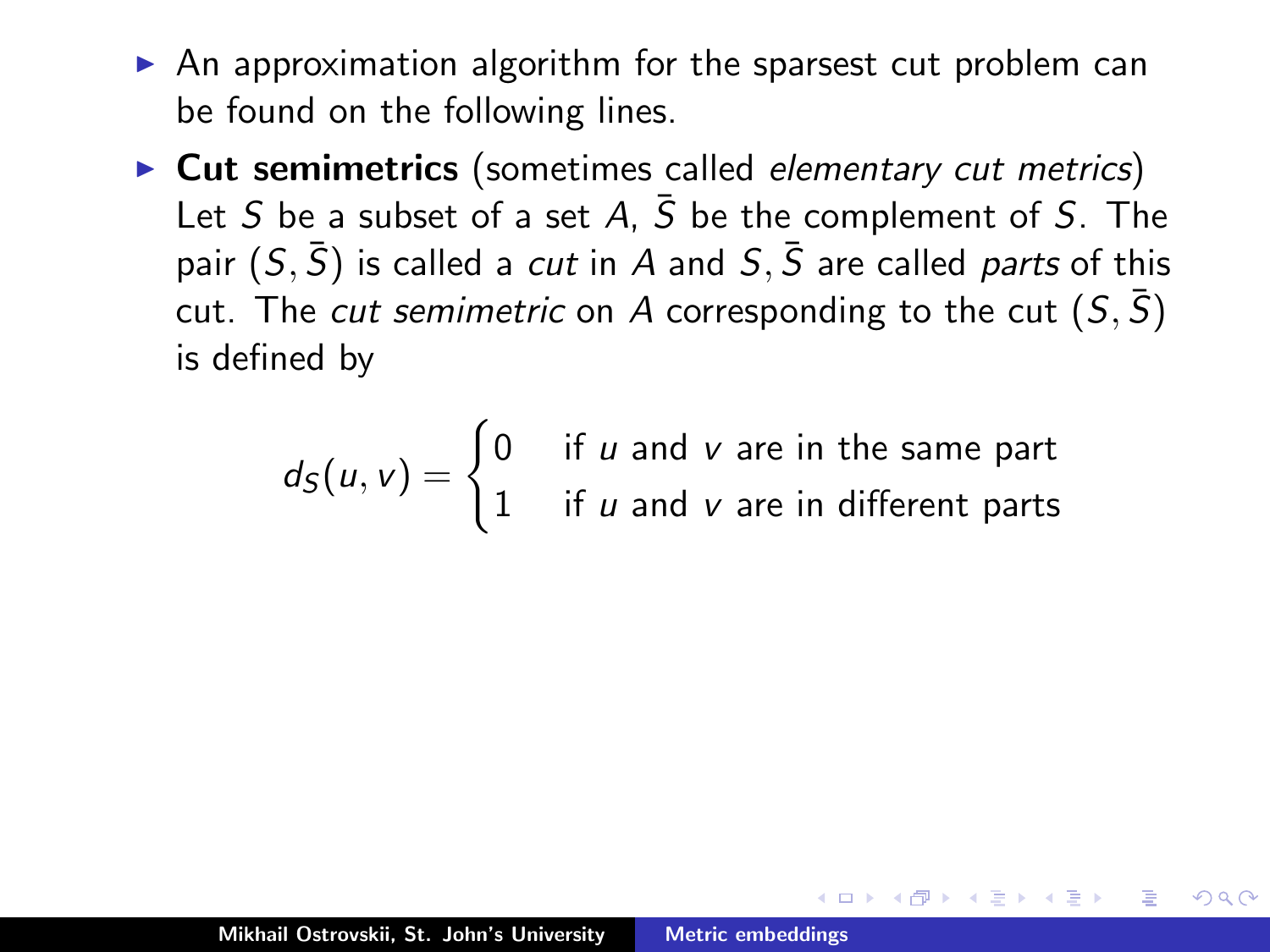- An approximation algorithm for the sparsest cut problem can be found on the following lines.
- **Cut semimetrics** (sometimes called *elementary cut metrics*) Let $S$ be a subset of a set $A$, $\bar{S}$ be the complement of $S$. The pair $(S, \bar{S})$ is called a *cut* in $A$ and $S, \bar{S}$ are called *parts* of this cut. The *cut semimetric* on $A$ corresponding to the cut $(S, \bar{S})$ is defined by

$$d_S(u, v) = \begin{cases} 0 & \text{if } u \text{ and } v \text{ are in the same part} \\ 1 & \text{if } u \text{ and } v \text{ are in different parts} \end{cases}$$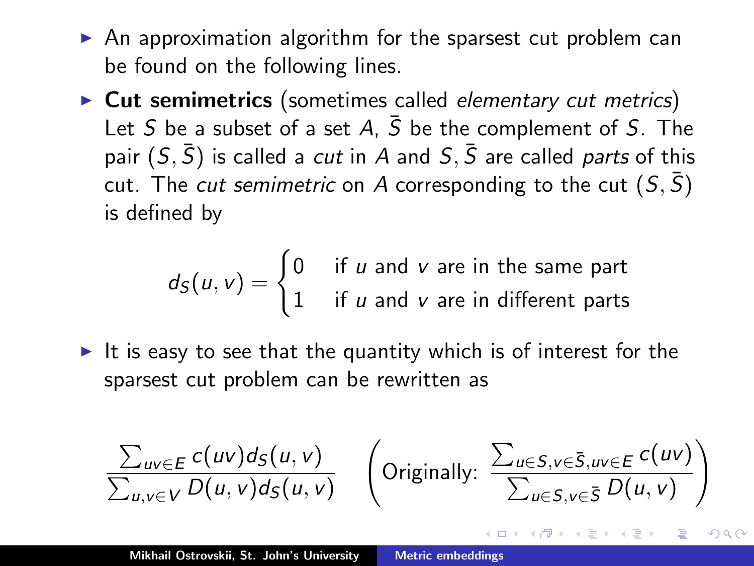- An approximation algorithm for the sparsest cut problem can be found on the following lines.
- **Cut semimetrics** (sometimes called *elementary cut metrics*) Let $S$ be a subset of a set $A$, $\bar{S}$ be the complement of $S$. The pair $(S, \bar{S})$ is called a *cut* in $A$ and $S, \bar{S}$ are called *parts* of this cut. The *cut semimetric* on $A$ corresponding to the cut $(S, \bar{S})$ is defined by

$$d_S(u, v) = \begin{cases} 0 & \text{if } u \text{ and } v \text{ are in the same part} \\ 1 & \text{if } u \text{ and } v \text{ are in different parts} \end{cases}$$

- It is easy to see that the quantity which is of interest for the sparsest cut problem can be rewritten as

$$\frac{\sum_{uv \in E} c(uv) d_S(u, v)}{\sum_{u,v \in V} D(u, v) d_S(u, v)} \quad \left( \text{Originally: } \frac{\sum_{u \in S, v \in \bar{S}, uv \in E} c(uv)}{\sum_{u \in S, v \in \bar{S}} D(u, v)} \right)$$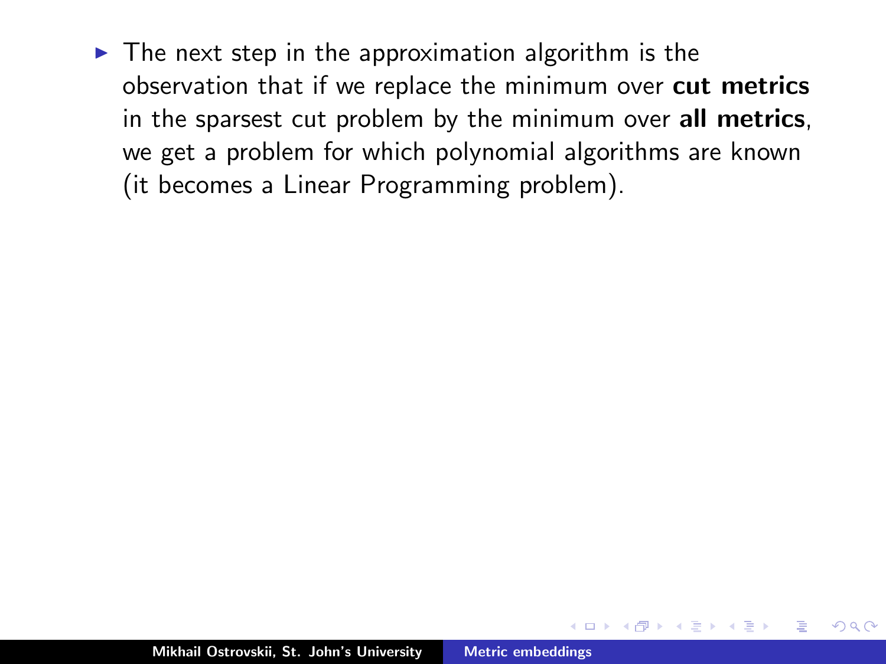- The next step in the approximation algorithm is the observation that if we replace the minimum over **cut metrics** in the sparsest cut problem by the minimum over **all metrics**, we get a problem for which polynomial algorithms are known (it becomes a Linear Programming problem).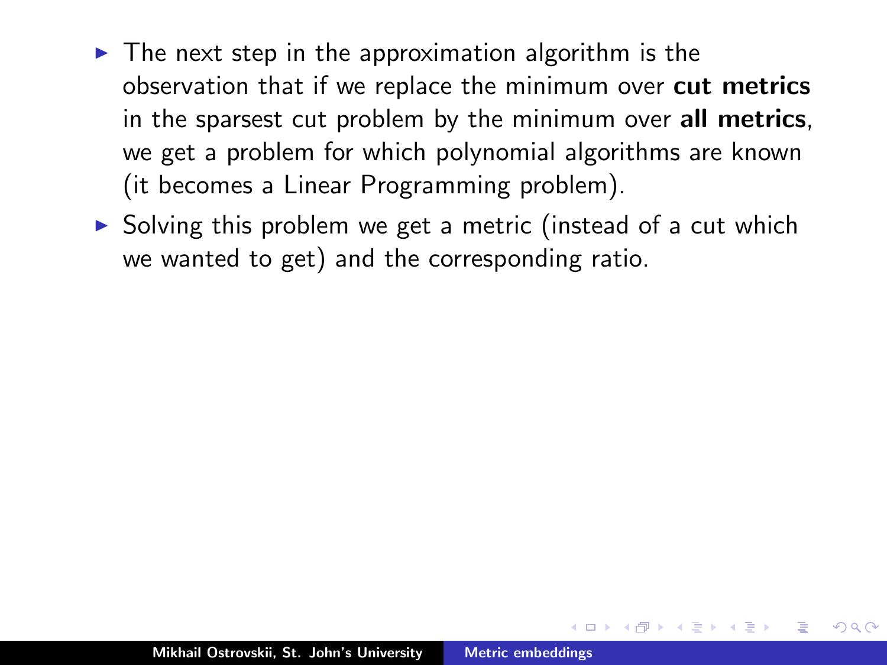- The next step in the approximation algorithm is the observation that if we replace the minimum over **cut metrics** in the sparsest cut problem by the minimum over **all metrics**, we get a problem for which polynomial algorithms are known (it becomes a Linear Programming problem).
- Solving this problem we get a metric (instead of a cut which we wanted to get) and the corresponding ratio.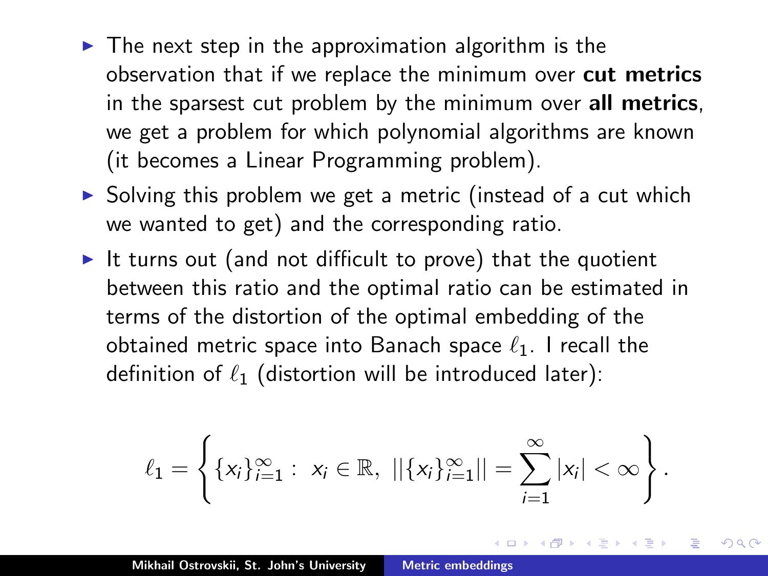- The next step in the approximation algorithm is the observation that if we replace the minimum over **cut metrics** in the sparsest cut problem by the minimum over **all metrics**, we get a problem for which polynomial algorithms are known (it becomes a Linear Programming problem).
- Solving this problem we get a metric (instead of a cut which we wanted to get) and the corresponding ratio.
- It turns out (and not difficult to prove) that the quotient between this ratio and the optimal ratio can be estimated in terms of the distortion of the optimal embedding of the obtained metric space into Banach space $\ell_1$. I recall the definition of $\ell_1$ (distortion will be introduced later):

$$\ell_1 = \left\{ \{x_i\}_{i=1}^{\infty} : \ x_i \in \mathbb{R}, \ ||\{x_i\}_{i=1}^{\infty}|| = \sum_{i=1}^{\infty} |x_i| < \infty \right\}.$$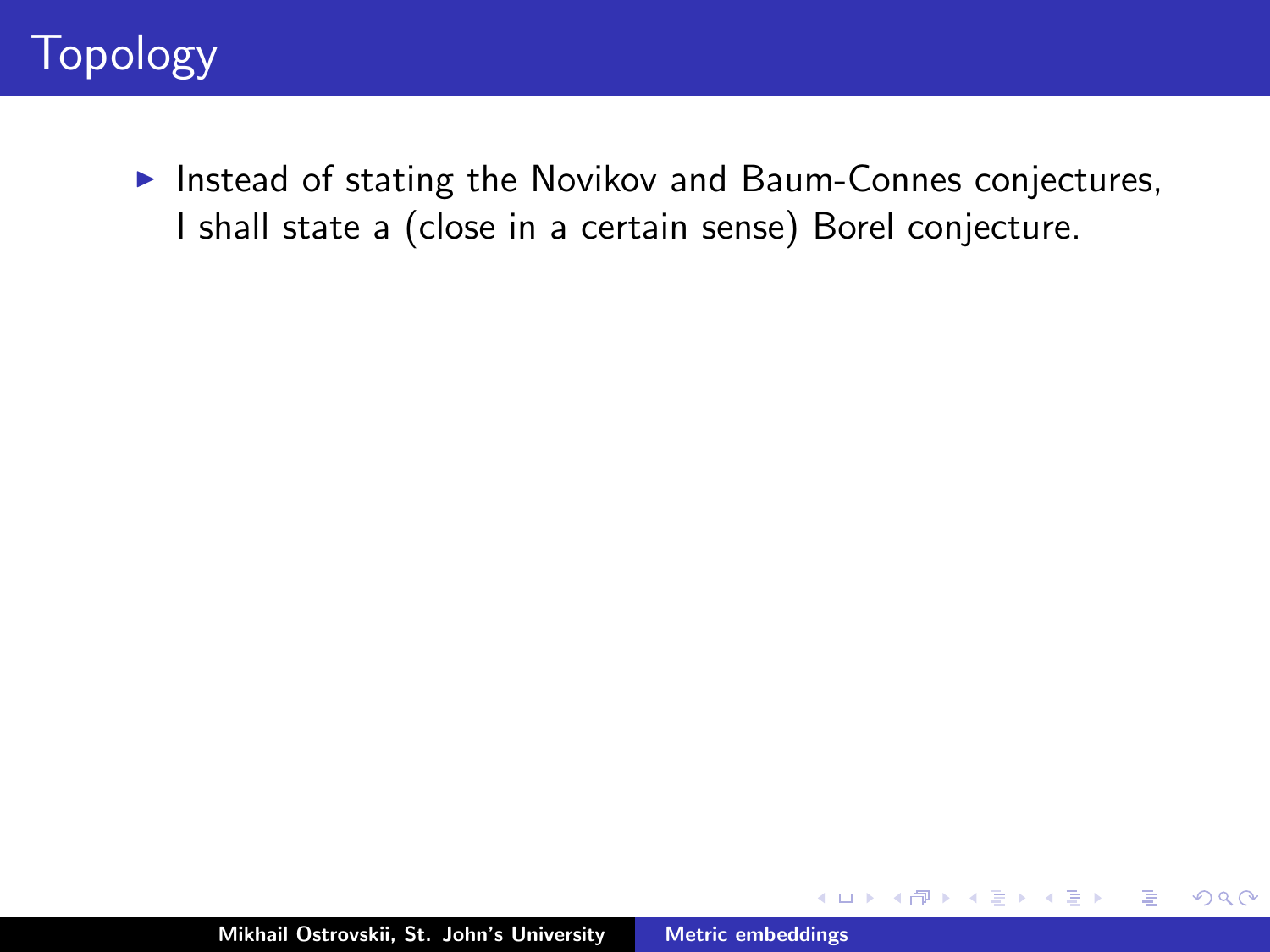# Topology

- Instead of stating the Novikov and Baum-Connes conjectures, I shall state a (close in a certain sense) Borel conjecture.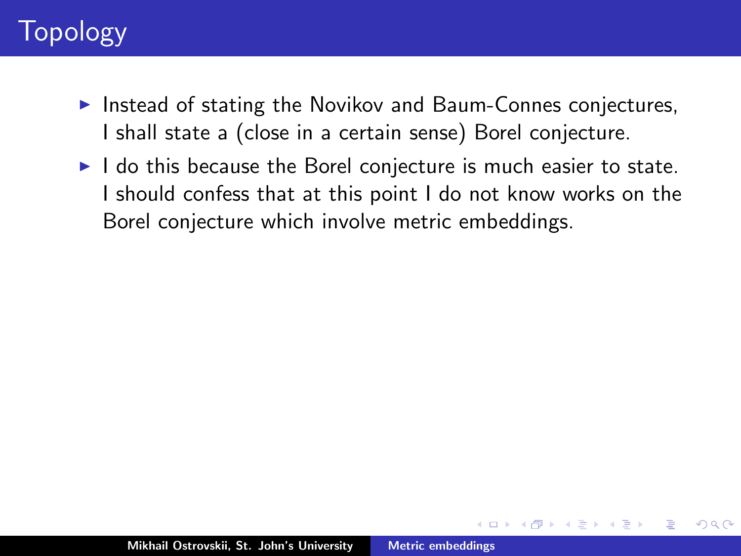# Topology

- Instead of stating the Novikov and Baum-Connes conjectures, I shall state a (close in a certain sense) Borel conjecture.
- I do this because the Borel conjecture is much easier to state. I should confess that at this point I do not know works on the Borel conjecture which involve metric embeddings.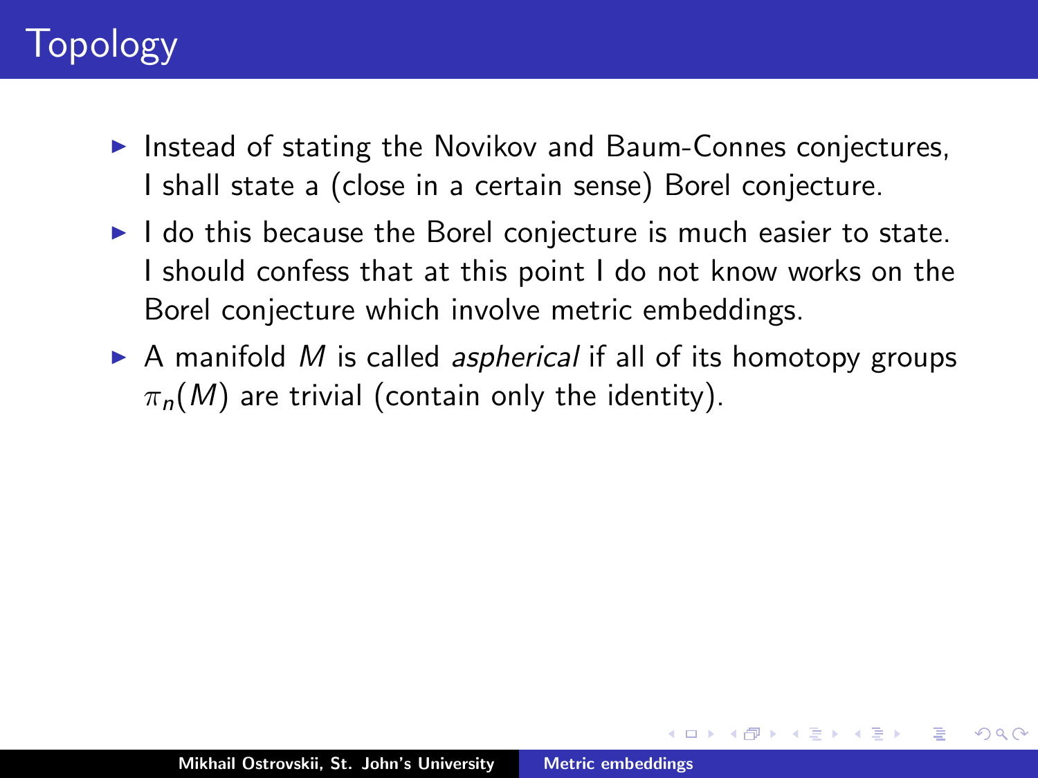# Topology

- Instead of stating the Novikov and Baum-Connes conjectures, I shall state a (close in a certain sense) Borel conjecture.
- I do this because the Borel conjecture is much easier to state. I should confess that at this point I do not know works on the Borel conjecture which involve metric embeddings.
- A manifold $M$ is called *aspherical* if all of its homotopy groups $\pi_n(M)$ are trivial (contain only the identity).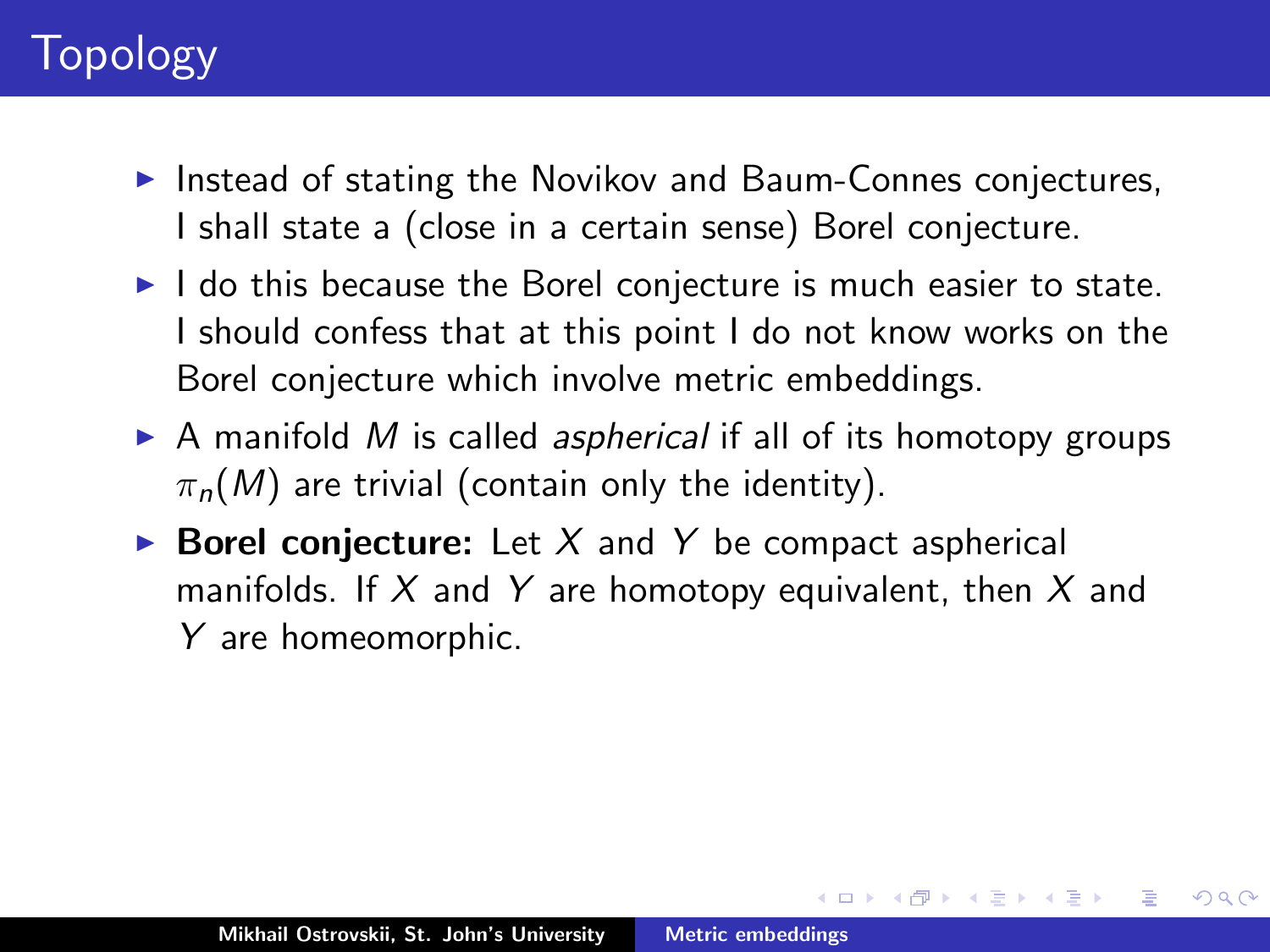# Topology

- Instead of stating the Novikov and Baum-Connes conjectures, I shall state a (close in a certain sense) Borel conjecture.
- I do this because the Borel conjecture is much easier to state. I should confess that at this point I do not know works on the Borel conjecture which involve metric embeddings.
- A manifold $M$ is called *aspherical* if all of its homotopy groups $\pi_n(M)$ are trivial (contain only the identity).
- **Borel conjecture:** Let $X$ and $Y$ be compact aspherical manifolds. If $X$ and $Y$ are homotopy equivalent, then $X$ and $Y$ are homeomorphic.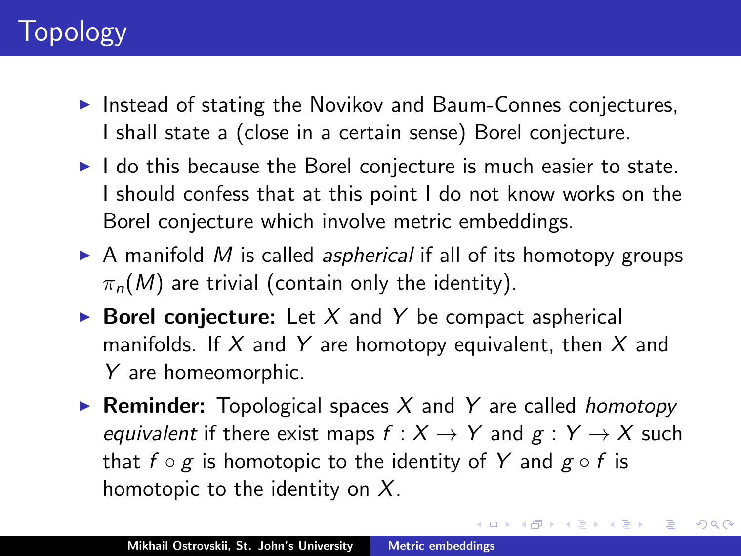# Topology

- Instead of stating the Novikov and Baum-Connes conjectures, I shall state a (close in a certain sense) Borel conjecture.
- I do this because the Borel conjecture is much easier to state. I should confess that at this point I do not know works on the Borel conjecture which involve metric embeddings.
- A manifold $M$ is called *aspherical* if all of its homotopy groups $\pi_n(M)$ are trivial (contain only the identity).
- **Borel conjecture:** Let $X$ and $Y$ be compact aspherical manifolds. If $X$ and $Y$ are homotopy equivalent, then $X$ and $Y$ are homeomorphic.
- **Reminder:** Topological spaces $X$ and $Y$ are called *homotopy equivalent* if there exist maps $f : X \to Y$ and $g : Y \to X$ such that $f \circ g$ is homotopic to the identity of $Y$ and $g \circ f$ is homotopic to the identity on $X$.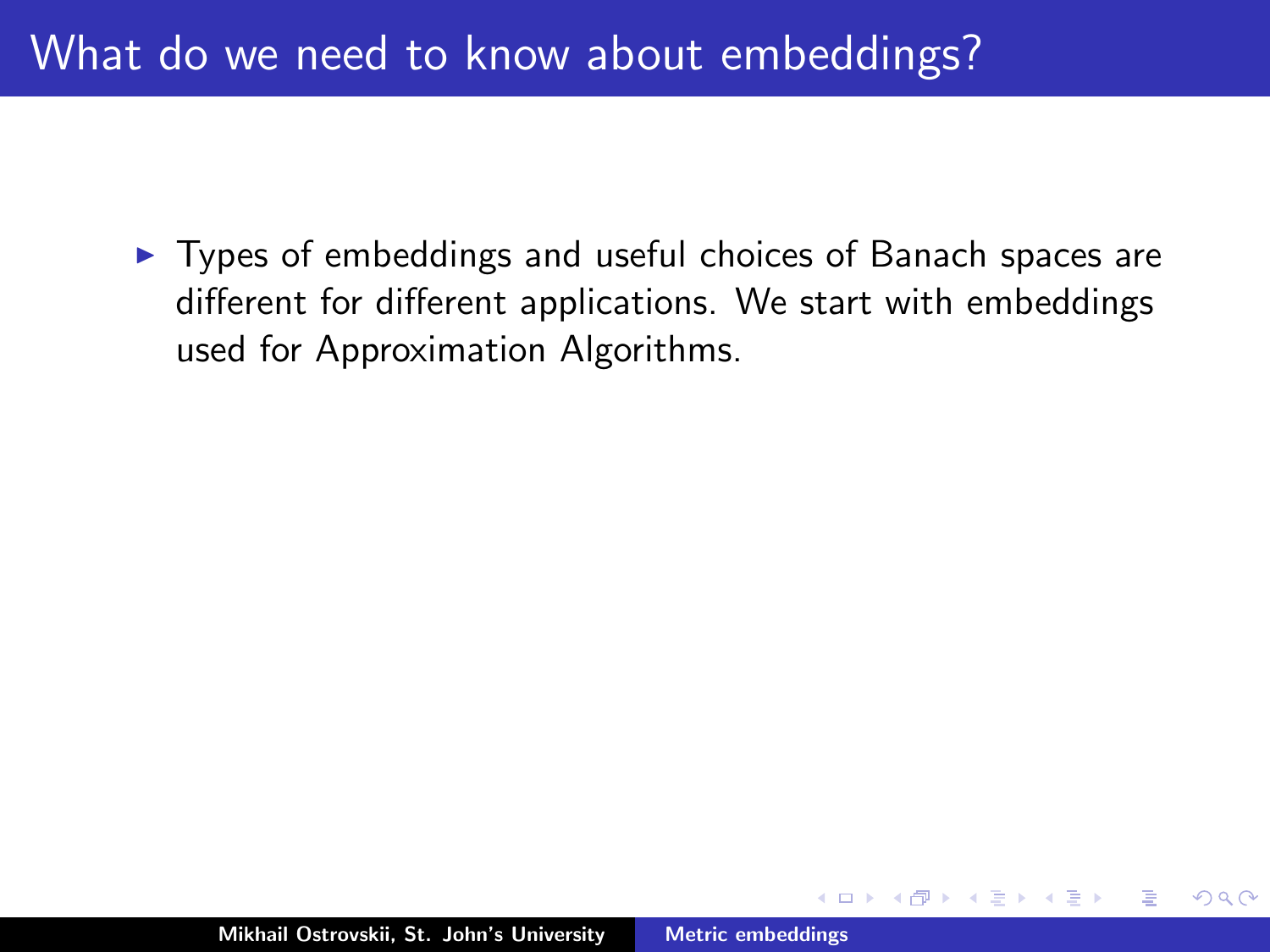# What do we need to know about embeddings?

- Types of embeddings and useful choices of Banach spaces are different for different applications. We start with embeddings used for Approximation Algorithms.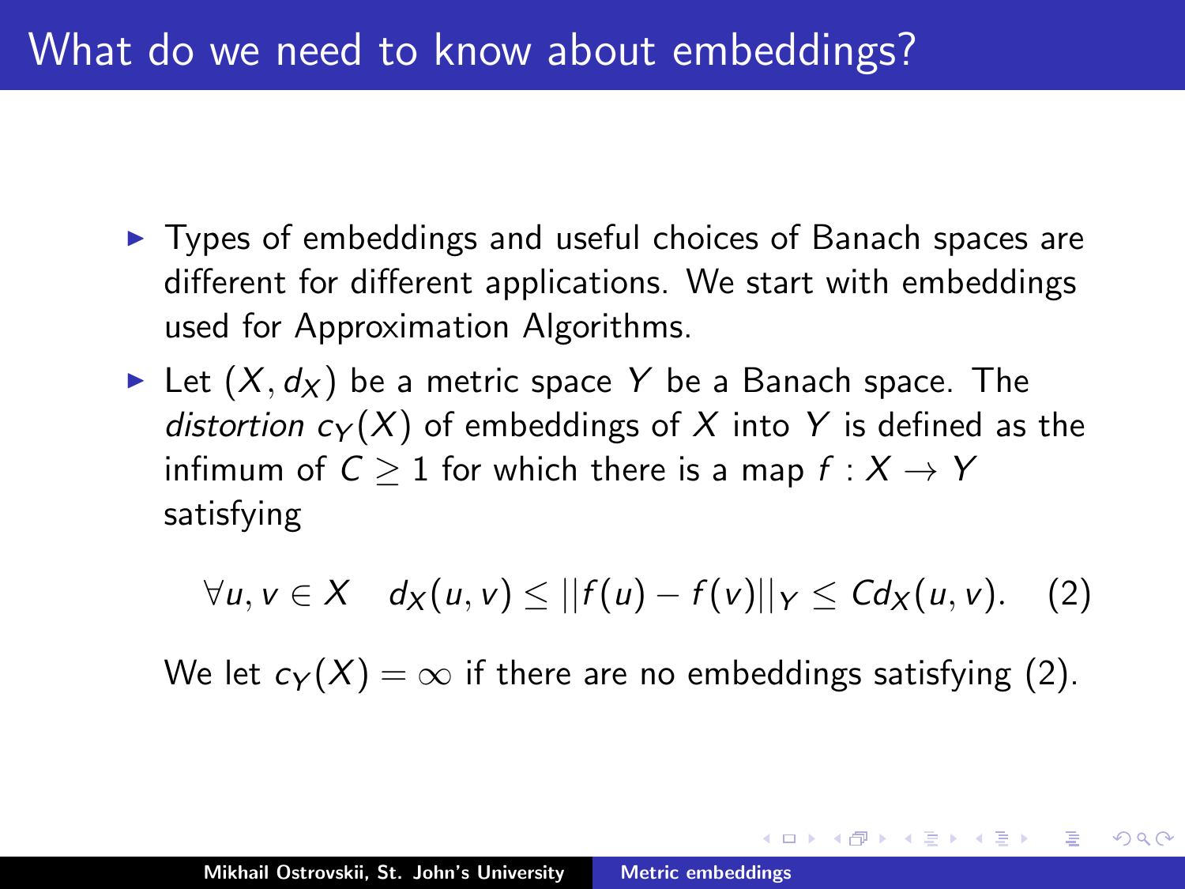# What do we need to know about embeddings?

- Types of embeddings and useful choices of Banach spaces are different for different applications. We start with embeddings used for Approximation Algorithms.
- Let $(X, d_X)$ be a metric space $Y$ be a Banach space. The *distortion* $c_Y(X)$ of embeddings of $X$ into $Y$ is defined as the infimum of $C \geq 1$ for which there is a map $f : X \to Y$ satisfying

$$\forall u, v \in X \quad d_X(u, v) \leq ||f(u) - f(v)||_Y \leq C d_X(u, v). \quad (2)$$

  We let $c_Y(X) = \infty$ if there are no embeddings satisfying (2).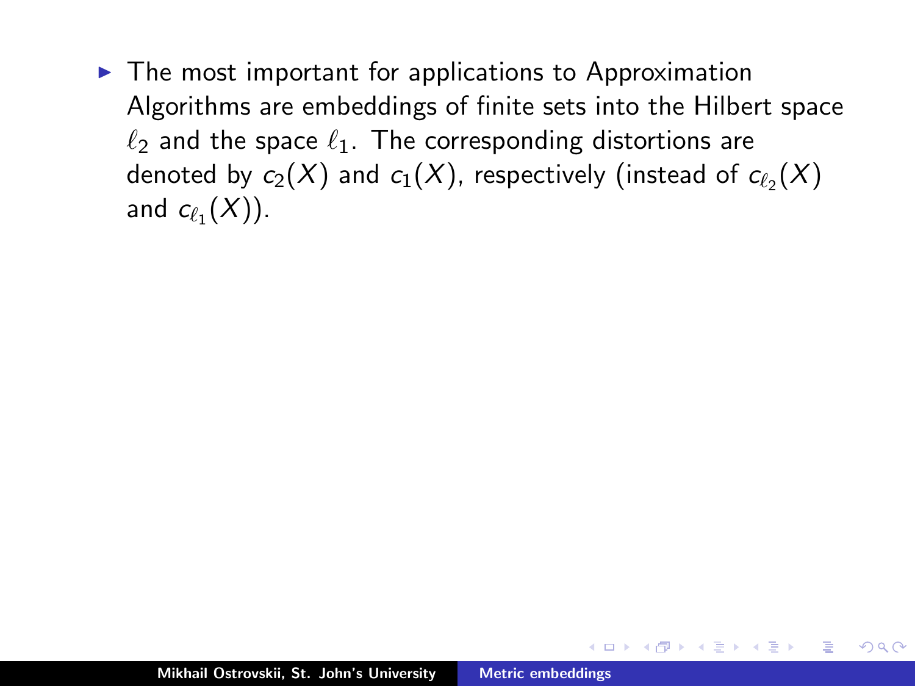- The most important for applications to Approximation Algorithms are embeddings of finite sets into the Hilbert space $\ell_2$ and the space $\ell_1$. The corresponding distortions are denoted by $c_2(X)$ and $c_1(X)$, respectively (instead of $c_{\ell_2}(X)$ and $c_{\ell_1}(X)$).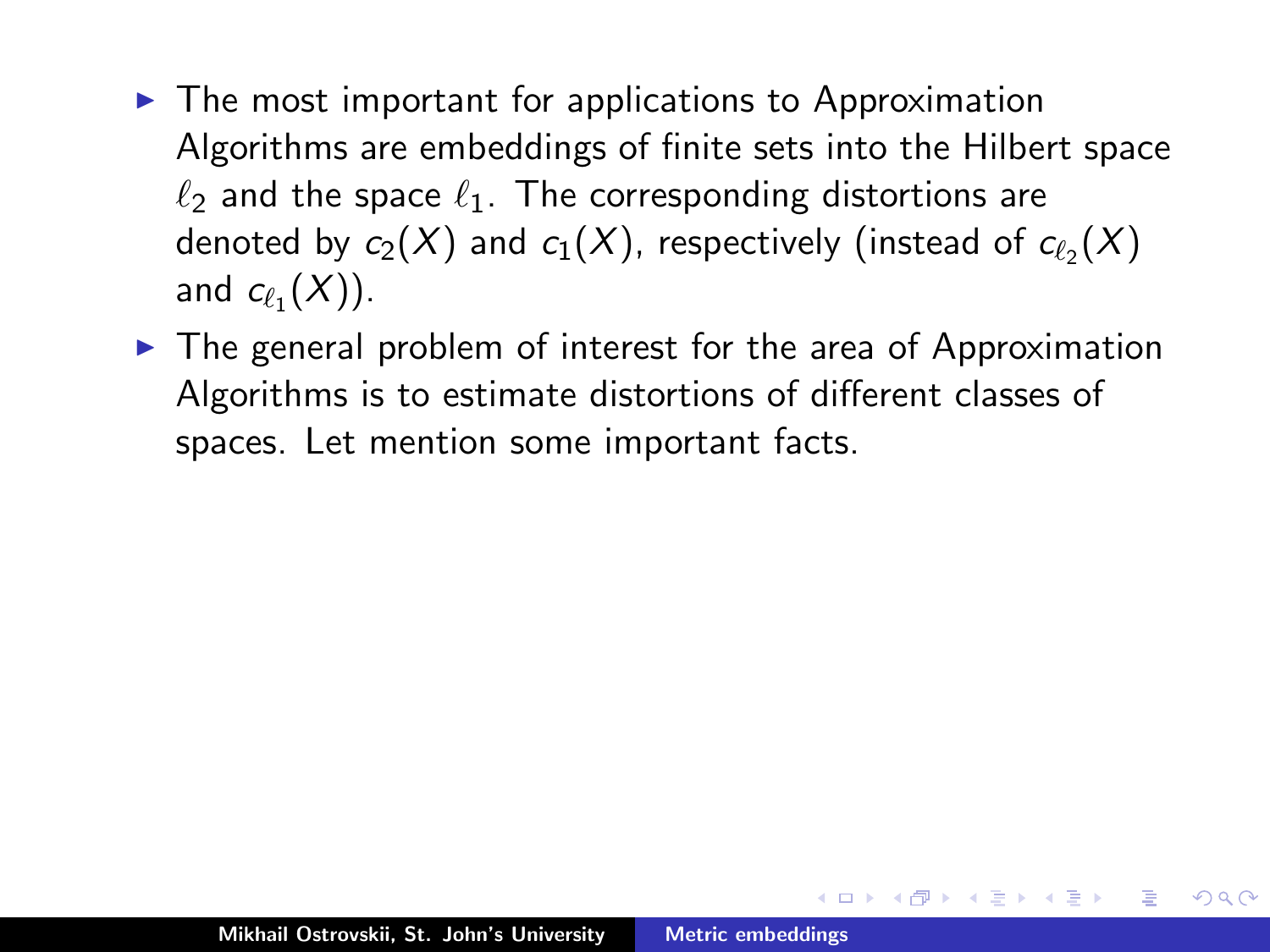- The most important for applications to Approximation Algorithms are embeddings of finite sets into the Hilbert space $\ell_2$ and the space $\ell_1$. The corresponding distortions are denoted by $c_2(X)$ and $c_1(X)$, respectively (instead of $c_{\ell_2}(X)$ and $c_{\ell_1}(X)$).
- The general problem of interest for the area of Approximation Algorithms is to estimate distortions of different classes of spaces. Let mention some important facts.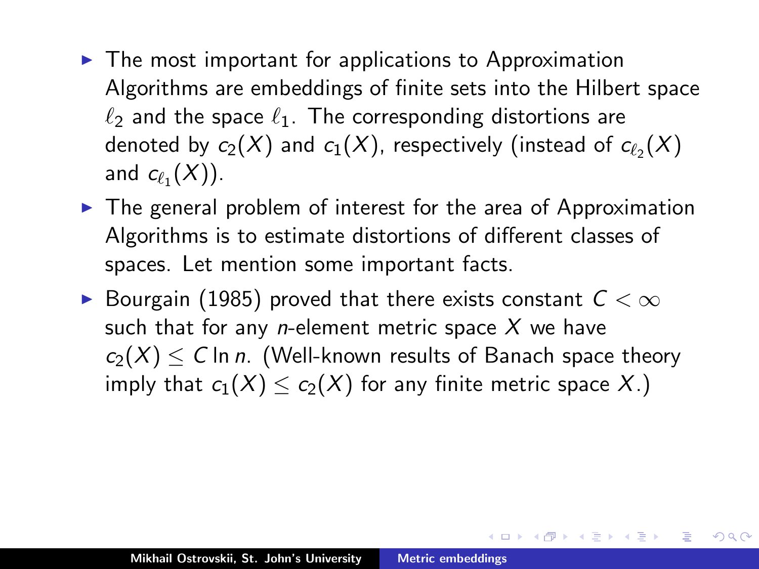- The most important for applications to Approximation Algorithms are embeddings of finite sets into the Hilbert space $\ell_2$ and the space $\ell_1$. The corresponding distortions are denoted by $c_2(X)$ and $c_1(X)$, respectively (instead of $c_{\ell_2}(X)$ and $c_{\ell_1}(X)$).
- The general problem of interest for the area of Approximation Algorithms is to estimate distortions of different classes of spaces. Let mention some important facts.
- Bourgain (1985) proved that there exists constant $C < \infty$ such that for any $n$-element metric space $X$ we have $c_2(X) \le C \ln n$. (Well-known results of Banach space theory imply that $c_1(X) \le c_2(X)$ for any finite metric space $X$.)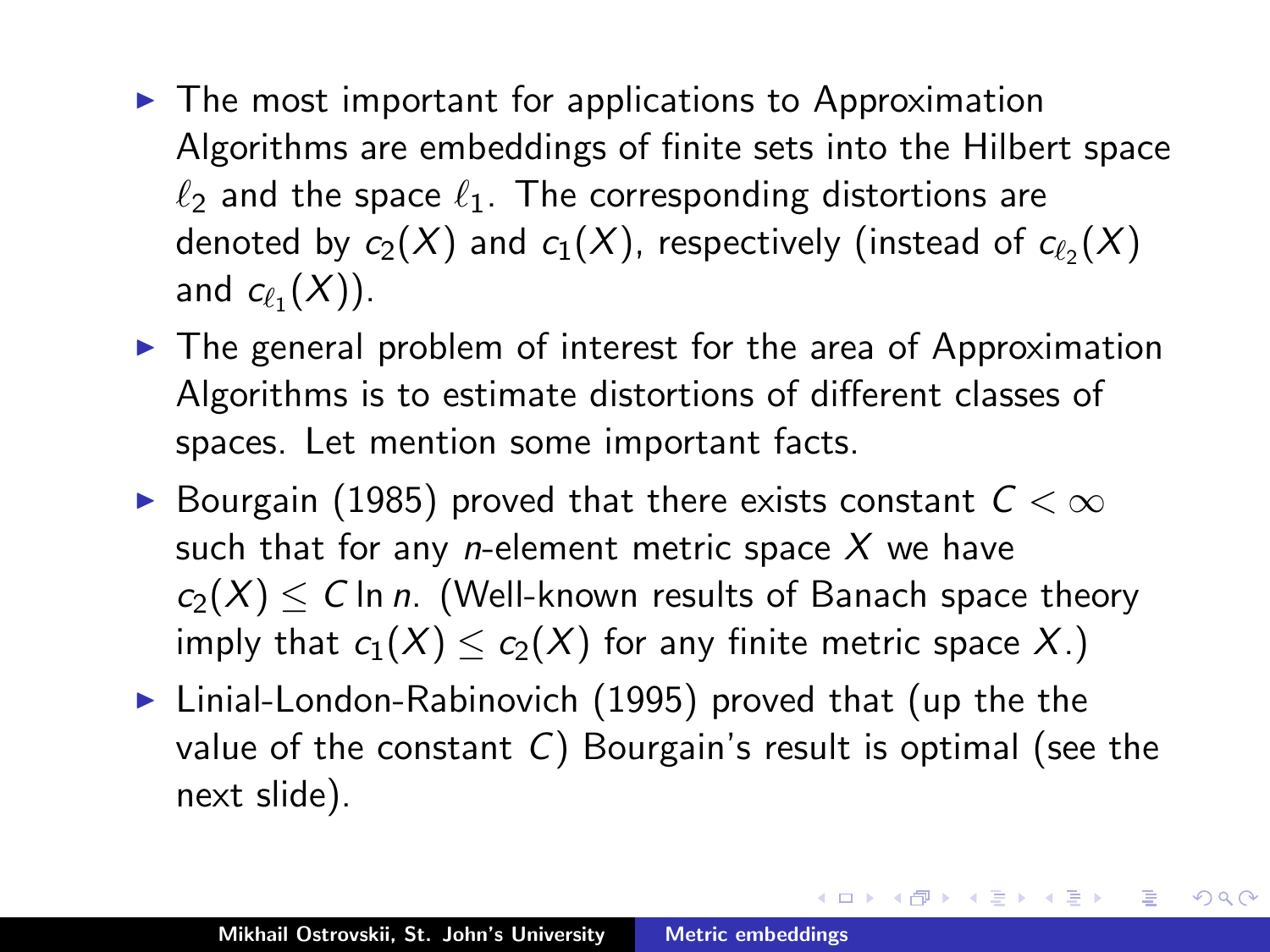- The most important for applications to Approximation Algorithms are embeddings of finite sets into the Hilbert space $\ell_2$ and the space $\ell_1$. The corresponding distortions are denoted by $c_2(X)$ and $c_1(X)$, respectively (instead of $c_{\ell_2}(X)$ and $c_{\ell_1}(X)$).
- The general problem of interest for the area of Approximation Algorithms is to estimate distortions of different classes of spaces. Let mention some important facts.
- Bourgain (1985) proved that there exists constant $C < \infty$ such that for any $n$-element metric space $X$ we have $c_2(X) \leq C \ln n$. (Well-known results of Banach space theory imply that $c_1(X) \leq c_2(X)$ for any finite metric space $X$.)
- Linial-London-Rabinovich (1995) proved that (up the the value of the constant $C$) Bourgain's result is optimal (see the next slide).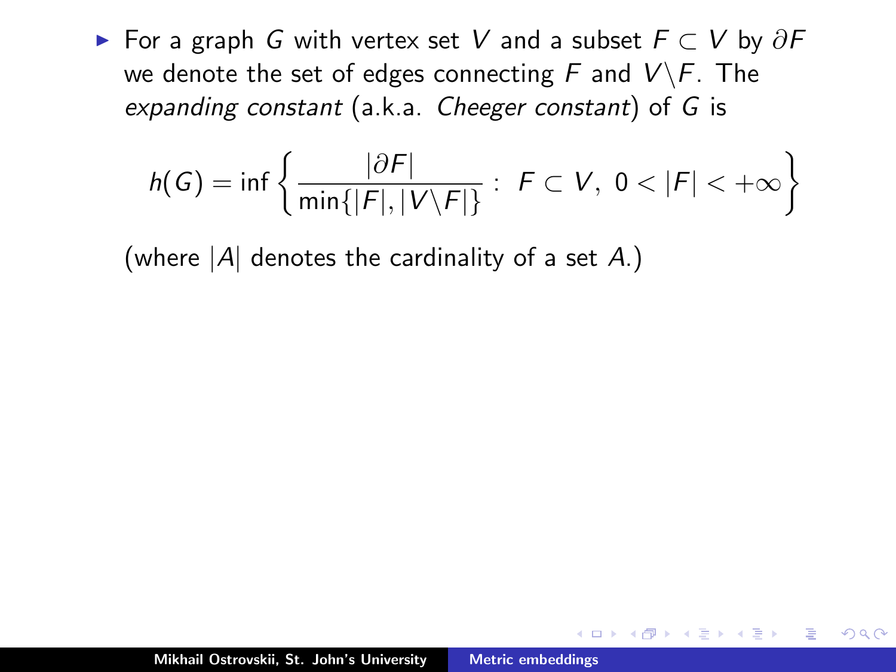- For a graph $G$ with vertex set $V$ and a subset $F \subset V$ by $\partial F$ we denote the set of edges connecting $F$ and $V \backslash F$. The *expanding constant* (a.k.a. *Cheeger constant*) of $G$ is

$$h(G) = \inf \left\{ \frac{|\partial F|}{\min\{|F|, |V \backslash F|\}} : \ F \subset V, \ 0 < |F| < +\infty \right\}$$

(where $|A|$ denotes the cardinality of a set $A$.)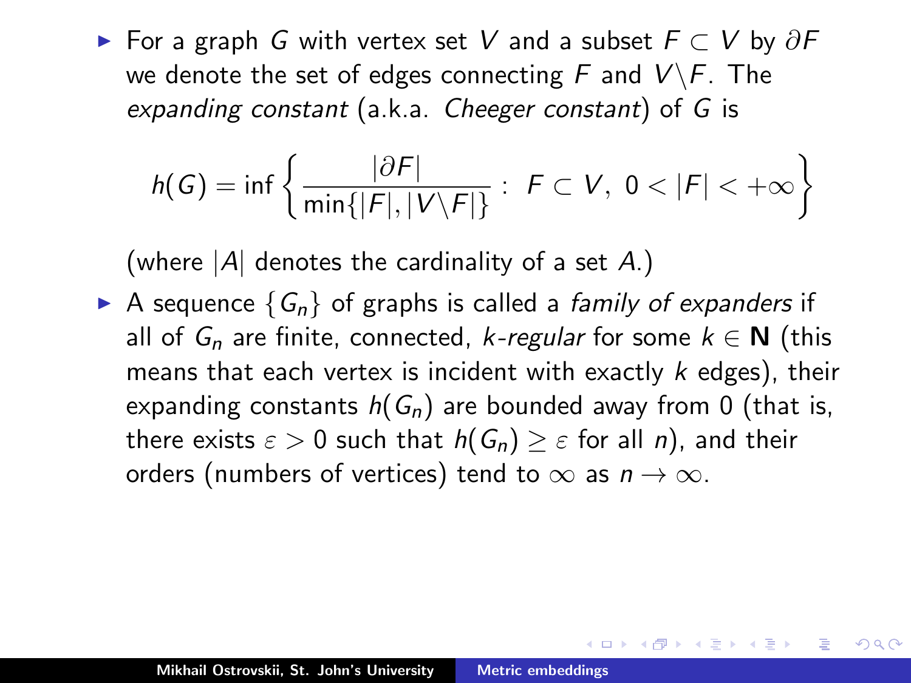- For a graph $G$ with vertex set $V$ and a subset $F \subset V$ by $\partial F$ we denote the set of edges connecting $F$ and $V \backslash F$. The *expanding constant* (a.k.a. *Cheeger constant*) of $G$ is

$$h(G) = \inf \left\{ \frac{|\partial F|}{\min\{|F|, |V \backslash F|\}} : \ F \subset V, \ 0 < |F| < +\infty \right\}$$

  (where $|A|$ denotes the cardinality of a set $A$.)

- A sequence $\{G_n\}$ of graphs is called a *family of expanders* if all of $G_n$ are finite, connected, *k-regular* for some $k \in \mathbf{N}$ (this means that each vertex is incident with exactly $k$ edges), their expanding constants $h(G_n)$ are bounded away from 0 (that is, there exists $\varepsilon > 0$ such that $h(G_n) \geq \varepsilon$ for all $n$), and their orders (numbers of vertices) tend to $\infty$ as $n \to \infty$.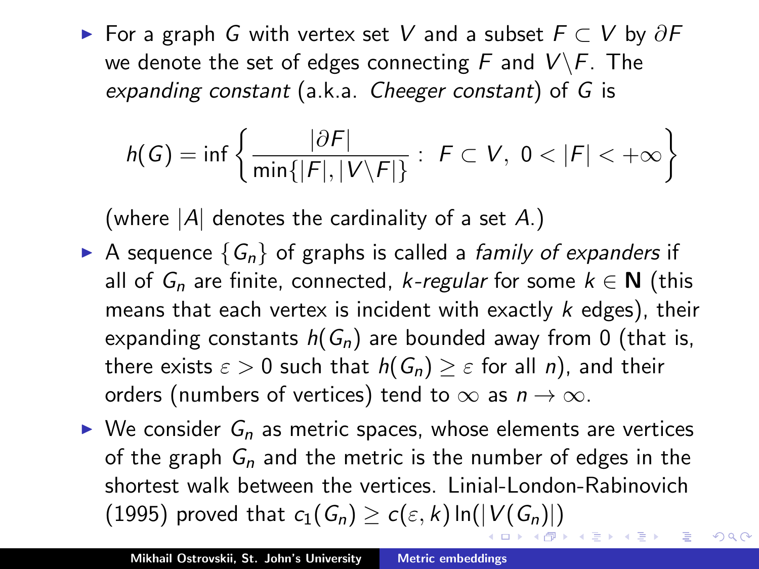- For a graph $G$ with vertex set $V$ and a subset $F \subset V$ by $\partial F$ we denote the set of edges connecting $F$ and $V \backslash F$. The *expanding constant* (a.k.a. *Cheeger constant*) of $G$ is

$$h(G) = \inf \left\{ \frac{|\partial F|}{\min\{|F|, |V \backslash F|\}} : \ F \subset V, \ 0 < |F| < +\infty \right\}$$

  (where $|A|$ denotes the cardinality of a set $A$.)

- A sequence $\{G_n\}$ of graphs is called a *family of expanders* if all of $G_n$ are finite, connected, *$k$-regular* for some $k \in \mathbf{N}$ (this means that each vertex is incident with exactly $k$ edges), their expanding constants $h(G_n)$ are bounded away from 0 (that is, there exists $\varepsilon > 0$ such that $h(G_n) \geq \varepsilon$ for all $n$), and their orders (numbers of vertices) tend to $\infty$ as $n \to \infty$.
- We consider $G_n$ as metric spaces, whose elements are vertices of the graph $G_n$ and the metric is the number of edges in the shortest walk between the vertices. Linial-London-Rabinovich (1995) proved that $c_1(G_n) \geq c(\varepsilon, k) \ln(|V(G_n)|)$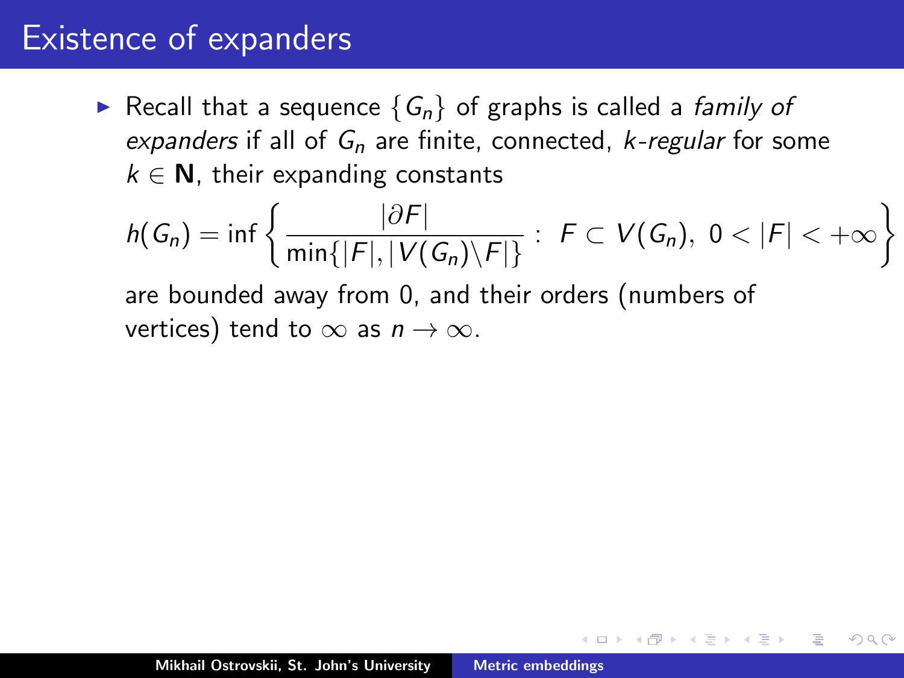# Existence of expanders

- Recall that a sequence $\{G_n\}$ of graphs is called a *family of expanders* if all of $G_n$ are finite, connected, *k-regular* for some $k \in \mathbf{N}$, their expanding constants

$$h(G_n) = \inf\left\{\frac{|\partial F|}{\min\{|F|, |V(G_n)\backslash F|\}} :\ F \subset V(G_n),\ 0 < |F| < +\infty\right\}$$

are bounded away from 0, and their orders (numbers of vertices) tend to $\infty$ as $n \to \infty$.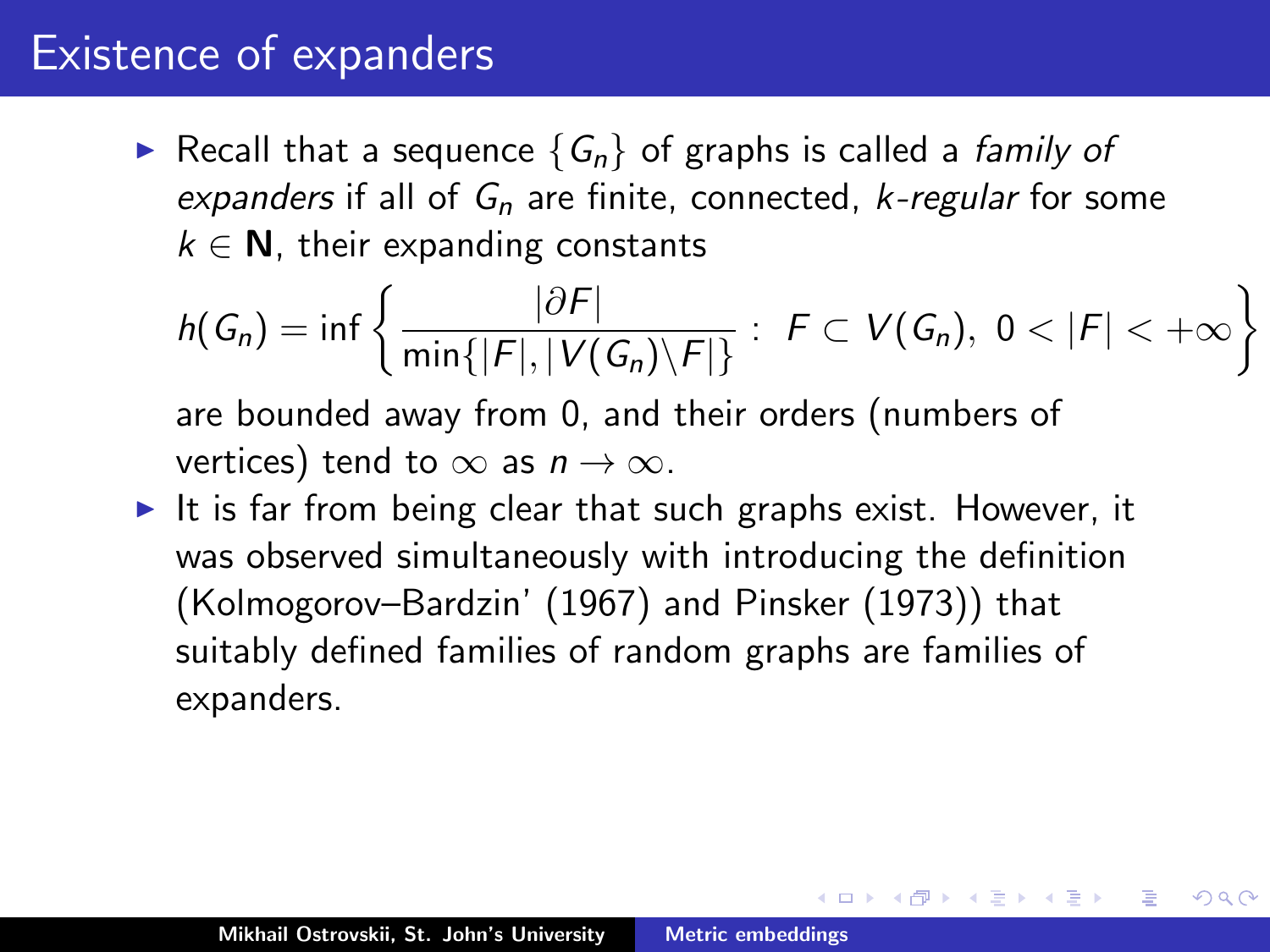# Existence of expanders

- Recall that a sequence $\{G_n\}$ of graphs is called a *family of expanders* if all of $G_n$ are finite, connected, *k-regular* for some $k \in \mathbf{N}$, their expanding constants

$$h(G_n) = \inf \left\{ \frac{|\partial F|}{\min\{|F|, |V(G_n) \backslash F|\}} : \ F \subset V(G_n), \ 0 < |F| < +\infty \right\}$$

  are bounded away from 0, and their orders (numbers of vertices) tend to $\infty$ as $n \to \infty$.
- It is far from being clear that such graphs exist. However, it was observed simultaneously with introducing the definition (Kolmogorov–Bardzin' (1967) and Pinsker (1973)) that suitably defined families of random graphs are families of expanders.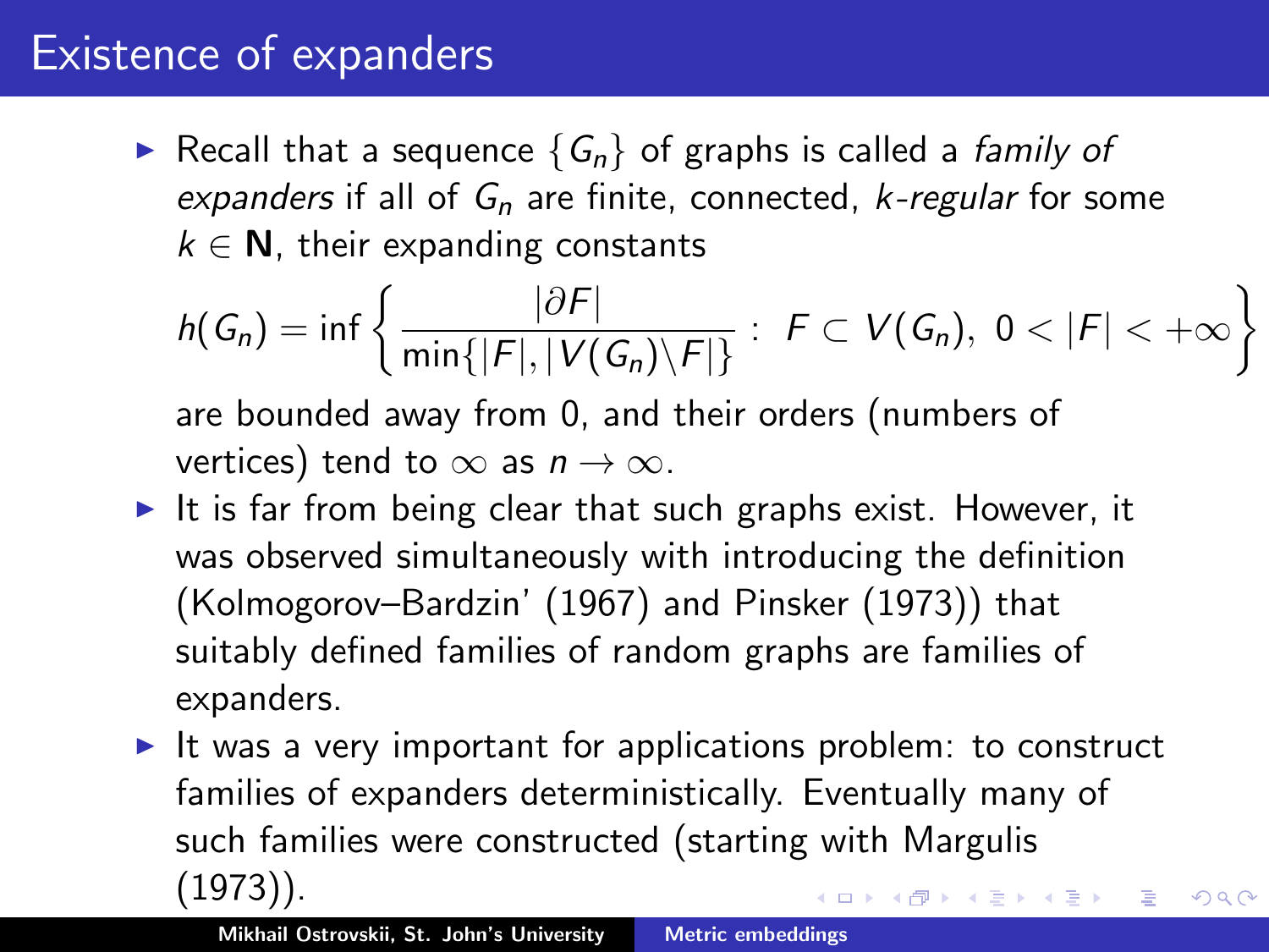# Existence of expanders

- Recall that a sequence $\{G_n\}$ of graphs is called a *family of expanders* if all of $G_n$ are finite, connected, *k-regular* for some $k \in \mathbf{N}$, their expanding constants

$$h(G_n) = \inf\left\{\frac{|\partial F|}{\min\{|F|, |V(G_n)\backslash F|\}} : \ F \subset V(G_n), \ 0 < |F| < +\infty\right\}$$

  are bounded away from 0, and their orders (numbers of vertices) tend to $\infty$ as $n \to \infty$.
- It is far from being clear that such graphs exist. However, it was observed simultaneously with introducing the definition (Kolmogorov–Bardzin' (1967) and Pinsker (1973)) that suitably defined families of random graphs are families of expanders.
- It was a very important for applications problem: to construct families of expanders deterministically. Eventually many of such families were constructed (starting with Margulis (1973)).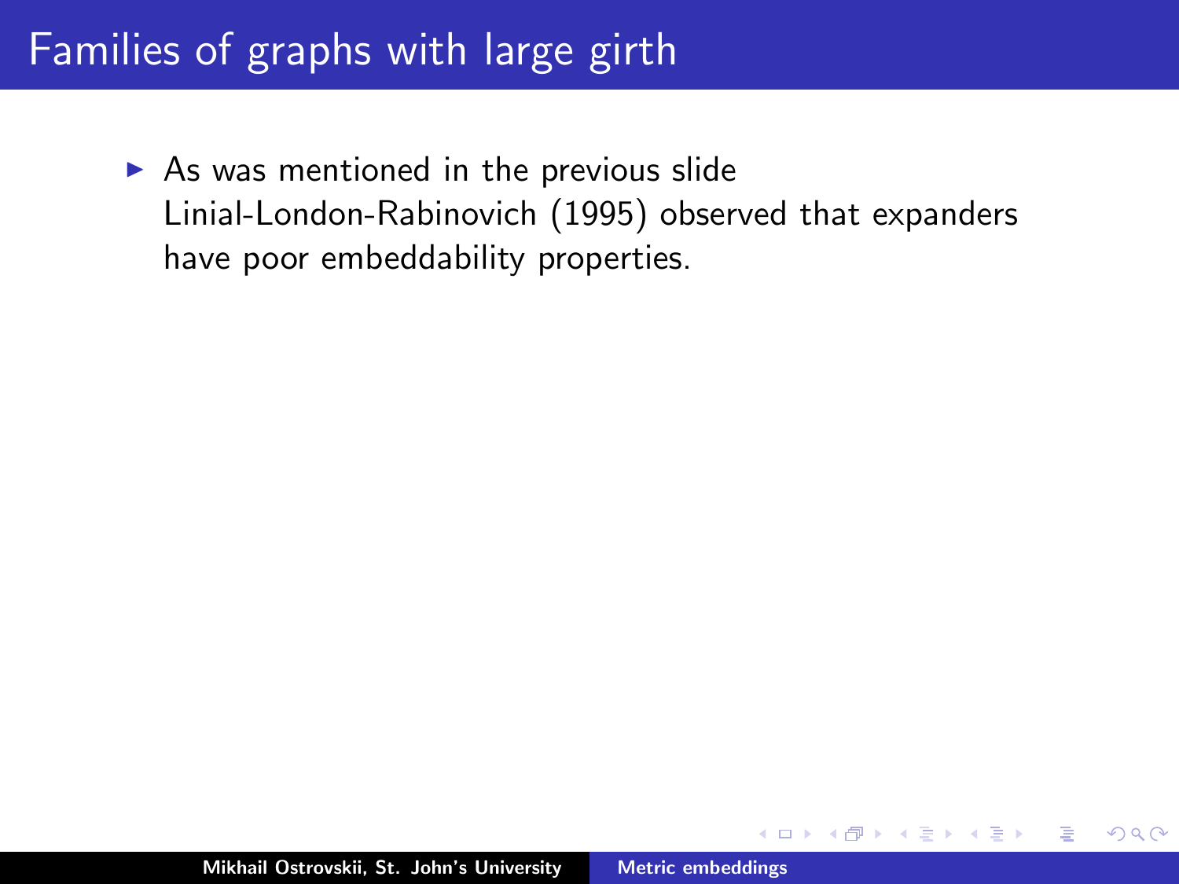# Families of graphs with large girth

- As was mentioned in the previous slide Linial-London-Rabinovich (1995) observed that expanders have poor embeddability properties.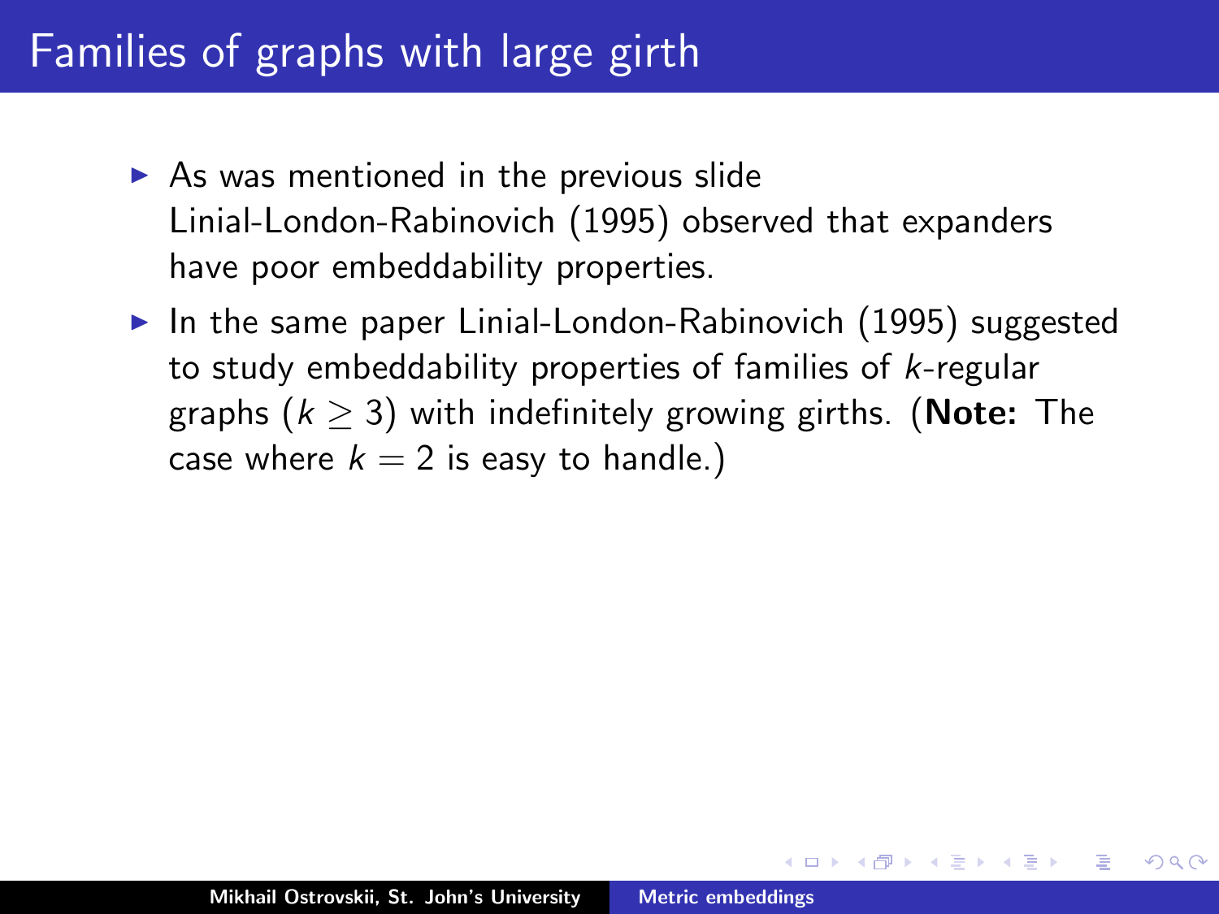# Families of graphs with large girth

- As was mentioned in the previous slide Linial-London-Rabinovich (1995) observed that expanders have poor embeddability properties.
- In the same paper Linial-London-Rabinovich (1995) suggested to study embeddability properties of families of $k$-regular graphs ($k \geq 3$) with indefinitely growing girths. (**Note:** The case where $k = 2$ is easy to handle.)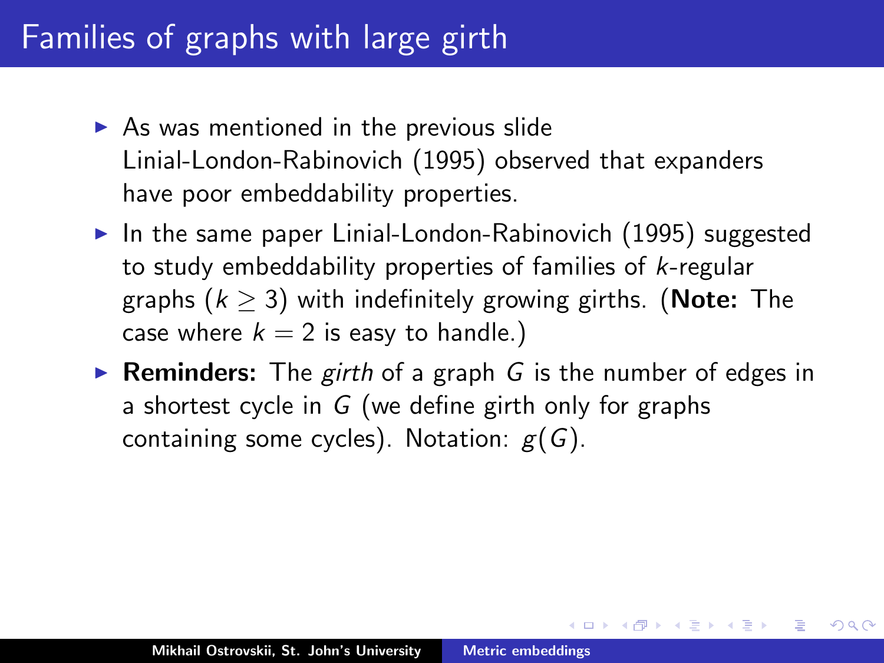# Families of graphs with large girth

- As was mentioned in the previous slide Linial-London-Rabinovich (1995) observed that expanders have poor embeddability properties.
- In the same paper Linial-London-Rabinovich (1995) suggested to study embeddability properties of families of $k$-regular graphs ($k \geq 3$) with indefinitely growing girths. (**Note:** The case where $k = 2$ is easy to handle.)
- **Reminders:** The *girth* of a graph $G$ is the number of edges in a shortest cycle in $G$ (we define girth only for graphs containing some cycles). Notation: $g(G)$.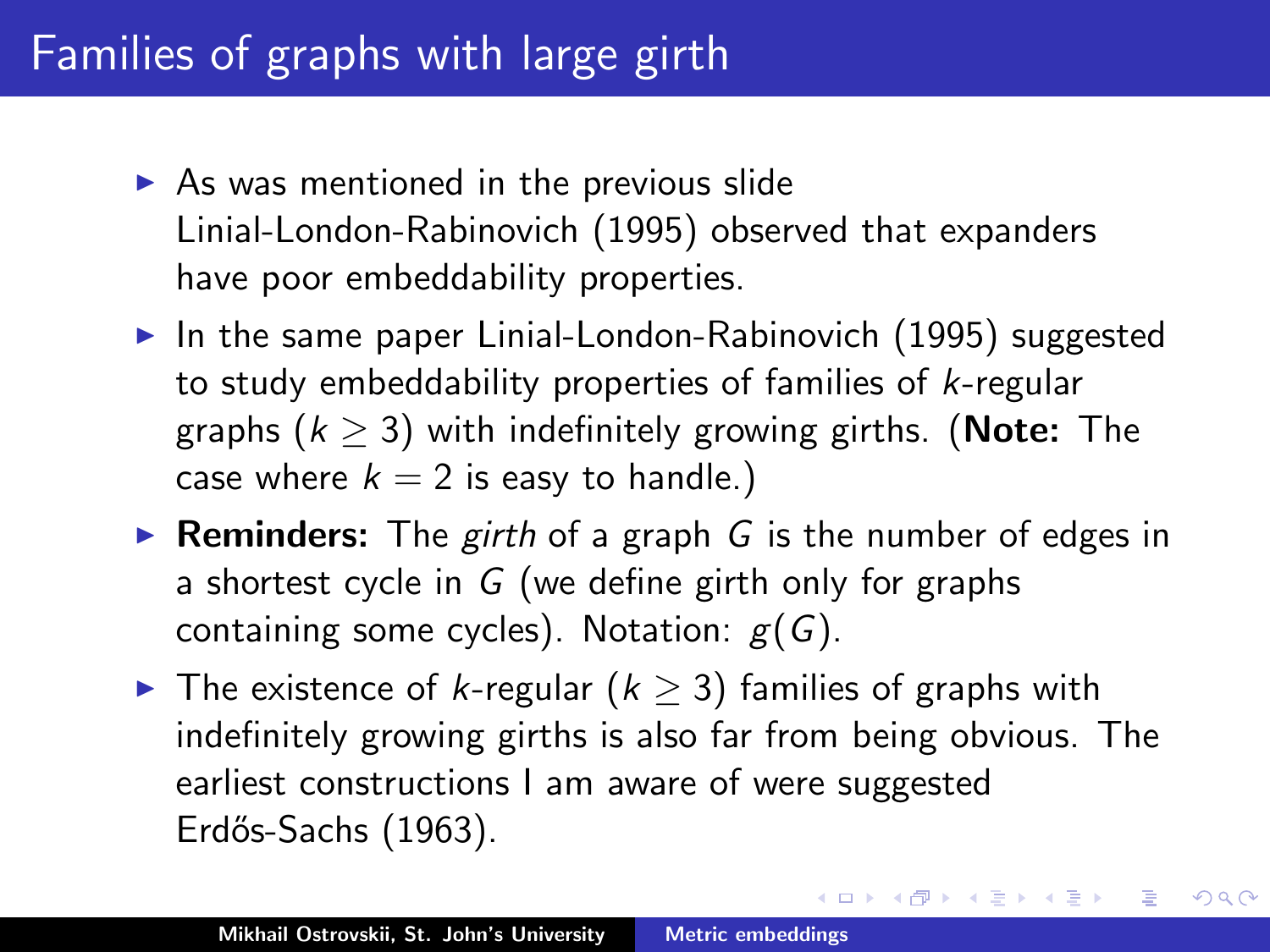# Families of graphs with large girth

- As was mentioned in the previous slide Linial-London-Rabinovich (1995) observed that expanders have poor embeddability properties.
- In the same paper Linial-London-Rabinovich (1995) suggested to study embeddability properties of families of $k$-regular graphs ($k \ge 3$) with indefinitely growing girths. (**Note:** The case where $k = 2$ is easy to handle.)
- **Reminders:** The *girth* of a graph $G$ is the number of edges in a shortest cycle in $G$ (we define girth only for graphs containing some cycles). Notation: $g(G)$.
- The existence of $k$-regular ($k \ge 3$) families of graphs with indefinitely growing girths is also far from being obvious. The earliest constructions I am aware of were suggested Erdős-Sachs (1963).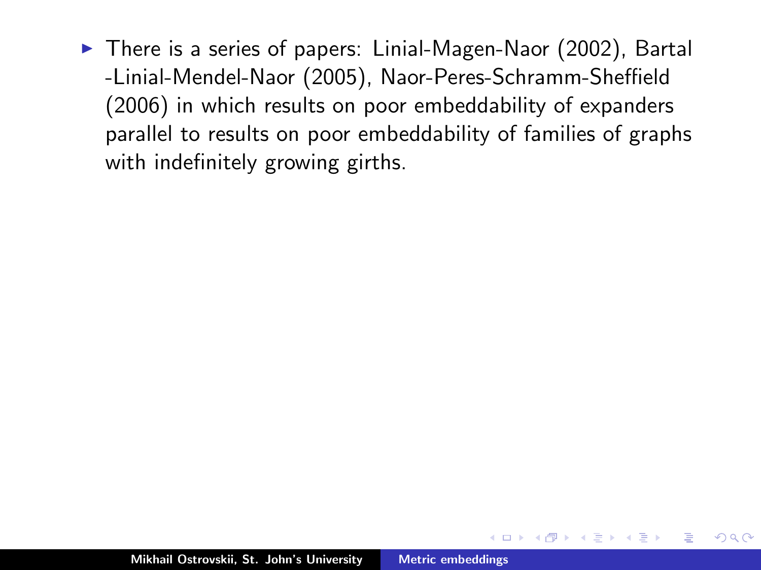- There is a series of papers: Linial-Magen-Naor (2002), Bartal -Linial-Mendel-Naor (2005), Naor-Peres-Schramm-Sheffield (2006) in which results on poor embeddability of expanders parallel to results on poor embeddability of families of graphs with indefinitely growing girths.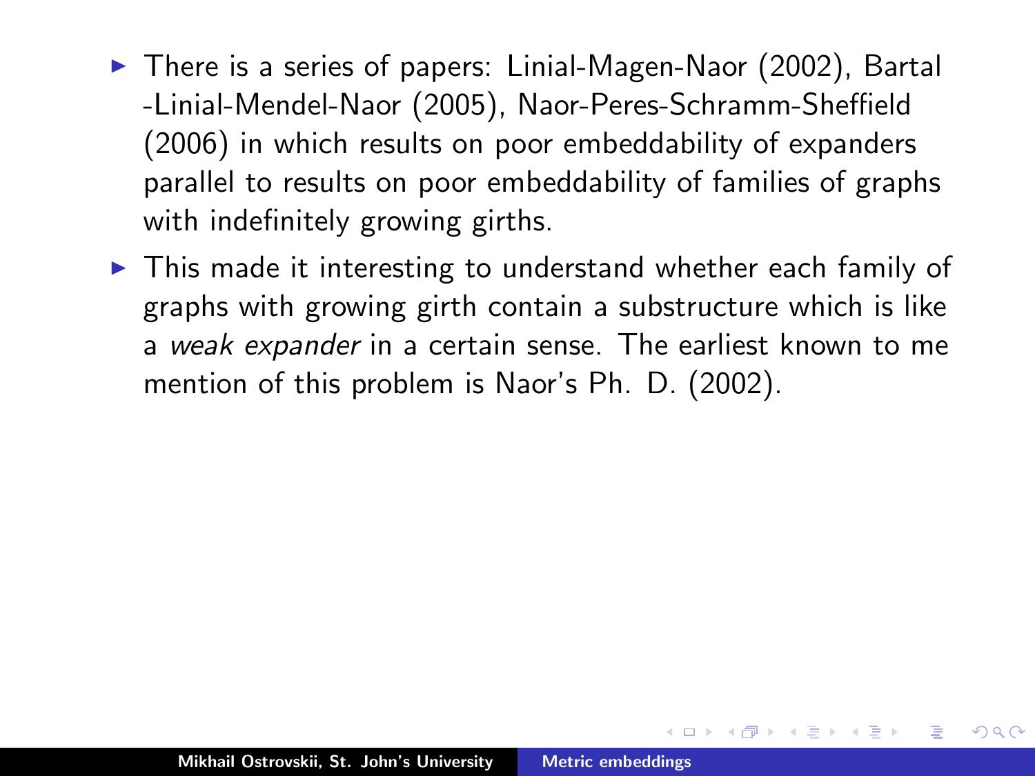- There is a series of papers: Linial-Magen-Naor (2002), Bartal -Linial-Mendel-Naor (2005), Naor-Peres-Schramm-Sheffield (2006) in which results on poor embeddability of expanders parallel to results on poor embeddability of families of graphs with indefinitely growing girths.
- This made it interesting to understand whether each family of graphs with growing girth contain a substructure which is like a *weak expander* in a certain sense. The earliest known to me mention of this problem is Naor's Ph. D. (2002).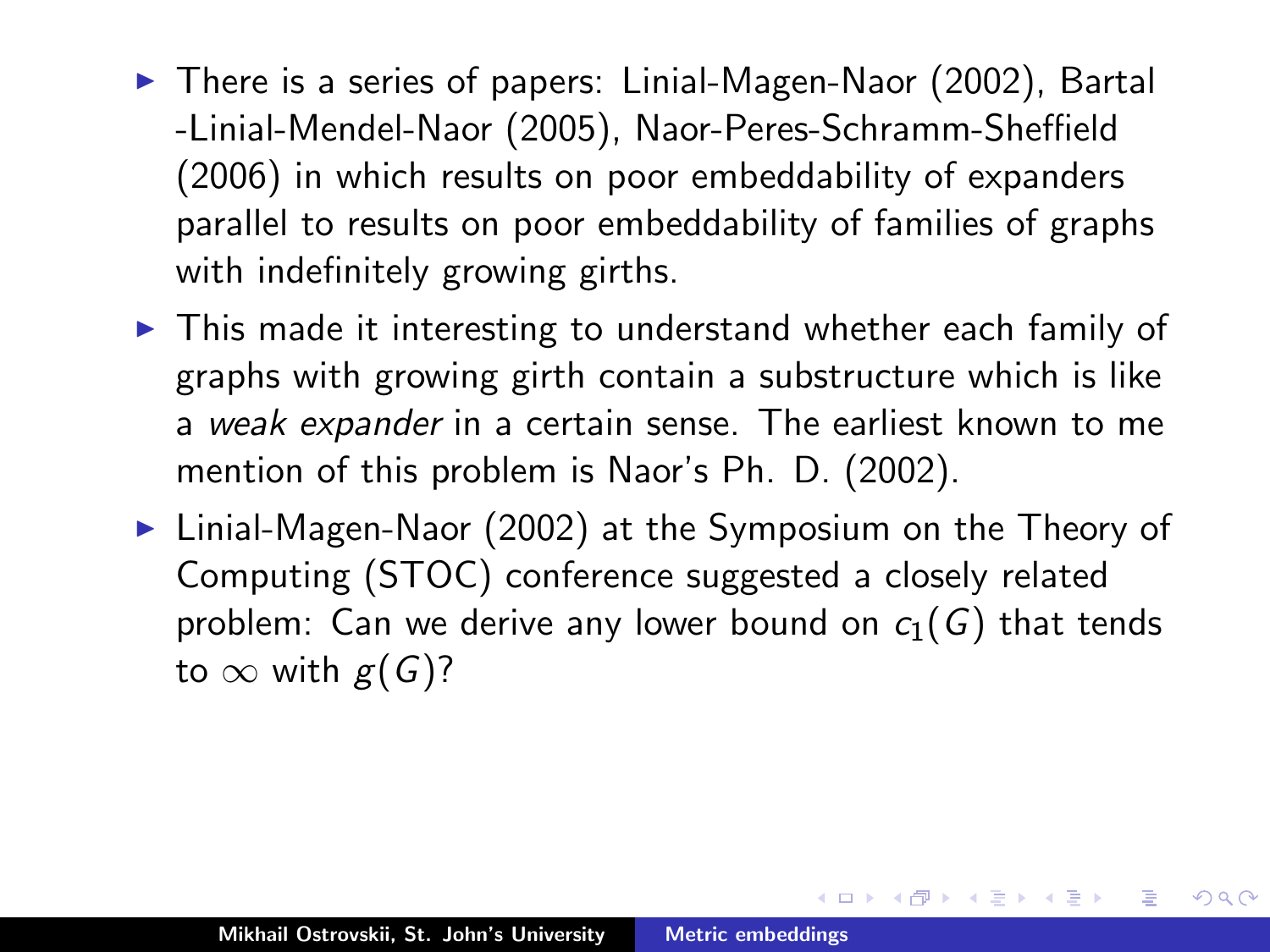- There is a series of papers: Linial-Magen-Naor (2002), Bartal -Linial-Mendel-Naor (2005), Naor-Peres-Schramm-Sheffield (2006) in which results on poor embeddability of expanders parallel to results on poor embeddability of families of graphs with indefinitely growing girths.
- This made it interesting to understand whether each family of graphs with growing girth contain a substructure which is like a *weak expander* in a certain sense. The earliest known to me mention of this problem is Naor's Ph. D. (2002).
- Linial-Magen-Naor (2002) at the Symposium on the Theory of Computing (STOC) conference suggested a closely related problem: Can we derive any lower bound on $c_1(G)$ that tends to $\infty$ with $g(G)$?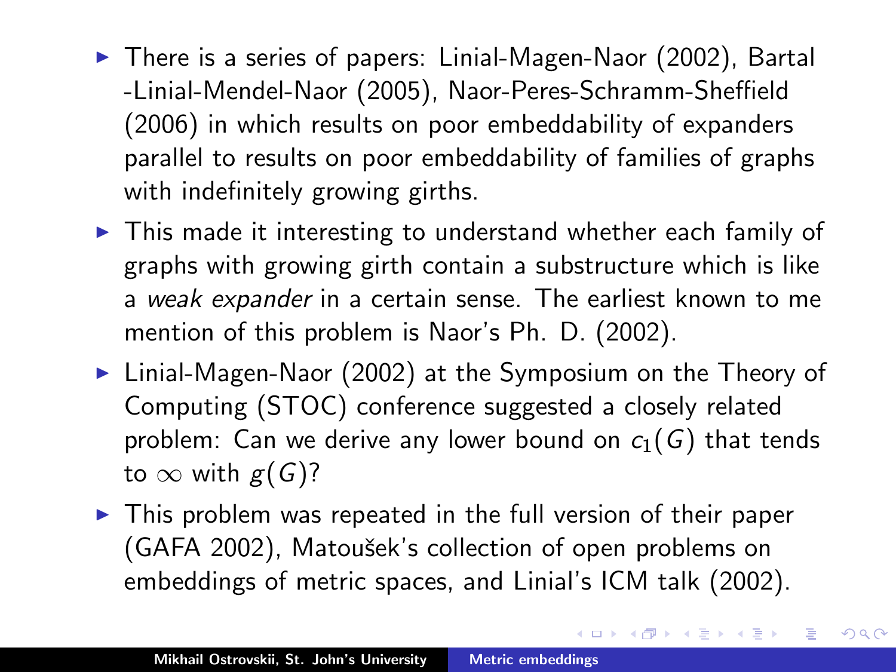- There is a series of papers: Linial-Magen-Naor (2002), Bartal -Linial-Mendel-Naor (2005), Naor-Peres-Schramm-Sheffield (2006) in which results on poor embeddability of expanders parallel to results on poor embeddability of families of graphs with indefinitely growing girths.
- This made it interesting to understand whether each family of graphs with growing girth contain a substructure which is like a *weak expander* in a certain sense. The earliest known to me mention of this problem is Naor's Ph. D. (2002).
- Linial-Magen-Naor (2002) at the Symposium on the Theory of Computing (STOC) conference suggested a closely related problem: Can we derive any lower bound on $c_1(G)$ that tends to $\infty$ with $g(G)$?
- This problem was repeated in the full version of their paper (GAFA 2002), Matoušek's collection of open problems on embeddings of metric spaces, and Linial's ICM talk (2002).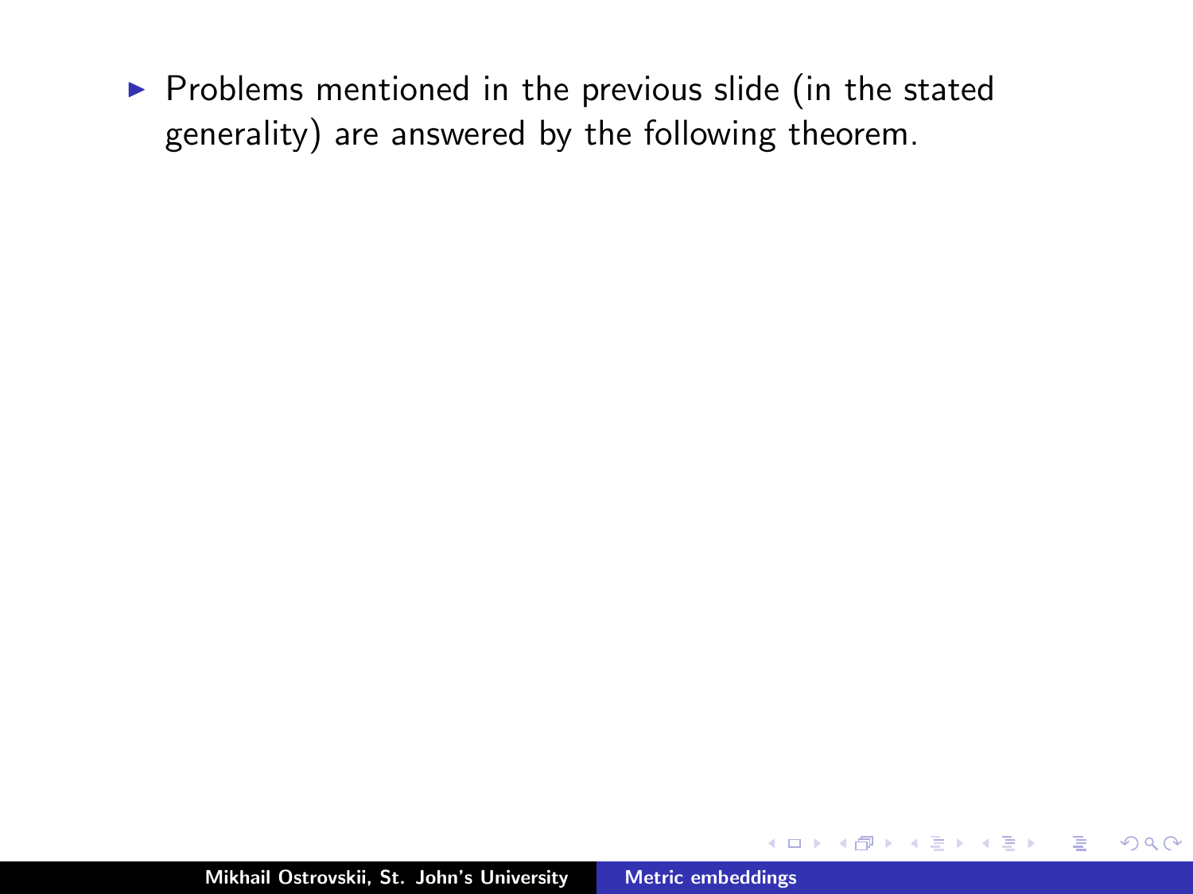- Problems mentioned in the previous slide (in the stated generality) are answered by the following theorem.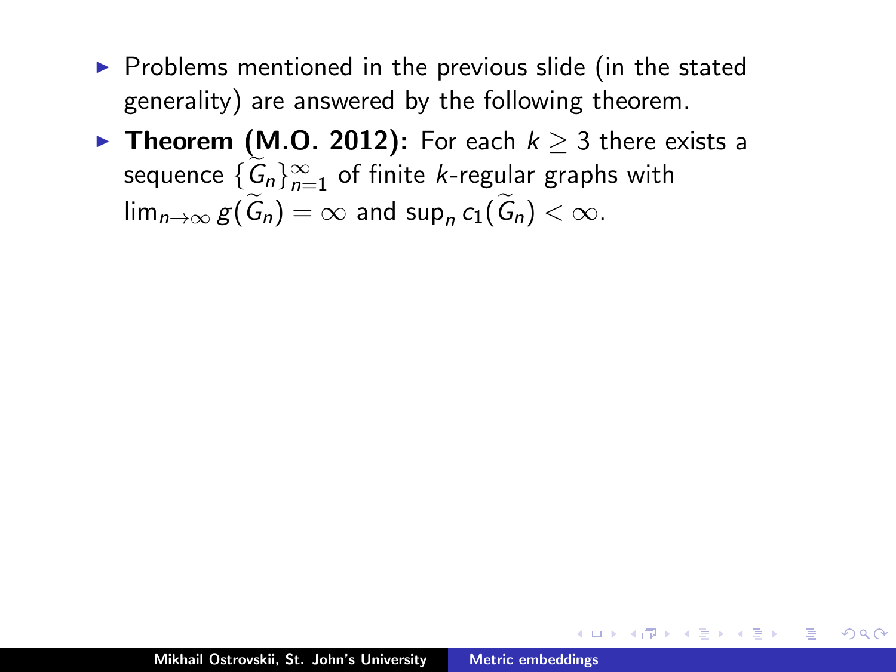- Problems mentioned in the previous slide (in the stated generality) are answered by the following theorem.
- **Theorem (M.O. 2012):** For each $k \geq 3$ there exists a sequence $\{\widetilde{G}_n\}_{n=1}^{\infty}$ of finite $k$-regular graphs with $\lim_{n\to\infty} g(\widetilde{G}_n) = \infty$ and $\sup_n c_1(\widetilde{G}_n) < \infty$.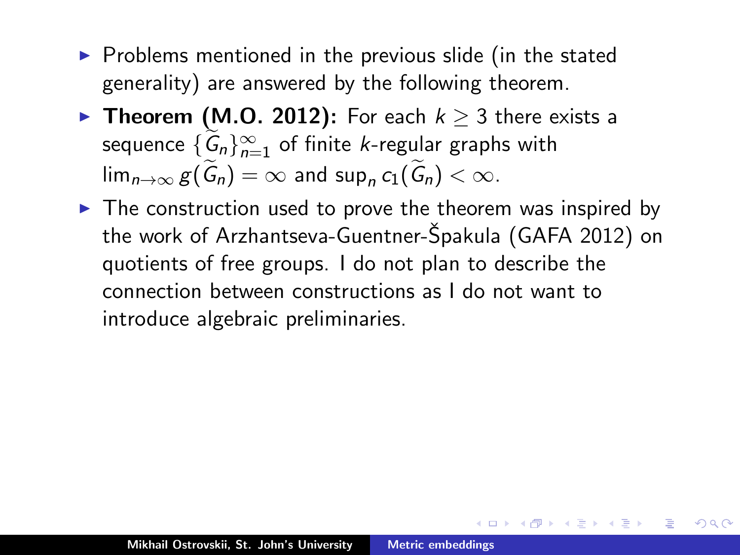- Problems mentioned in the previous slide (in the stated generality) are answered by the following theorem.
- **Theorem (M.O. 2012):** For each $k \geq 3$ there exists a sequence $\{\widetilde{G}_n\}_{n=1}^{\infty}$ of finite $k$-regular graphs with $\lim_{n\to\infty} g(\widetilde{G}_n) = \infty$ and $\sup_n c_1(\widetilde{G}_n) < \infty$.
- The construction used to prove the theorem was inspired by the work of Arzhantseva-Guentner-Špakula (GAFA 2012) on quotients of free groups. I do not plan to describe the connection between constructions as I do not want to introduce algebraic preliminaries.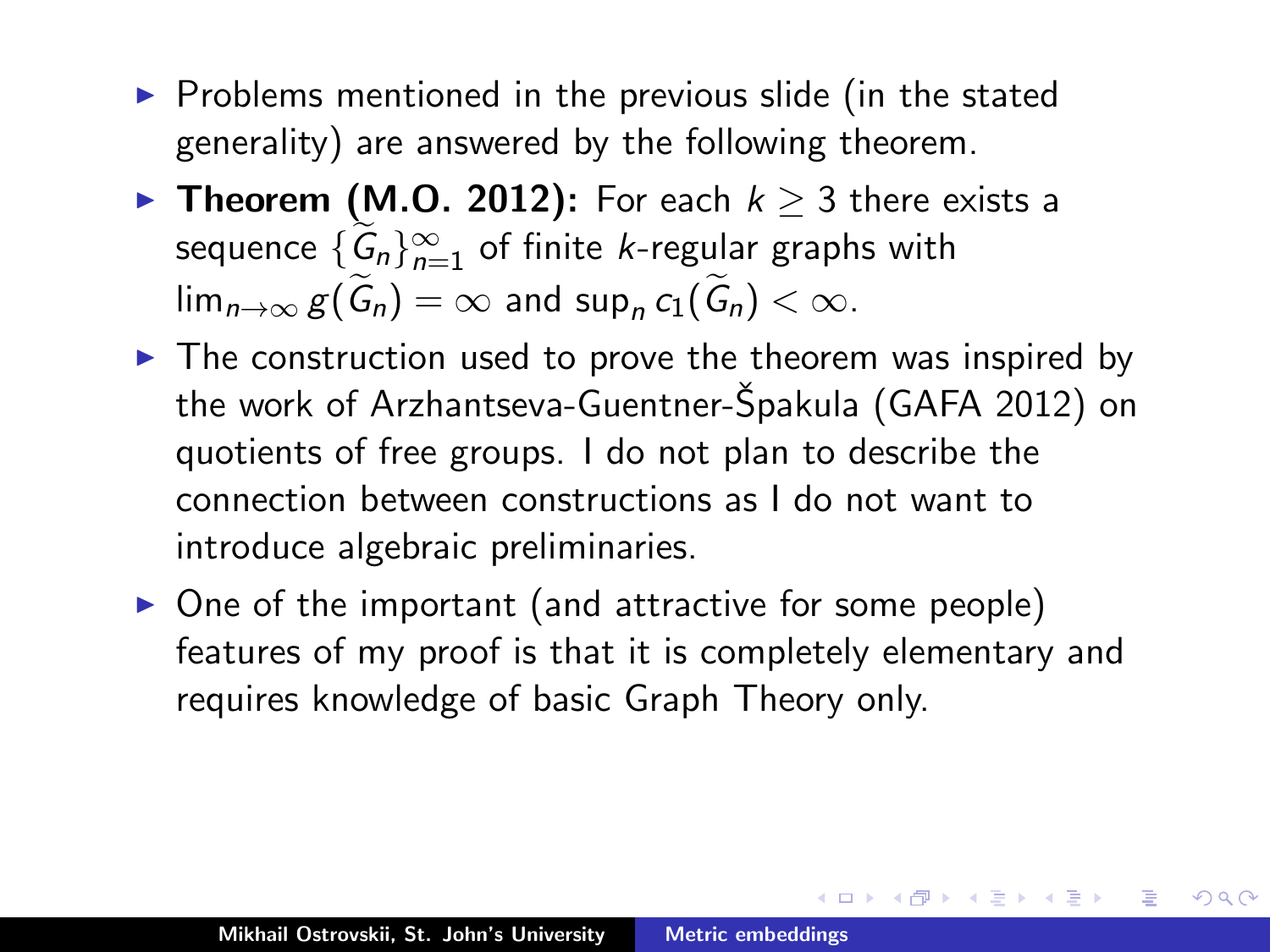- Problems mentioned in the previous slide (in the stated generality) are answered by the following theorem.
- **Theorem (M.O. 2012):** For each $k \geq 3$ there exists a sequence $\{\widetilde{G}_n\}_{n=1}^{\infty}$ of finite $k$-regular graphs with $\lim_{n\to\infty} g(\widetilde{G}_n) = \infty$ and $\sup_n c_1(\widetilde{G}_n) < \infty$.
- The construction used to prove the theorem was inspired by the work of Arzhantseva-Guentner-Špakula (GAFA 2012) on quotients of free groups. I do not plan to describe the connection between constructions as I do not want to introduce algebraic preliminaries.
- One of the important (and attractive for some people) features of my proof is that it is completely elementary and requires knowledge of basic Graph Theory only.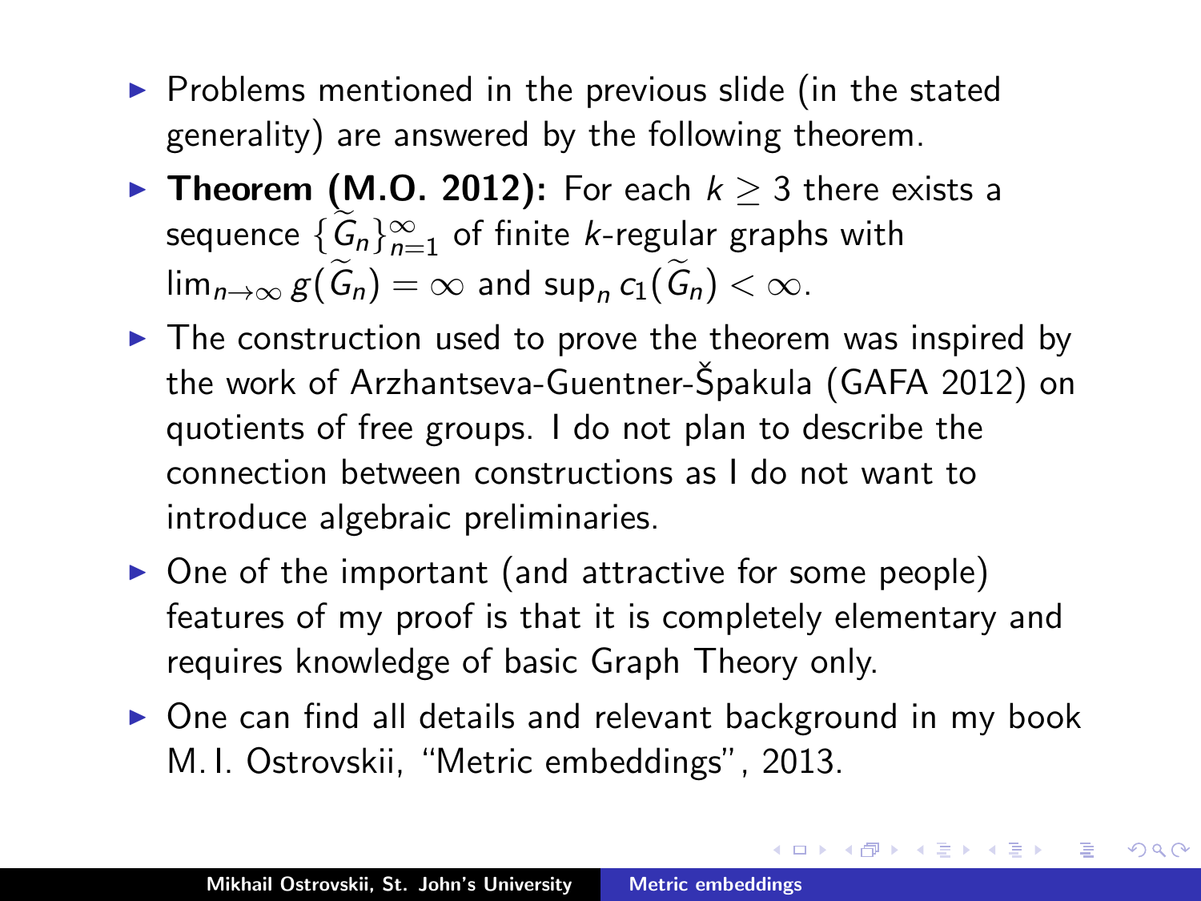- Problems mentioned in the previous slide (in the stated generality) are answered by the following theorem.
- **Theorem (M.O. 2012):** For each $k \geq 3$ there exists a sequence $\{\widetilde{G}_n\}_{n=1}^{\infty}$ of finite $k$-regular graphs with $\lim_{n\to\infty} g(\widetilde{G}_n) = \infty$ and $\sup_n c_1(\widetilde{G}_n) < \infty$.
- The construction used to prove the theorem was inspired by the work of Arzhantseva-Guentner-Špakula (GAFA 2012) on quotients of free groups. I do not plan to describe the connection between constructions as I do not want to introduce algebraic preliminaries.
- One of the important (and attractive for some people) features of my proof is that it is completely elementary and requires knowledge of basic Graph Theory only.
- One can find all details and relevant background in my book M. I. Ostrovskii, "Metric embeddings", 2013.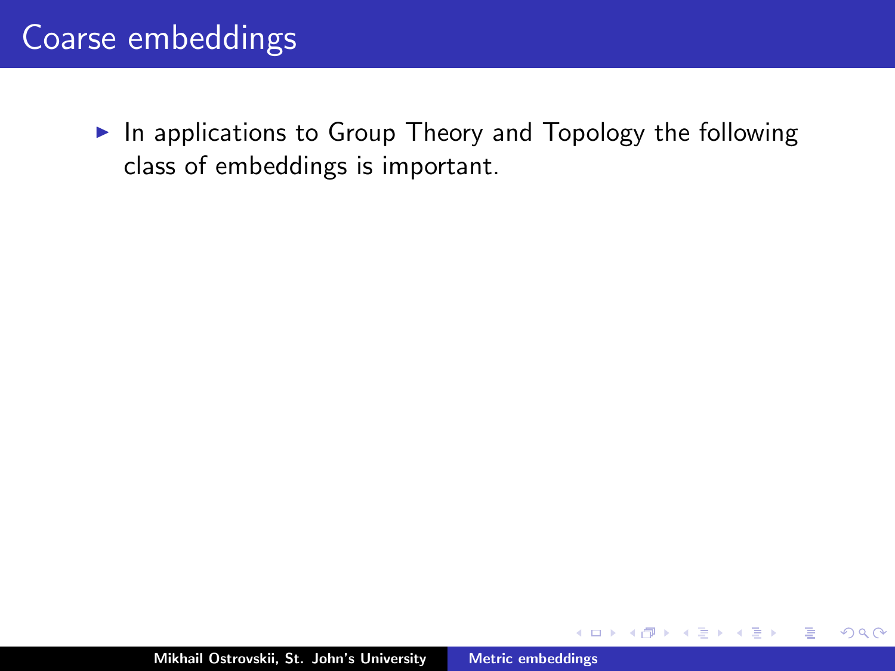# Coarse embeddings

- In applications to Group Theory and Topology the following class of embeddings is important.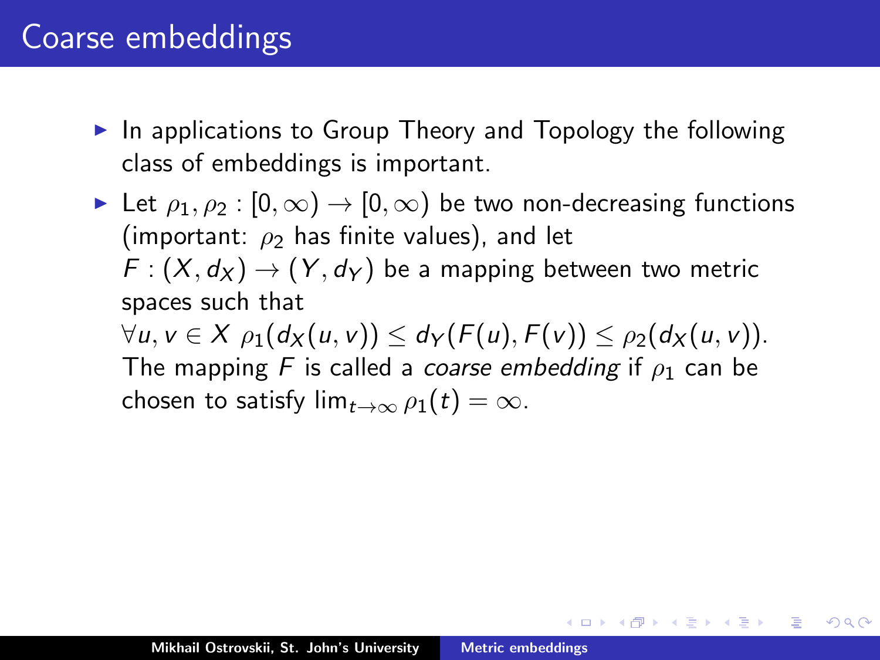# Coarse embeddings

- In applications to Group Theory and Topology the following class of embeddings is important.
- Let $\rho_1, \rho_2 : [0, \infty) \to [0, \infty)$ be two non-decreasing functions (important: $\rho_2$ has finite values), and let $F : (X, d_X) \to (Y, d_Y)$ be a mapping between two metric spaces such that
  $\forall u, v \in X \;\; \rho_1(d_X(u, v)) \leq d_Y(F(u), F(v)) \leq \rho_2(d_X(u, v))$.
  The mapping $F$ is called a *coarse embedding* if $\rho_1$ can be chosen to satisfy $\lim_{t \to \infty} \rho_1(t) = \infty$.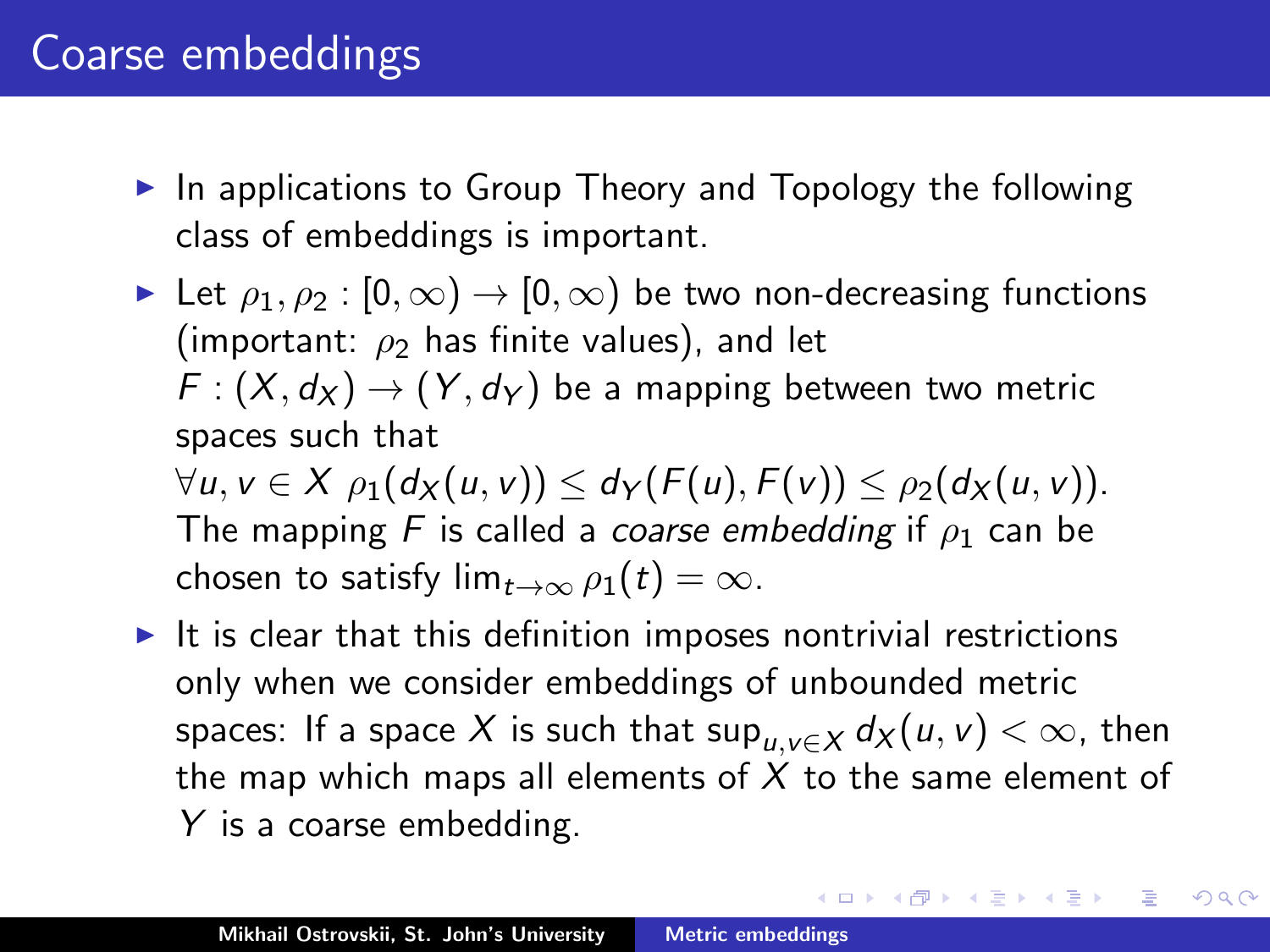# Coarse embeddings

- In applications to Group Theory and Topology the following class of embeddings is important.
- Let $\rho_1, \rho_2 : [0, \infty) \to [0, \infty)$ be two non-decreasing functions (important: $\rho_2$ has finite values), and let $F : (X, d_X) \to (Y, d_Y)$ be a mapping between two metric spaces such that
  $\forall u, v \in X \ \rho_1(d_X(u, v)) \leq d_Y(F(u), F(v)) \leq \rho_2(d_X(u, v))$.
  The mapping $F$ is called a *coarse embedding* if $\rho_1$ can be chosen to satisfy $\lim_{t \to \infty} \rho_1(t) = \infty$.
- It is clear that this definition imposes nontrivial restrictions only when we consider embeddings of unbounded metric spaces: If a space $X$ is such that $\sup_{u,v \in X} d_X(u, v) < \infty$, then the map which maps all elements of $X$ to the same element of $Y$ is a coarse embedding.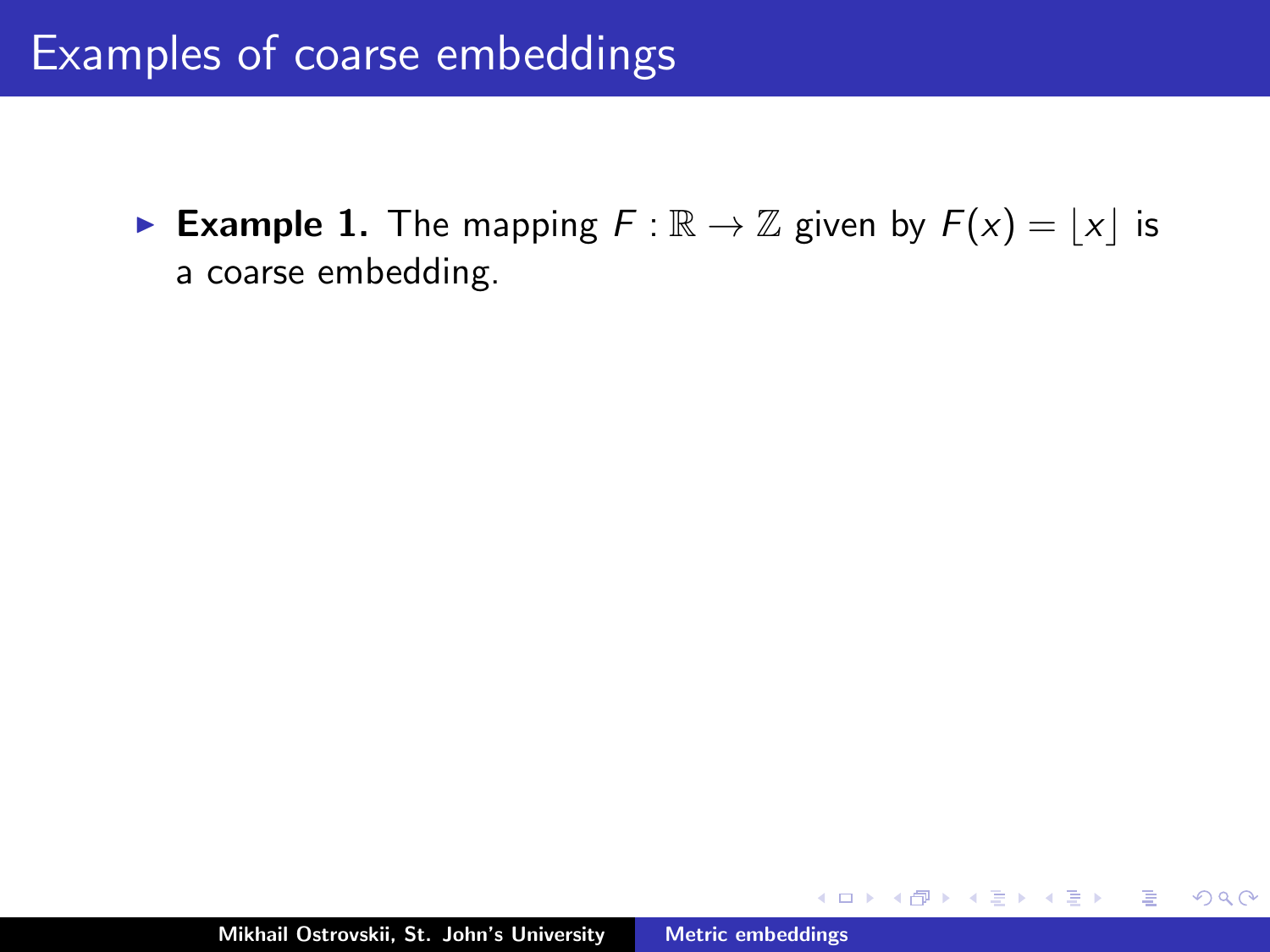# Examples of coarse embeddings

- **Example 1.** The mapping $F : \mathbb{R} \to \mathbb{Z}$ given by $F(x) = \lfloor x \rfloor$ is a coarse embedding.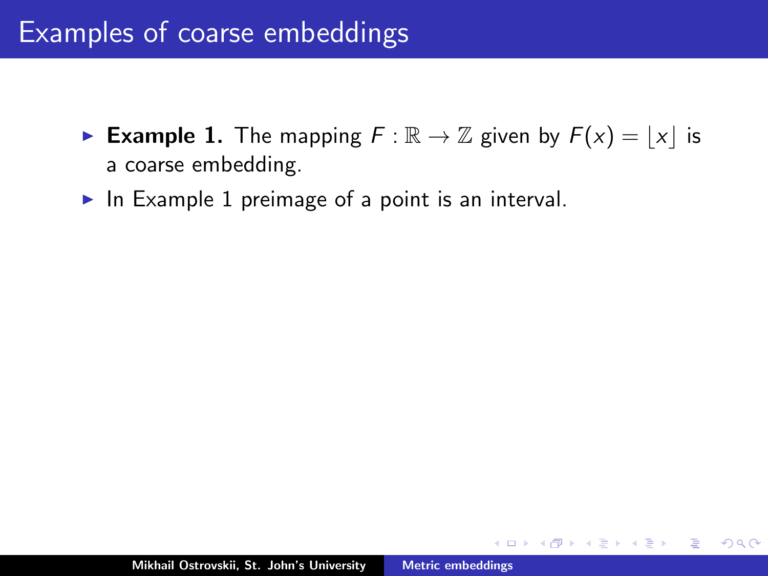# Examples of coarse embeddings

- **Example 1.** The mapping $F : \mathbb{R} \to \mathbb{Z}$ given by $F(x) = \lfloor x \rfloor$ is a coarse embedding.
- In Example 1 preimage of a point is an interval.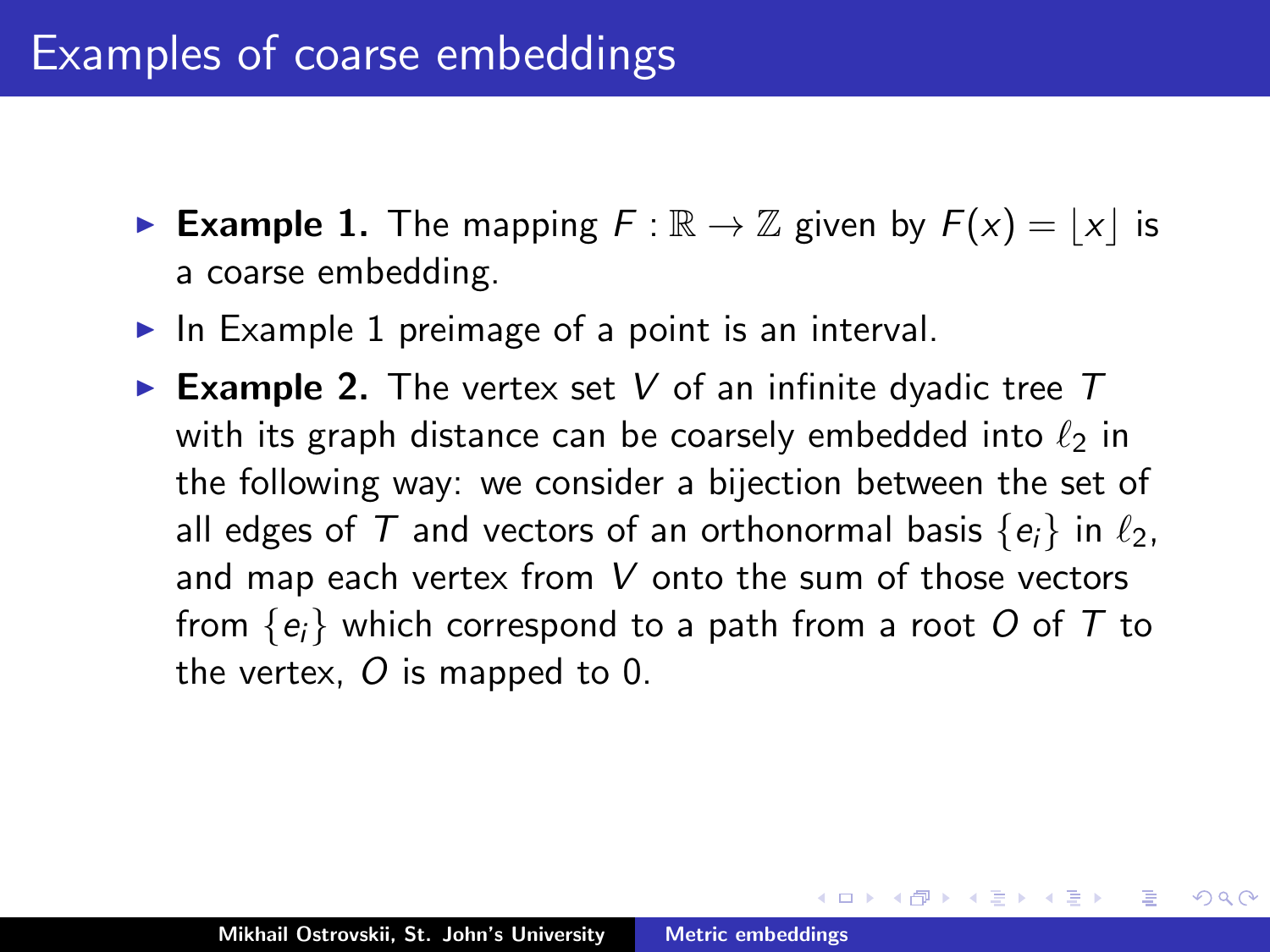# Examples of coarse embeddings

- **Example 1.** The mapping $F : \mathbb{R} \to \mathbb{Z}$ given by $F(x) = \lfloor x \rfloor$ is a coarse embedding.
- In Example 1 preimage of a point is an interval.
- **Example 2.** The vertex set $V$ of an infinite dyadic tree $T$ with its graph distance can be coarsely embedded into $\ell_2$ in the following way: we consider a bijection between the set of all edges of $T$ and vectors of an orthonormal basis $\{e_i\}$ in $\ell_2$, and map each vertex from $V$ onto the sum of those vectors from $\{e_i\}$ which correspond to a path from a root $O$ of $T$ to the vertex, $O$ is mapped to 0.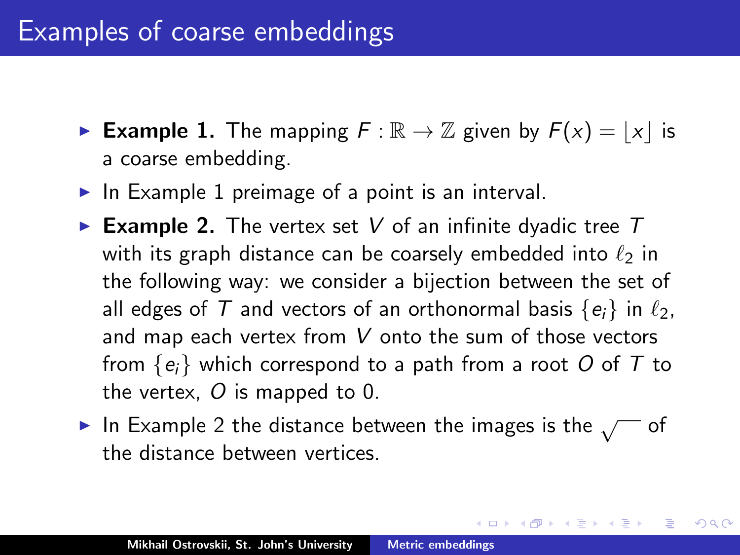# Examples of coarse embeddings

- **Example 1.** The mapping $F : \mathbb{R} \to \mathbb{Z}$ given by $F(x) = \lfloor x \rfloor$ is a coarse embedding.
- In Example 1 preimage of a point is an interval.
- **Example 2.** The vertex set $V$ of an infinite dyadic tree $T$ with its graph distance can be coarsely embedded into $\ell_2$ in the following way: we consider a bijection between the set of all edges of $T$ and vectors of an orthonormal basis $\{e_i\}$ in $\ell_2$, and map each vertex from $V$ onto the sum of those vectors from $\{e_i\}$ which correspond to a path from a root $O$ of $T$ to the vertex, $O$ is mapped to 0.
- In Example 2 the distance between the images is the $\sqrt{\phantom{x}}$ of the distance between vertices.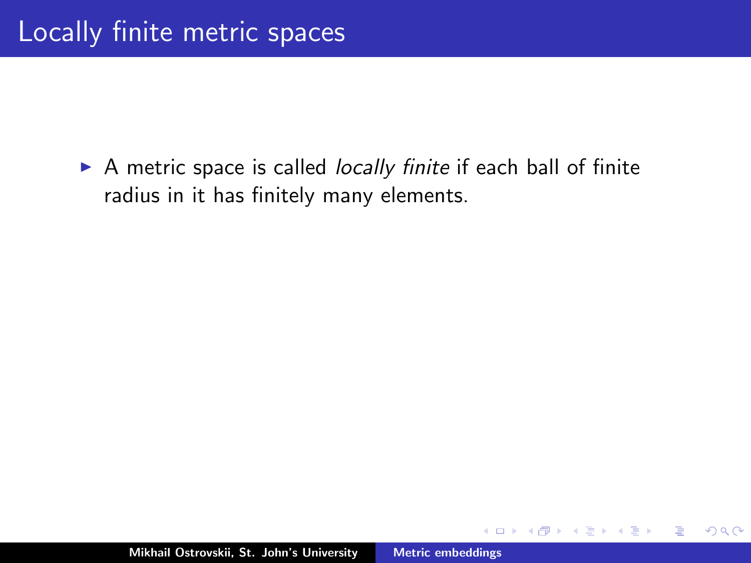# Locally finite metric spaces

- A metric space is called *locally finite* if each ball of finite radius in it has finitely many elements.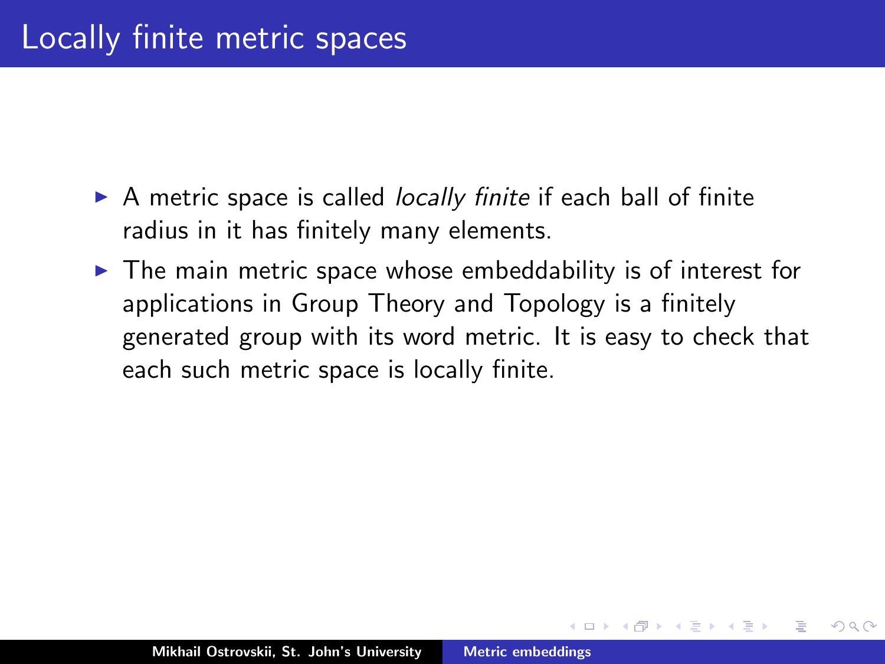# Locally finite metric spaces

- A metric space is called *locally finite* if each ball of finite radius in it has finitely many elements.
- The main metric space whose embeddability is of interest for applications in Group Theory and Topology is a finitely generated group with its word metric. It is easy to check that each such metric space is locally finite.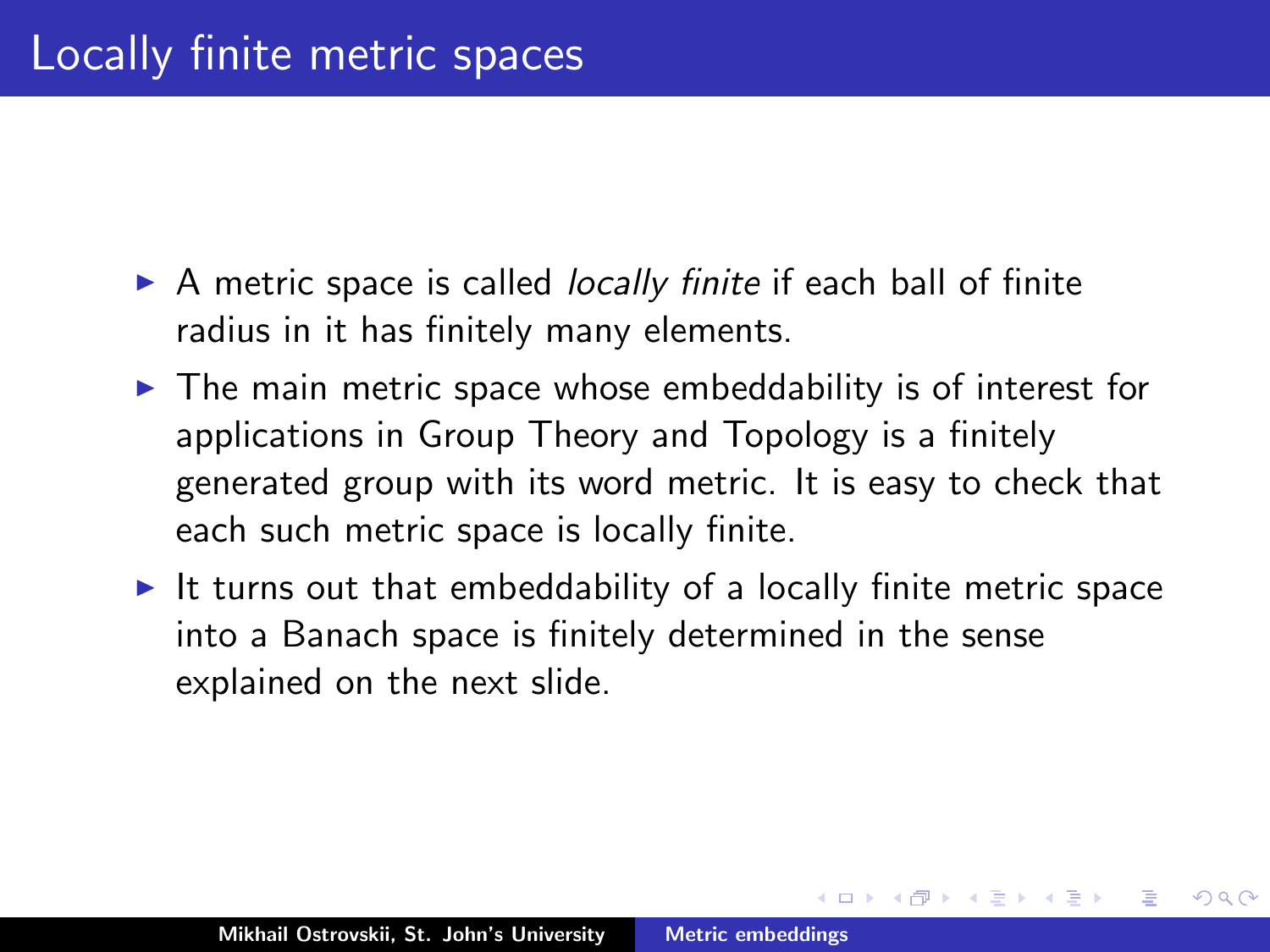# Locally finite metric spaces

- A metric space is called *locally finite* if each ball of finite radius in it has finitely many elements.
- The main metric space whose embeddability is of interest for applications in Group Theory and Topology is a finitely generated group with its word metric. It is easy to check that each such metric space is locally finite.
- It turns out that embeddability of a locally finite metric space into a Banach space is finitely determined in the sense explained on the next slide.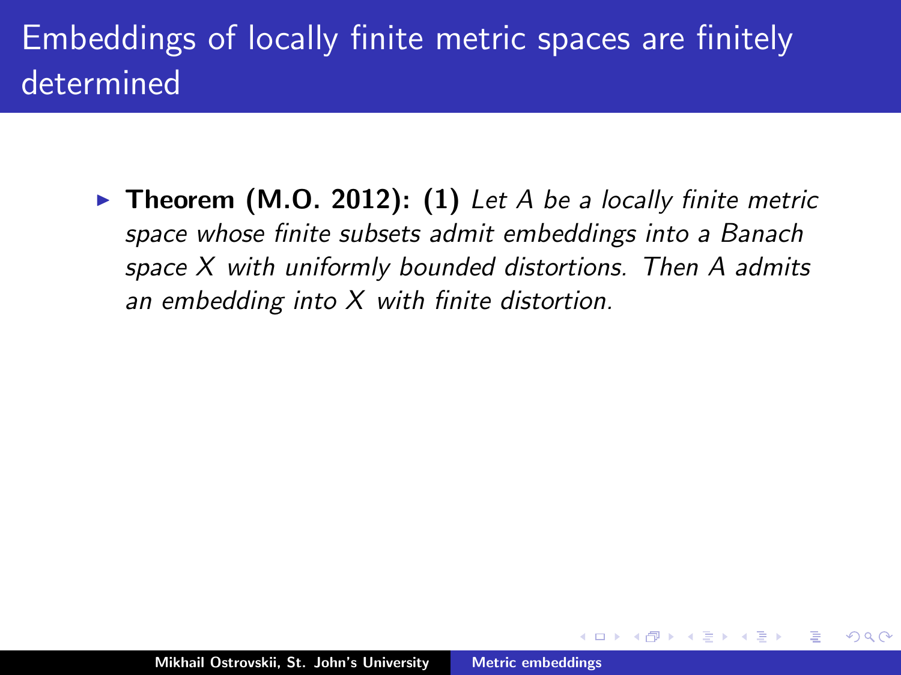# Embeddings of locally finite metric spaces are finitely determined

- **Theorem (M.O. 2012): (1)** *Let $A$ be a locally finite metric space whose finite subsets admit embeddings into a Banach space $X$ with uniformly bounded distortions. Then $A$ admits an embedding into $X$ with finite distortion.*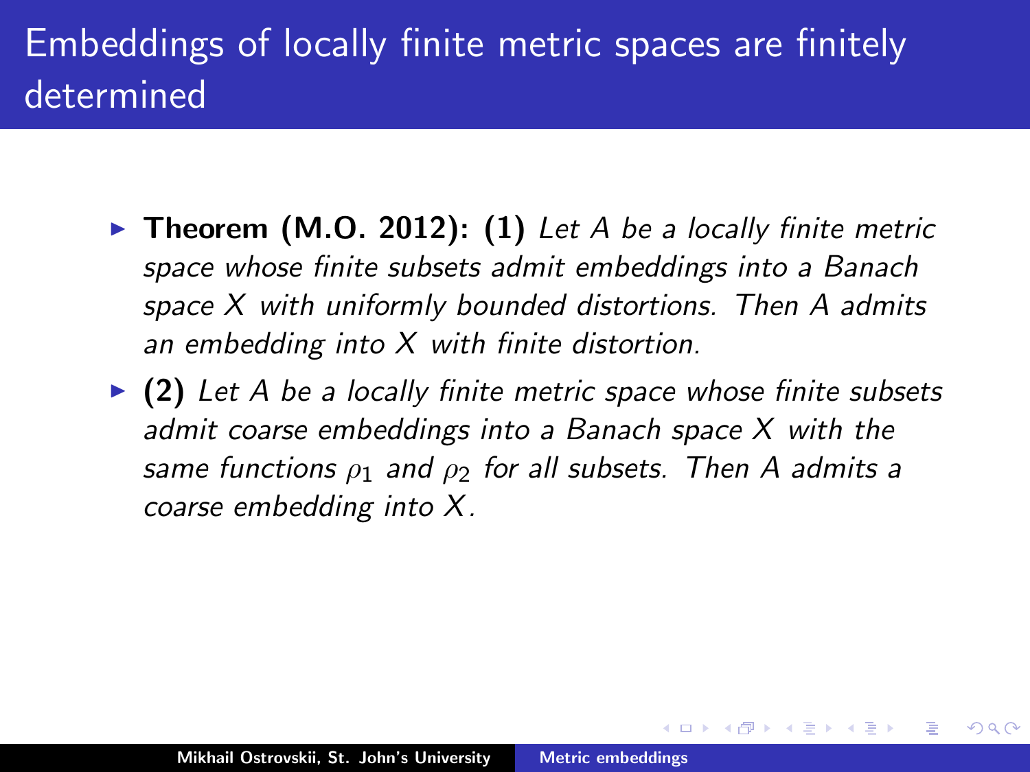# Embeddings of locally finite metric spaces are finitely determined

- **Theorem (M.O. 2012): (1)** *Let $A$ be a locally finite metric space whose finite subsets admit embeddings into a Banach space $X$ with uniformly bounded distortions. Then $A$ admits an embedding into $X$ with finite distortion.*
- **(2)** *Let $A$ be a locally finite metric space whose finite subsets admit coarse embeddings into a Banach space $X$ with the same functions $\rho_1$ and $\rho_2$ for all subsets. Then $A$ admits a coarse embedding into $X$.*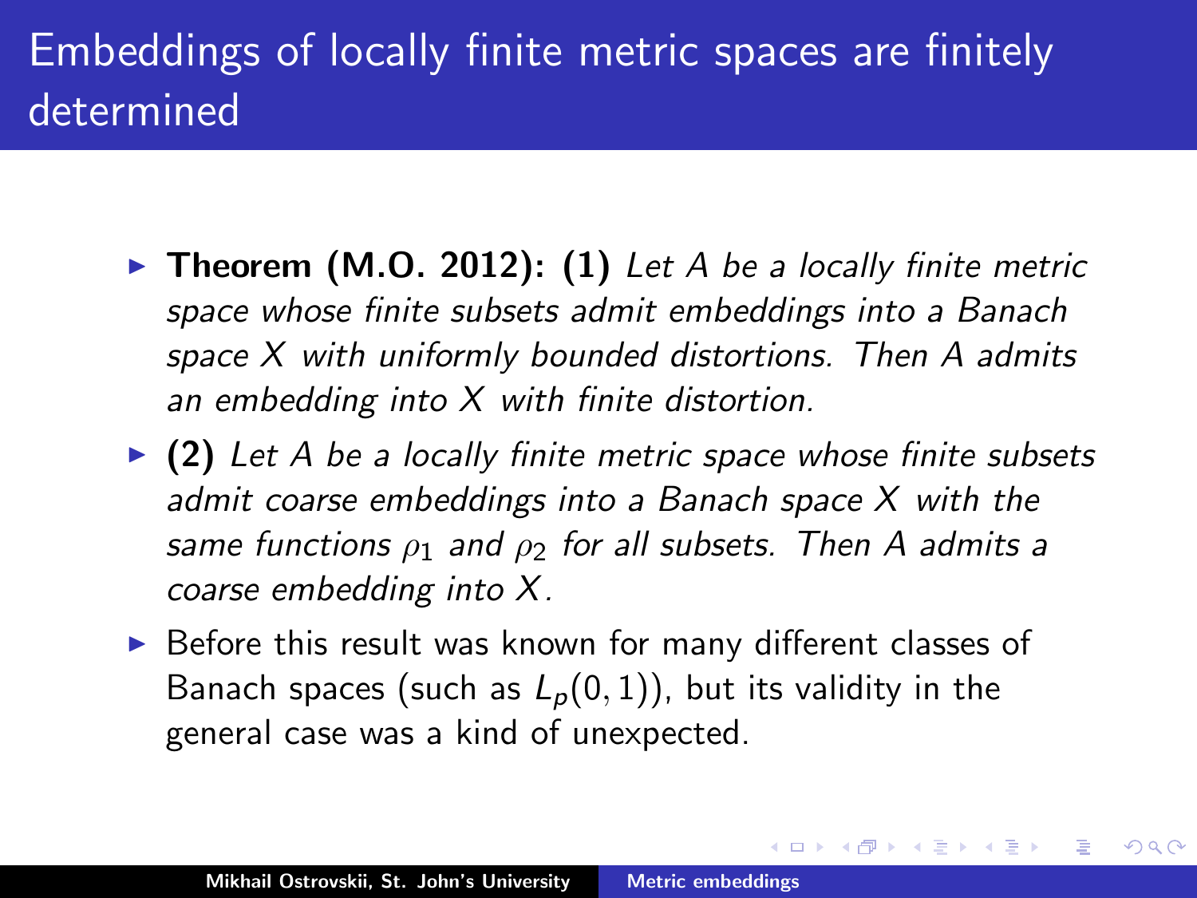# Embeddings of locally finite metric spaces are finitely determined

- **Theorem (M.O. 2012): (1)** *Let $A$ be a locally finite metric space whose finite subsets admit embeddings into a Banach space $X$ with uniformly bounded distortions. Then $A$ admits an embedding into $X$ with finite distortion.*
- **(2)** *Let $A$ be a locally finite metric space whose finite subsets admit coarse embeddings into a Banach space $X$ with the same functions $\rho_1$ and $\rho_2$ for all subsets. Then $A$ admits a coarse embedding into $X$.*
- Before this result was known for many different classes of Banach spaces (such as $L_p(0,1)$), but its validity in the general case was a kind of unexpected.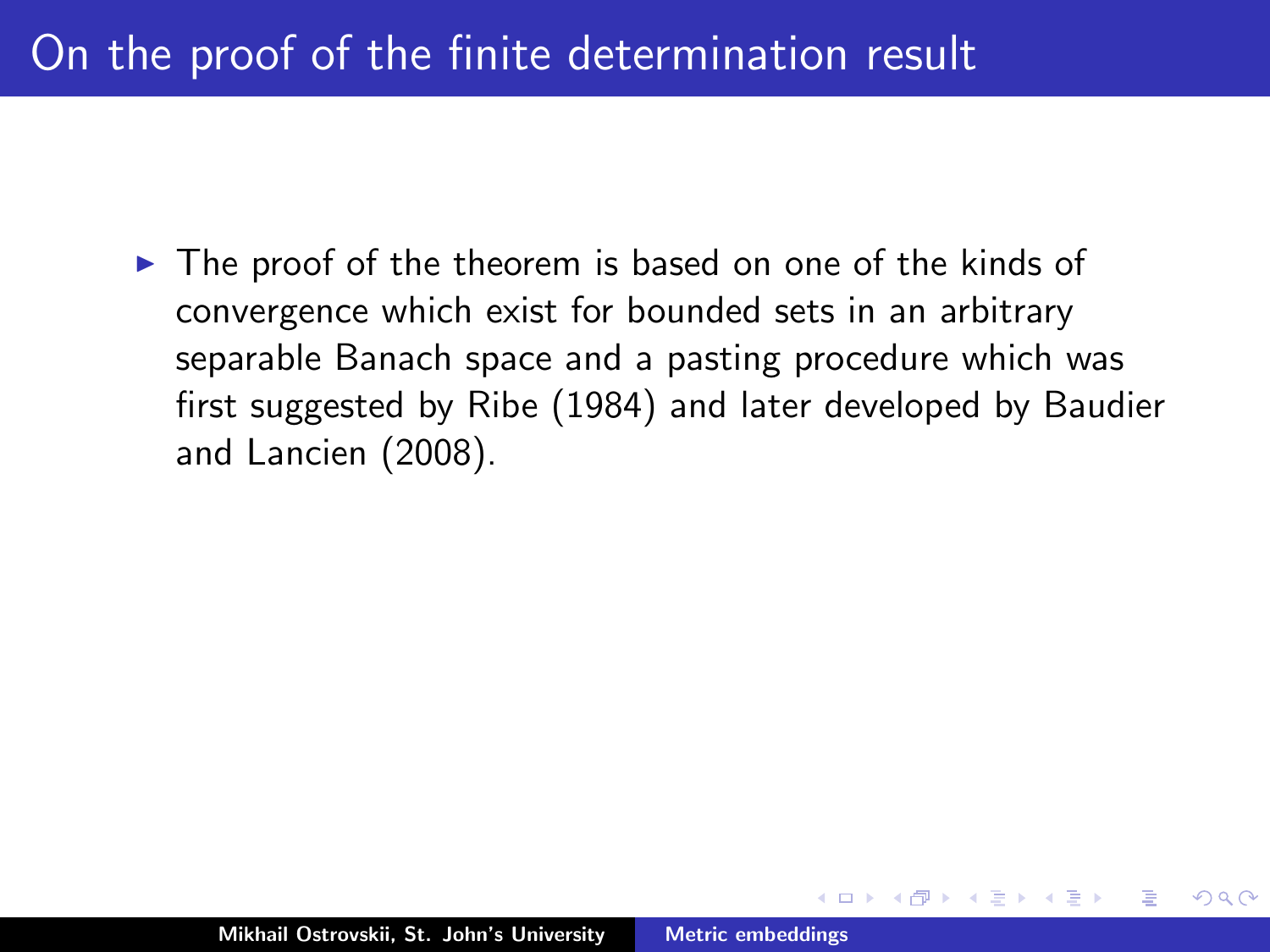# On the proof of the finite determination result

- The proof of the theorem is based on one of the kinds of convergence which exist for bounded sets in an arbitrary separable Banach space and a pasting procedure which was first suggested by Ribe (1984) and later developed by Baudier and Lancien (2008).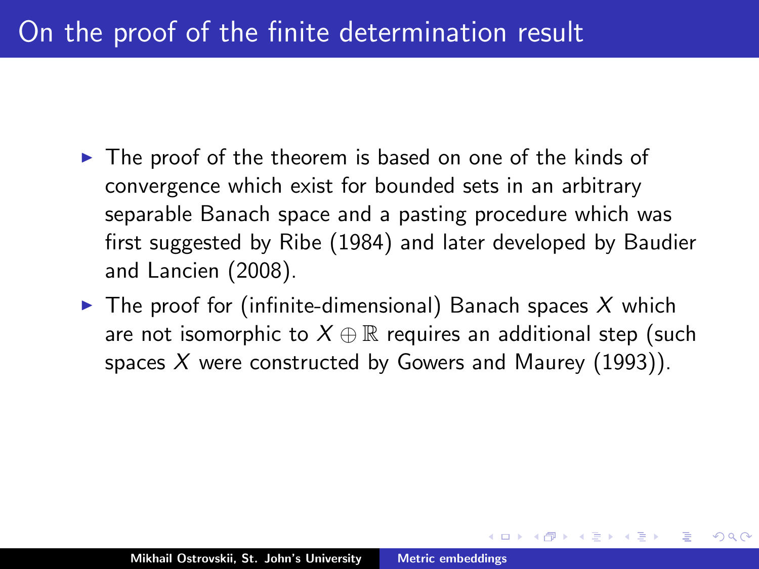# On the proof of the finite determination result

- The proof of the theorem is based on one of the kinds of convergence which exist for bounded sets in an arbitrary separable Banach space and a pasting procedure which was first suggested by Ribe (1984) and later developed by Baudier and Lancien (2008).
- The proof for (infinite-dimensional) Banach spaces $X$ which are not isomorphic to $X \oplus \mathbb{R}$ requires an additional step (such spaces $X$ were constructed by Gowers and Maurey (1993)).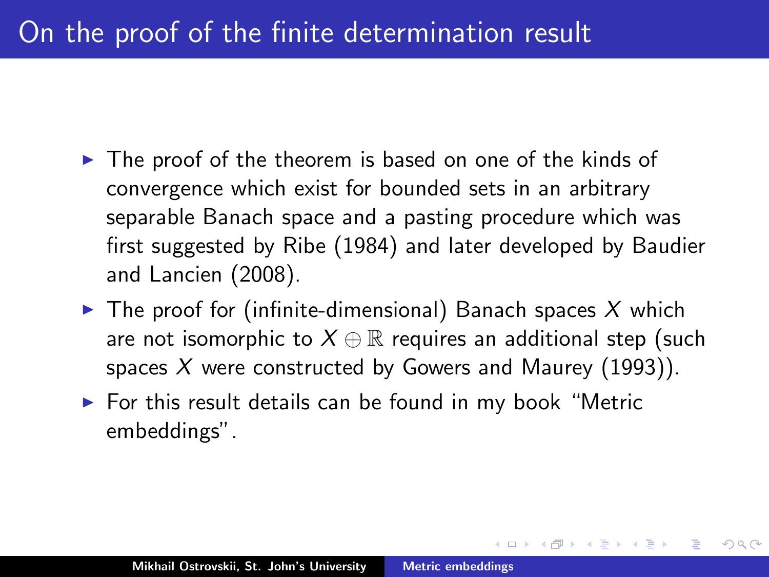# On the proof of the finite determination result

- The proof of the theorem is based on one of the kinds of convergence which exist for bounded sets in an arbitrary separable Banach space and a pasting procedure which was first suggested by Ribe (1984) and later developed by Baudier and Lancien (2008).
- The proof for (infinite-dimensional) Banach spaces $X$ which are not isomorphic to $X \oplus \mathbb{R}$ requires an additional step (such spaces $X$ were constructed by Gowers and Maurey (1993)).
- For this result details can be found in my book "Metric embeddings".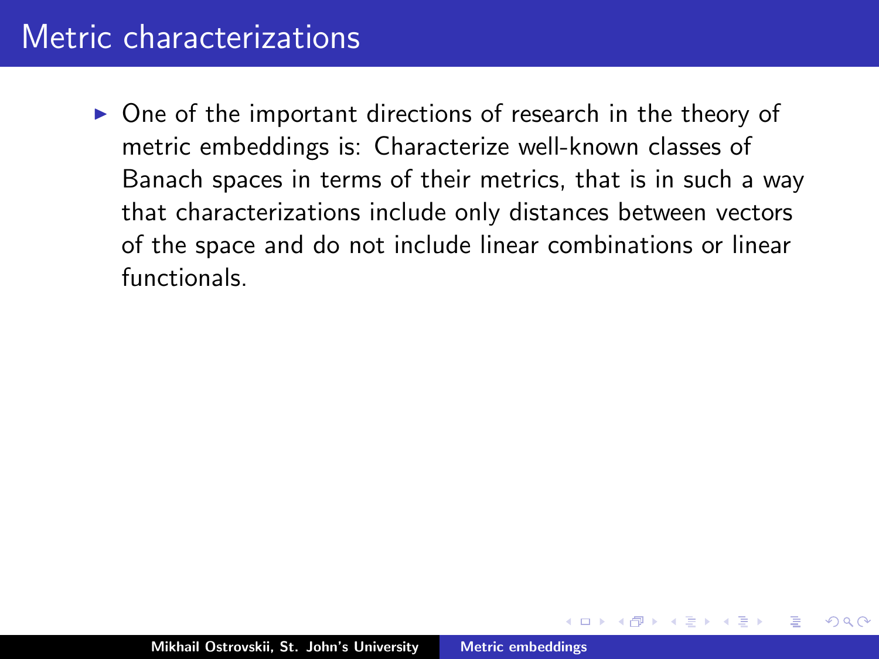# Metric characterizations

- One of the important directions of research in the theory of metric embeddings is: Characterize well-known classes of Banach spaces in terms of their metrics, that is in such a way that characterizations include only distances between vectors of the space and do not include linear combinations or linear functionals.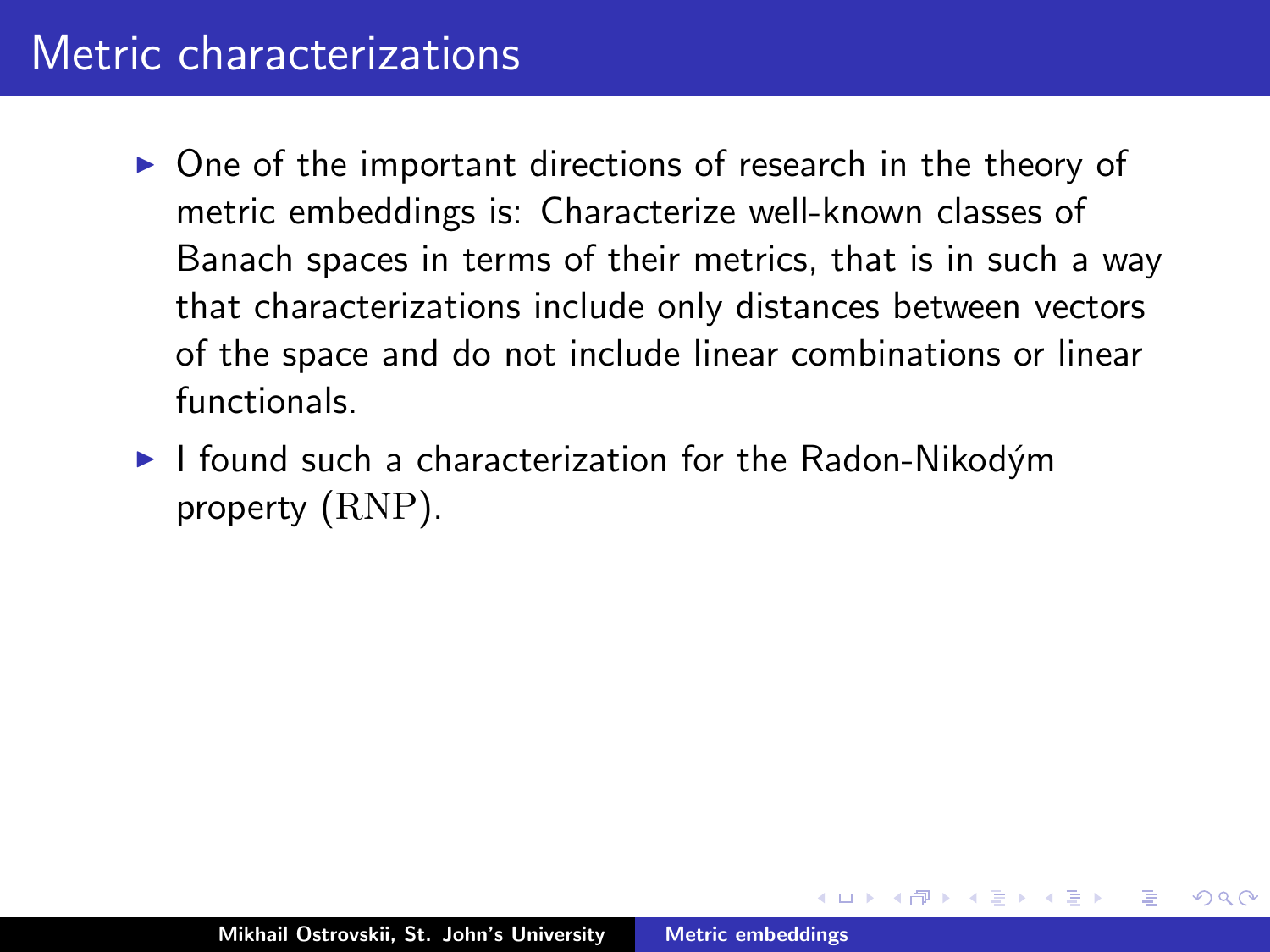# Metric characterizations

- One of the important directions of research in the theory of metric embeddings is: Characterize well-known classes of Banach spaces in terms of their metrics, that is in such a way that characterizations include only distances between vectors of the space and do not include linear combinations or linear functionals.
- I found such a characterization for the Radon-Nikodým property $(\mathrm{RNP})$.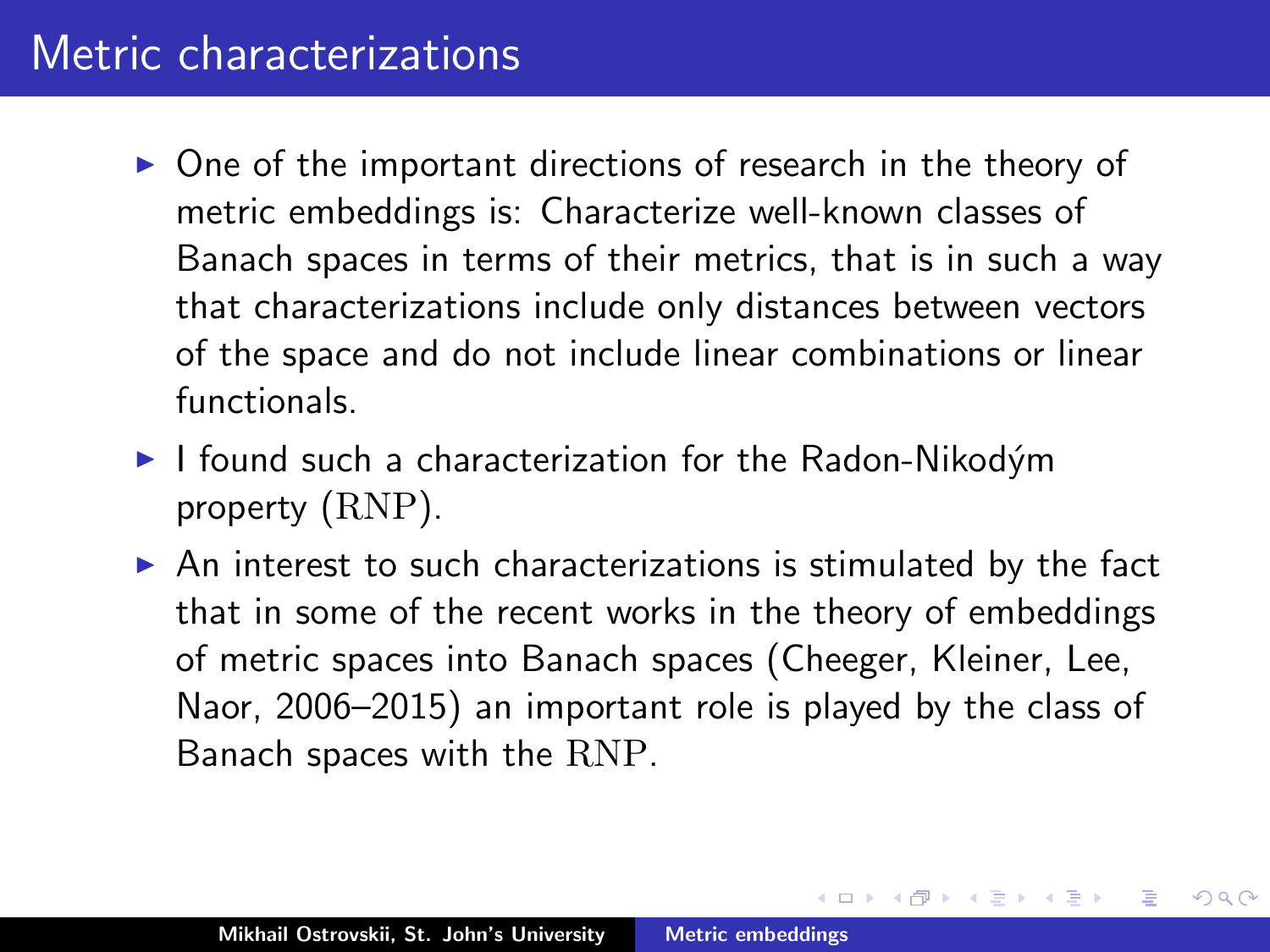# Metric characterizations

- One of the important directions of research in the theory of metric embeddings is: Characterize well-known classes of Banach spaces in terms of their metrics, that is in such a way that characterizations include only distances between vectors of the space and do not include linear combinations or linear functionals.
- I found such a characterization for the Radon-Nikodým property $(\mathrm{RNP})$.
- An interest to such characterizations is stimulated by the fact that in some of the recent works in the theory of embeddings of metric spaces into Banach spaces (Cheeger, Kleiner, Lee, Naor, 2006–2015) an important role is played by the class of Banach spaces with the $\mathrm{RNP}$.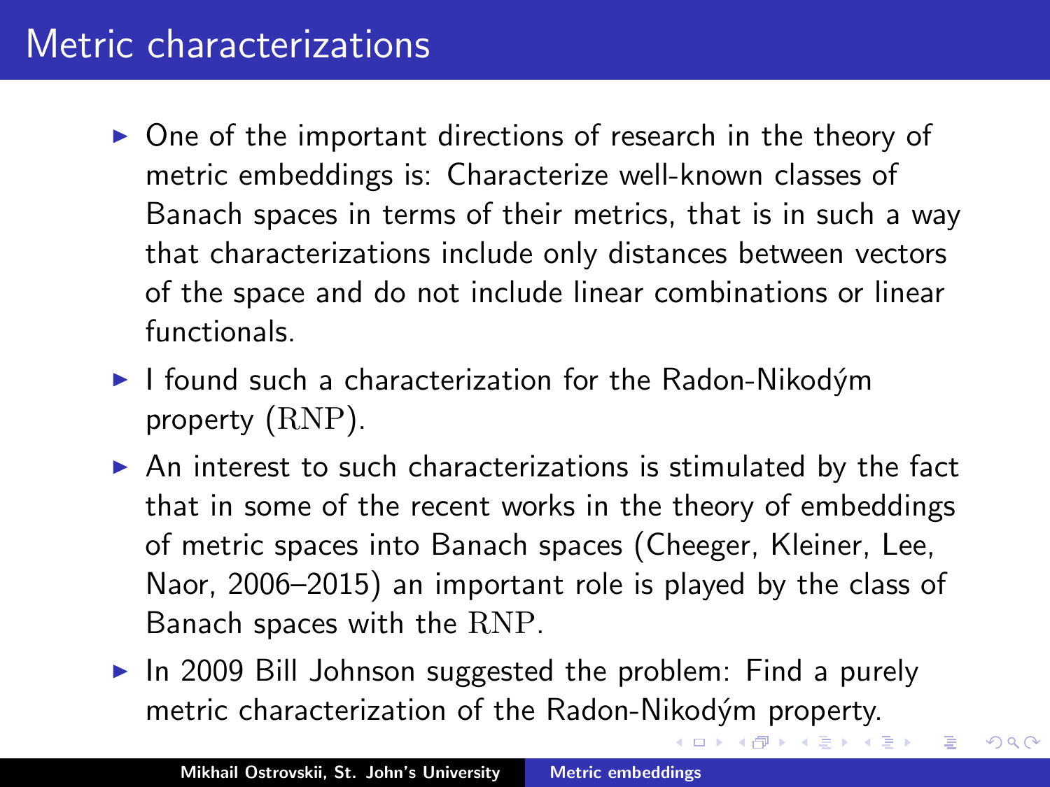# Metric characterizations

- One of the important directions of research in the theory of metric embeddings is: Characterize well-known classes of Banach spaces in terms of their metrics, that is in such a way that characterizations include only distances between vectors of the space and do not include linear combinations or linear functionals.
- I found such a characterization for the Radon-Nikodým property ($\mathrm{RNP}$).
- An interest to such characterizations is stimulated by the fact that in some of the recent works in the theory of embeddings of metric spaces into Banach spaces (Cheeger, Kleiner, Lee, Naor, 2006–2015) an important role is played by the class of Banach spaces with the $\mathrm{RNP}$.
- In 2009 Bill Johnson suggested the problem: Find a purely metric characterization of the Radon-Nikodým property.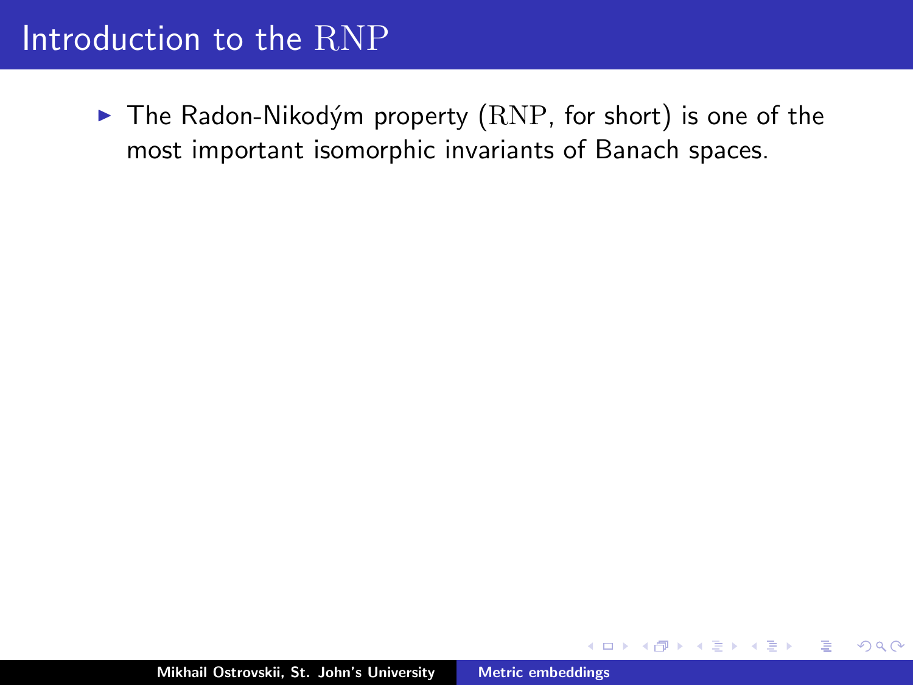# Introduction to the $\mathrm{RNP}$

- The Radon-Nikodým property ($\mathrm{RNP}$, for short) is one of the most important isomorphic invariants of Banach spaces.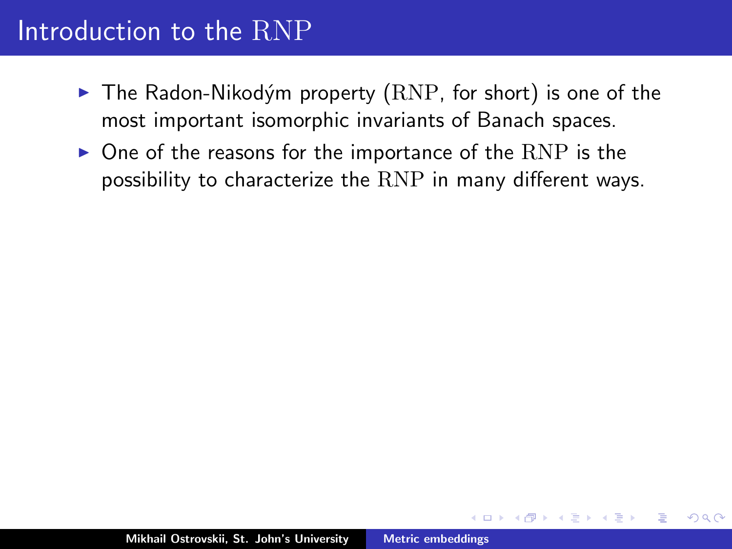# Introduction to the $\mathrm{RNP}$

- The Radon-Nikodým property ($\mathrm{RNP}$, for short) is one of the most important isomorphic invariants of Banach spaces.
- One of the reasons for the importance of the $\mathrm{RNP}$ is the possibility to characterize the $\mathrm{RNP}$ in many different ways.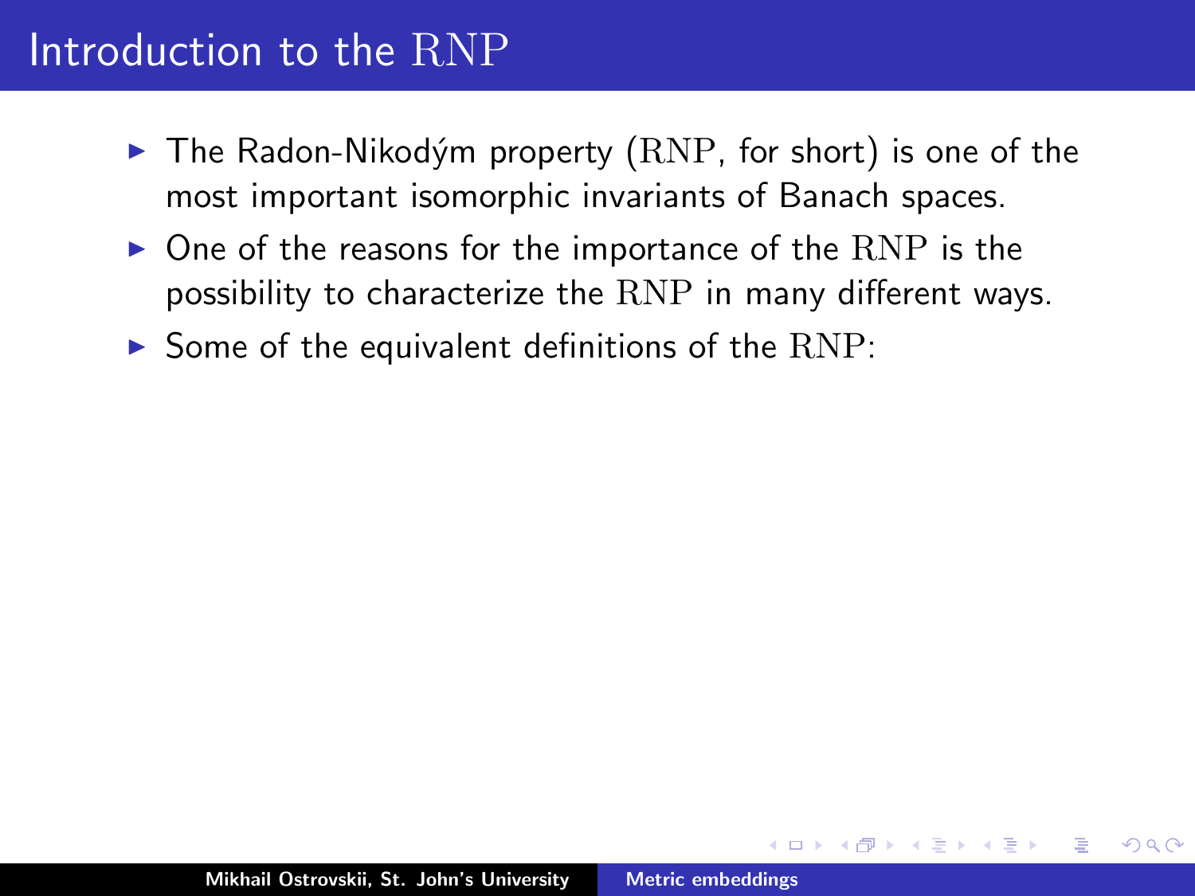# Introduction to the $\mathrm{RNP}$

- The Radon-Nikodým property ($\mathrm{RNP}$, for short) is one of the most important isomorphic invariants of Banach spaces.
- One of the reasons for the importance of the $\mathrm{RNP}$ is the possibility to characterize the $\mathrm{RNP}$ in many different ways.
- Some of the equivalent definitions of the $\mathrm{RNP}$: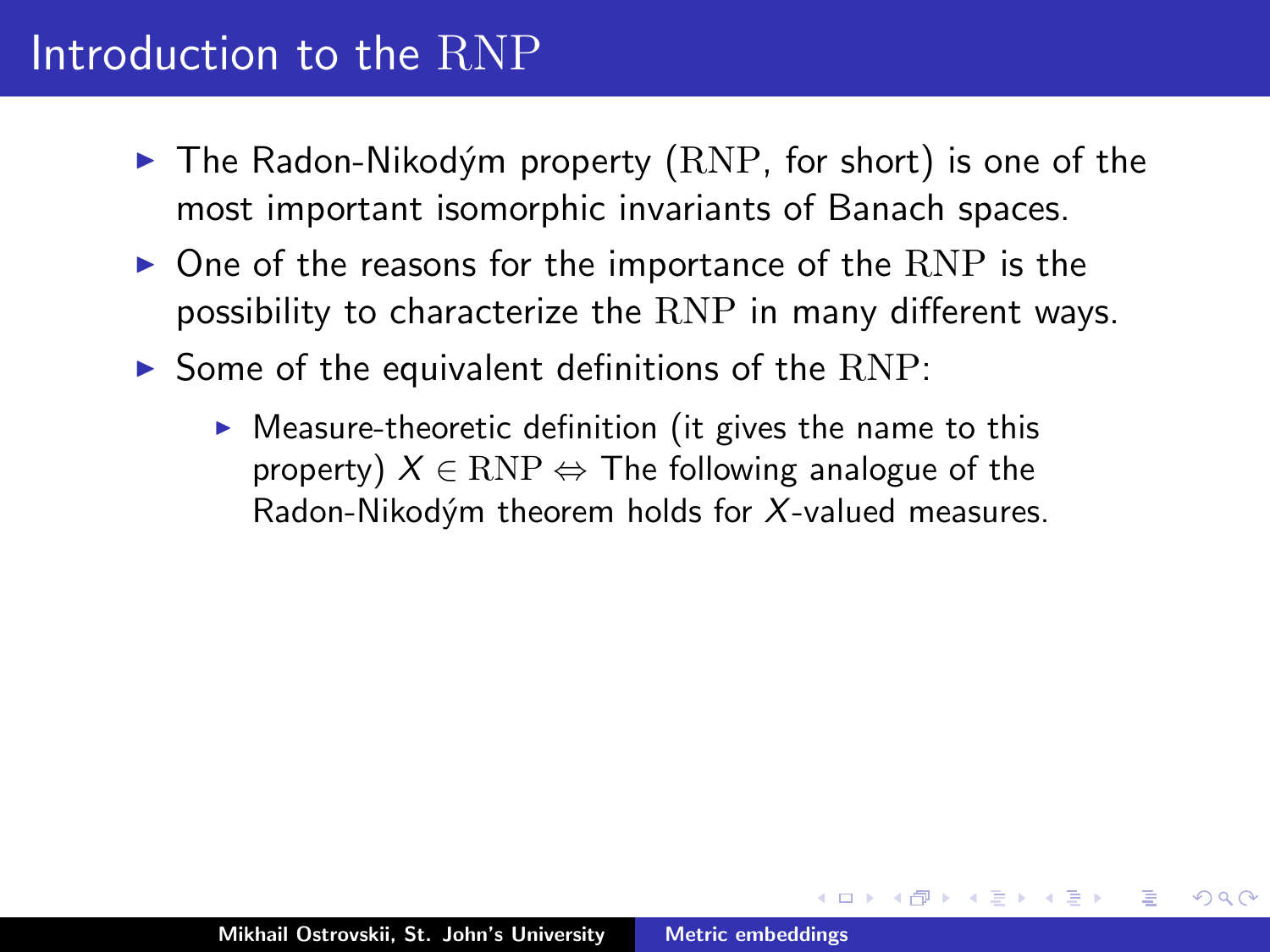# Introduction to the $\mathrm{RNP}$

- The Radon-Nikodým property ($\mathrm{RNP}$, for short) is one of the most important isomorphic invariants of Banach spaces.
- One of the reasons for the importance of the $\mathrm{RNP}$ is the possibility to characterize the $\mathrm{RNP}$ in many different ways.
- Some of the equivalent definitions of the $\mathrm{RNP}$:
  - Measure-theoretic definition (it gives the name to this property) $X \in \mathrm{RNP} \Leftrightarrow$ The following analogue of the Radon-Nikodým theorem holds for $X$-valued measures.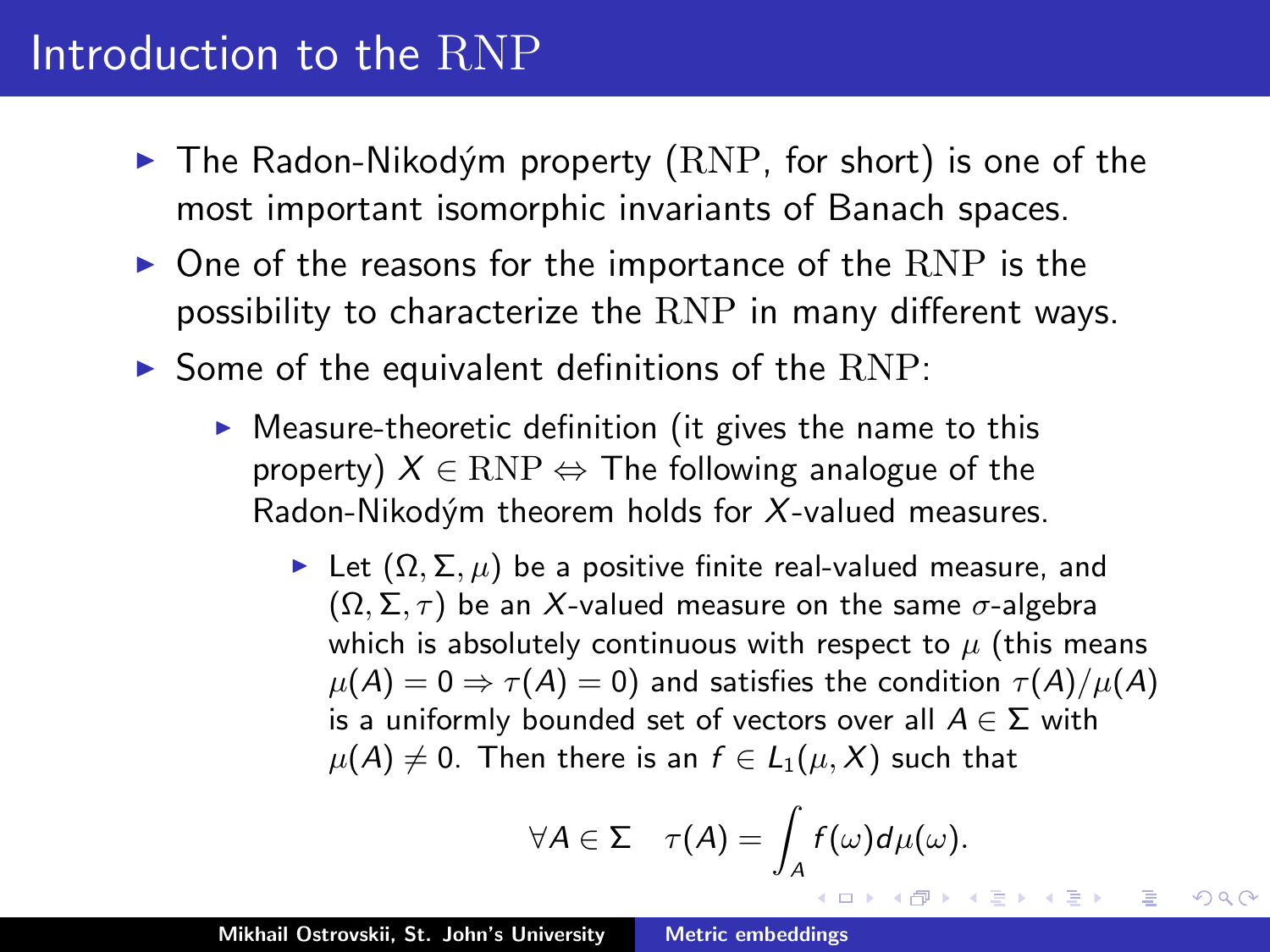# Introduction to the $\mathrm{RNP}$

- The Radon-Nikodým property ($\mathrm{RNP}$, for short) is one of the most important isomorphic invariants of Banach spaces.
- One of the reasons for the importance of the $\mathrm{RNP}$ is the possibility to characterize the $\mathrm{RNP}$ in many different ways.
- Some of the equivalent definitions of the $\mathrm{RNP}$:
  - Measure-theoretic definition (it gives the name to this property) $X \in \mathrm{RNP} \Leftrightarrow$ The following analogue of the Radon-Nikodým theorem holds for $X$-valued measures.
    - Let $(\Omega, \Sigma, \mu)$ be a positive finite real-valued measure, and $(\Omega, \Sigma, \tau)$ be an $X$-valued measure on the same $\sigma$-algebra which is absolutely continuous with respect to $\mu$ (this means $\mu(A) = 0 \Rightarrow \tau(A) = 0$) and satisfies the condition $\tau(A)/\mu(A)$ is a uniformly bounded set of vectors over all $A \in \Sigma$ with $\mu(A) \neq 0$. Then there is an $f \in L_1(\mu, X)$ such that

$$\forall A \in \Sigma \quad \tau(A) = \int_A f(\omega) d\mu(\omega).$$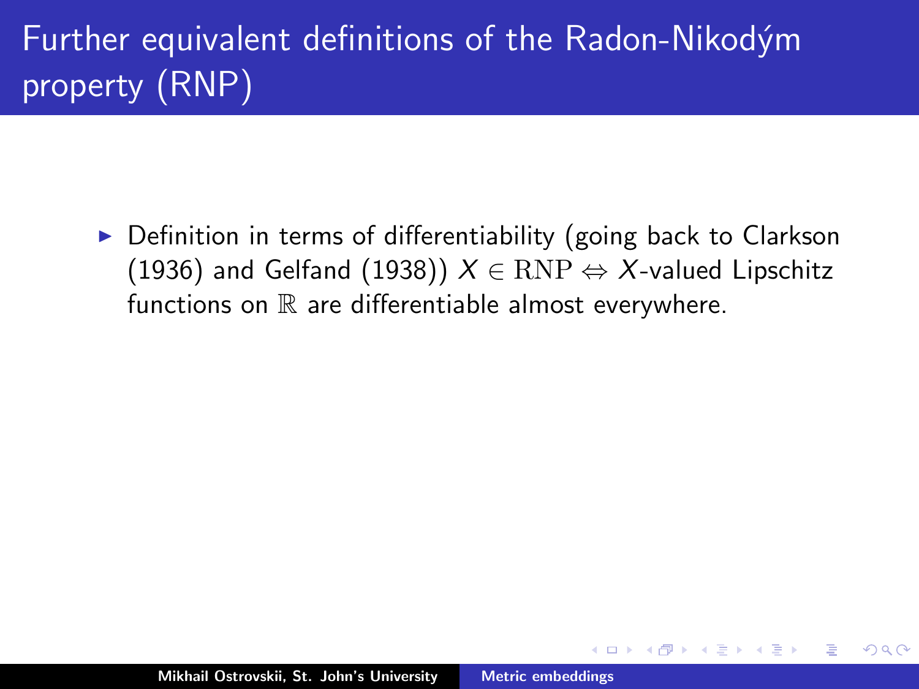# Further equivalent definitions of the Radon-Nikodým property (RNP)

- Definition in terms of differentiability (going back to Clarkson (1936) and Gelfand (1938)) $X \in \mathrm{RNP} \Leftrightarrow X$-valued Lipschitz functions on $\mathbb{R}$ are differentiable almost everywhere.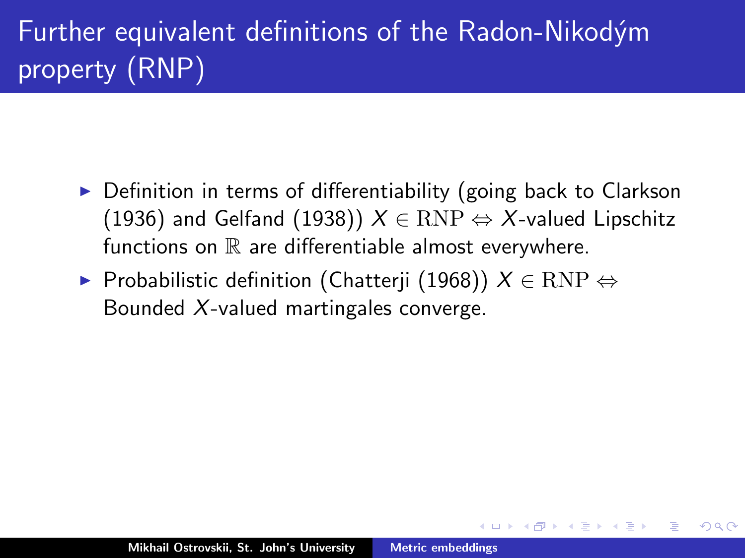# Further equivalent definitions of the Radon-Nikodým property (RNP)

- Definition in terms of differentiability (going back to Clarkson (1936) and Gelfand (1938)) $X \in \mathrm{RNP} \Leftrightarrow X$-valued Lipschitz functions on $\mathbb{R}$ are differentiable almost everywhere.
- Probabilistic definition (Chatterji (1968)) $X \in \mathrm{RNP} \Leftrightarrow$ Bounded $X$-valued martingales converge.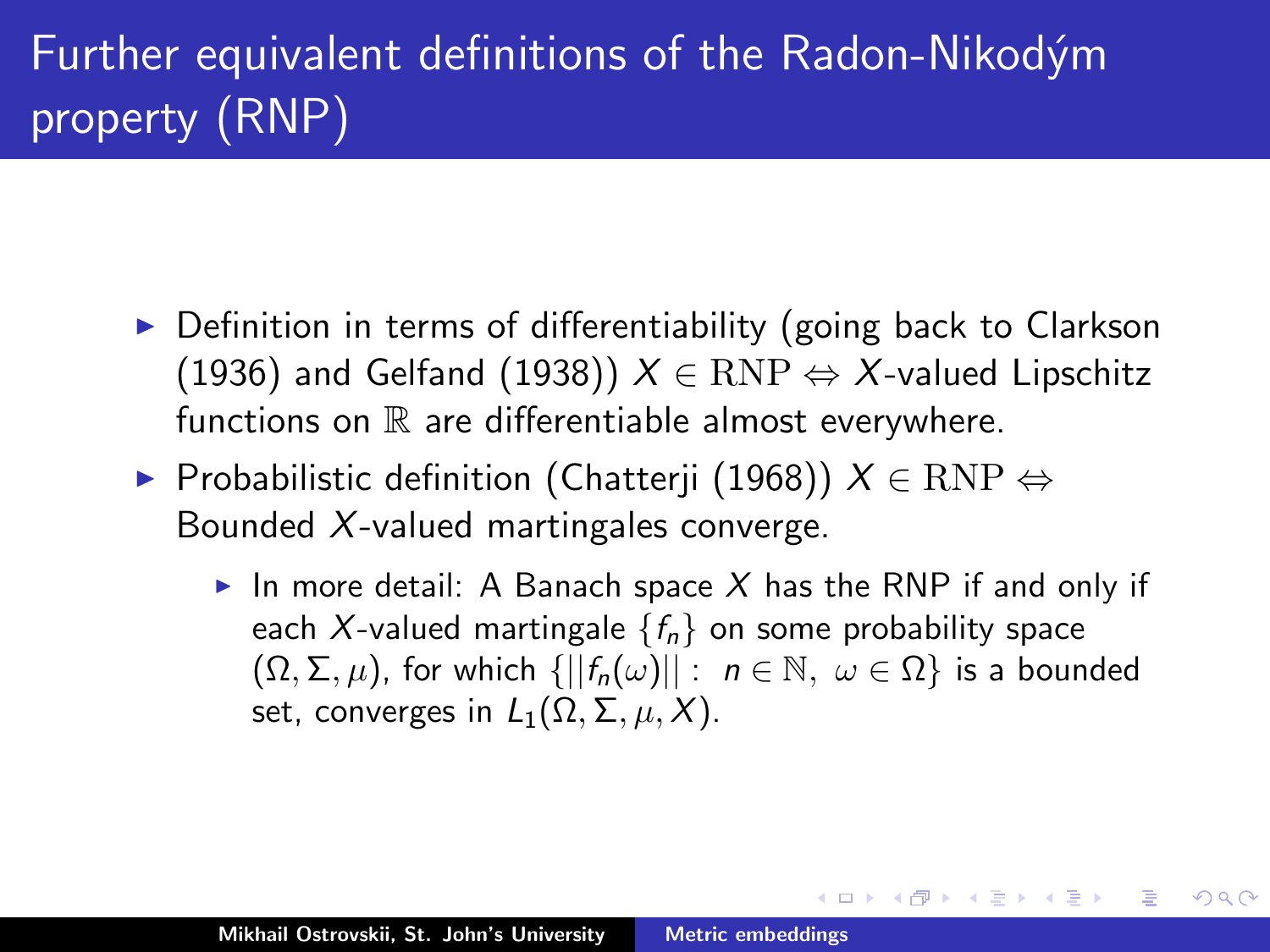# Further equivalent definitions of the Radon-Nikodým property (RNP)

- Definition in terms of differentiability (going back to Clarkson (1936) and Gelfand (1938)) $X \in \mathrm{RNP} \Leftrightarrow X$-valued Lipschitz functions on $\mathbb{R}$ are differentiable almost everywhere.
- Probabilistic definition (Chatterji (1968)) $X \in \mathrm{RNP} \Leftrightarrow$ Bounded $X$-valued martingales converge.
  - In more detail: A Banach space $X$ has the RNP if and only if each $X$-valued martingale $\{f_n\}$ on some probability space $(\Omega, \Sigma, \mu)$, for which $\{||f_n(\omega)|| : \ n \in \mathbb{N}, \ \omega \in \Omega\}$ is a bounded set, converges in $L_1(\Omega, \Sigma, \mu, X)$.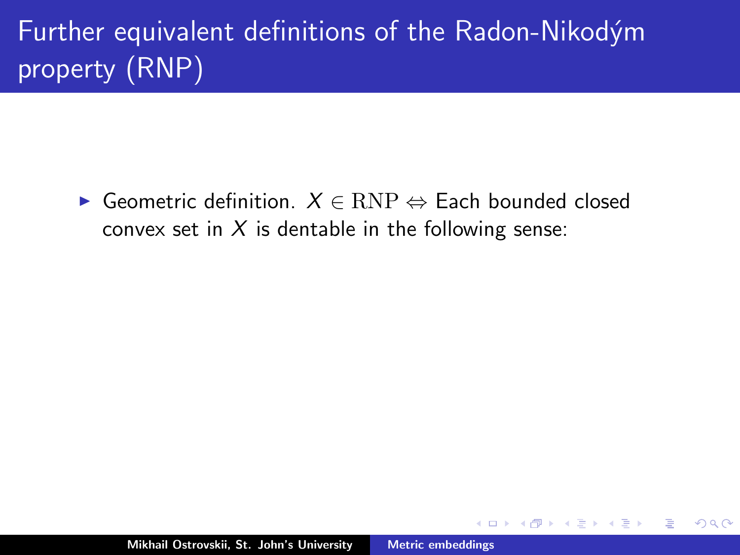# Further equivalent definitions of the Radon-Nikodým property (RNP)

- Geometric definition. $X \in \mathrm{RNP} \Leftrightarrow$ Each bounded closed convex set in $X$ is dentable in the following sense: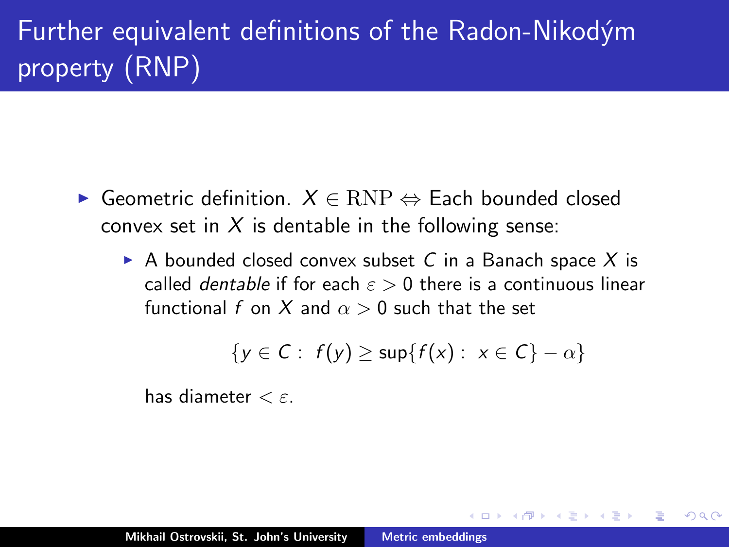# Further equivalent definitions of the Radon-Nikodým property (RNP)

- Geometric definition. $X \in \mathrm{RNP} \Leftrightarrow$ Each bounded closed convex set in $X$ is dentable in the following sense:
  - A bounded closed convex subset $C$ in a Banach space $X$ is called *dentable* if for each $\varepsilon > 0$ there is a continuous linear functional $f$ on $X$ and $\alpha > 0$ such that the set

    $$\{y \in C : \ f(y) \geq \sup\{f(x) : \ x \in C\} - \alpha\}$$

    has diameter $< \varepsilon$.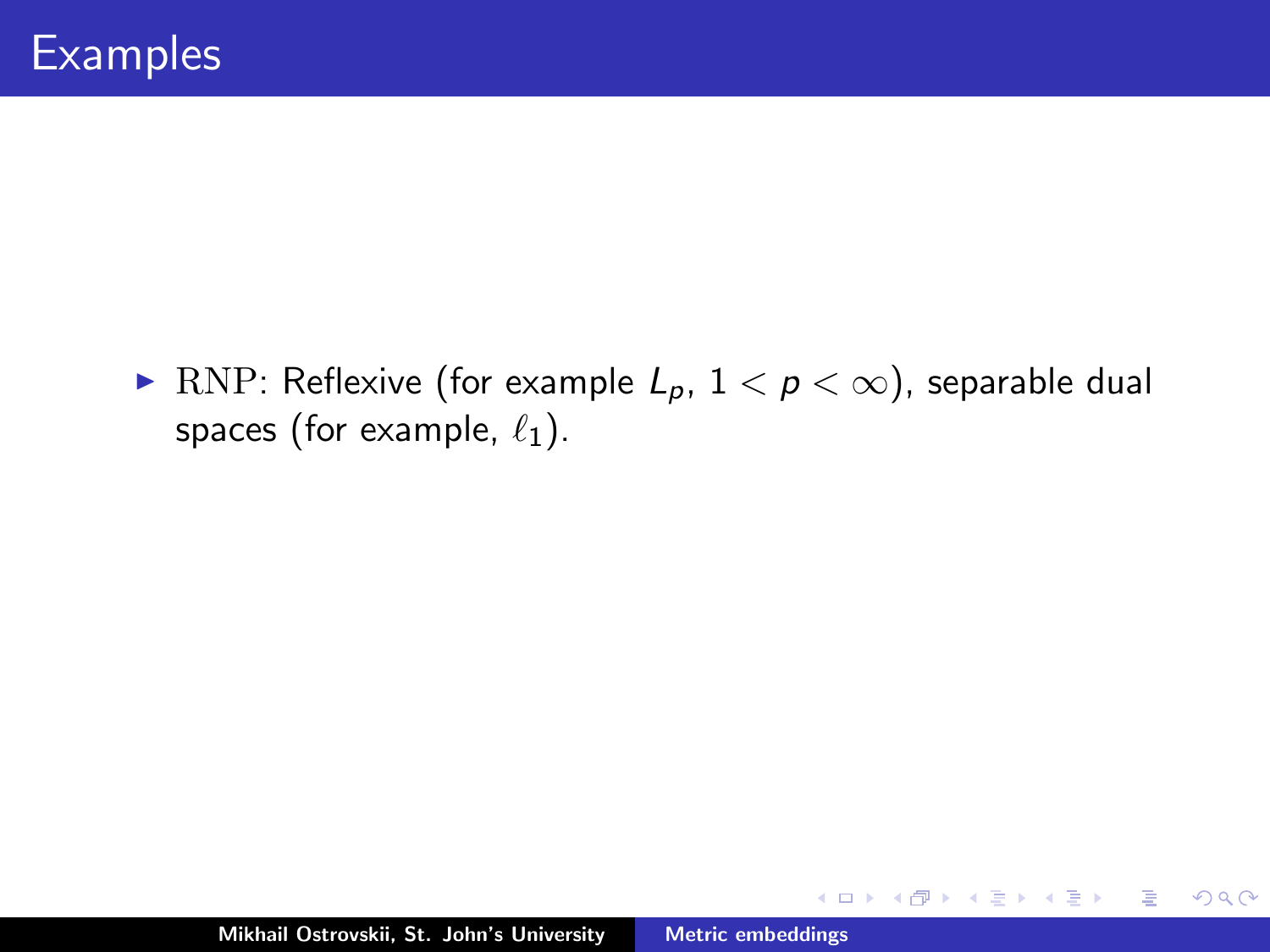# Examples

- RNP: Reflexive (for example $L_p$, $1 < p < \infty$), separable dual spaces (for example, $\ell_1$).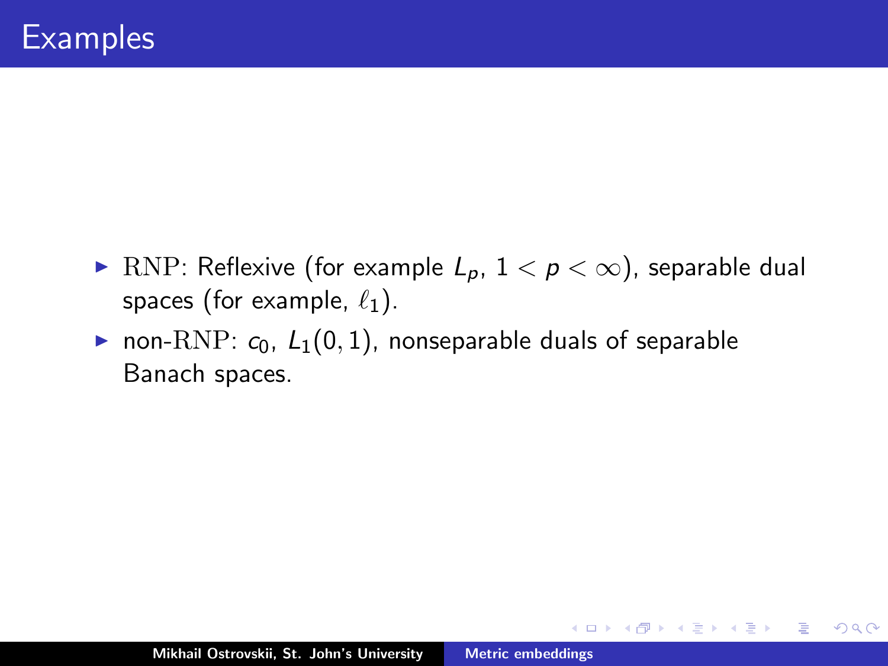# Examples

- RNP: Reflexive (for example $L_p$, $1 < p < \infty$), separable dual spaces (for example, $\ell_1$).
- non-RNP: $c_0$, $L_1(0, 1)$, nonseparable duals of separable Banach spaces.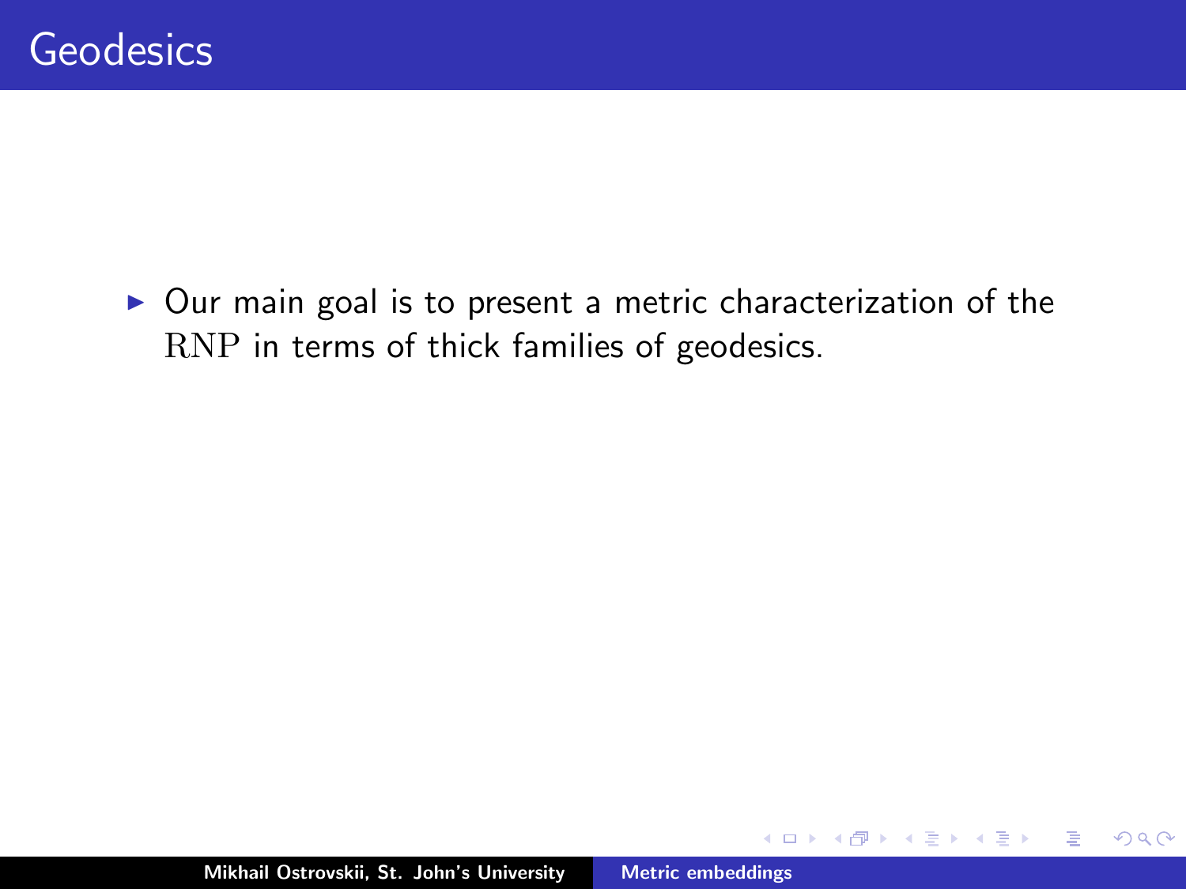# Geodesics

- Our main goal is to present a metric characterization of the $\mathrm{RNP}$ in terms of thick families of geodesics.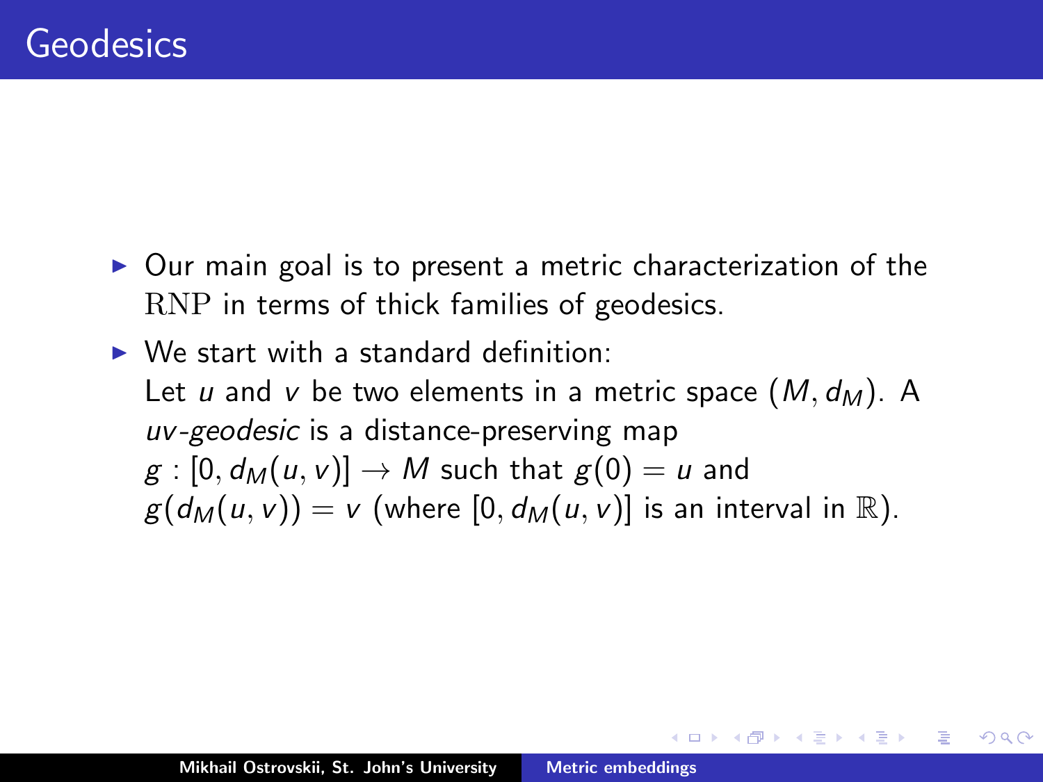# Geodesics

- Our main goal is to present a metric characterization of the $\mathrm{RNP}$ in terms of thick families of geodesics.
- We start with a standard definition:
  Let $u$ and $v$ be two elements in a metric space $(M, d_M)$. A *uv-geodesic* is a distance-preserving map $g : [0, d_M(u, v)] \to M$ such that $g(0) = u$ and $g(d_M(u, v)) = v$ (where $[0, d_M(u, v)]$ is an interval in $\mathbb{R}$).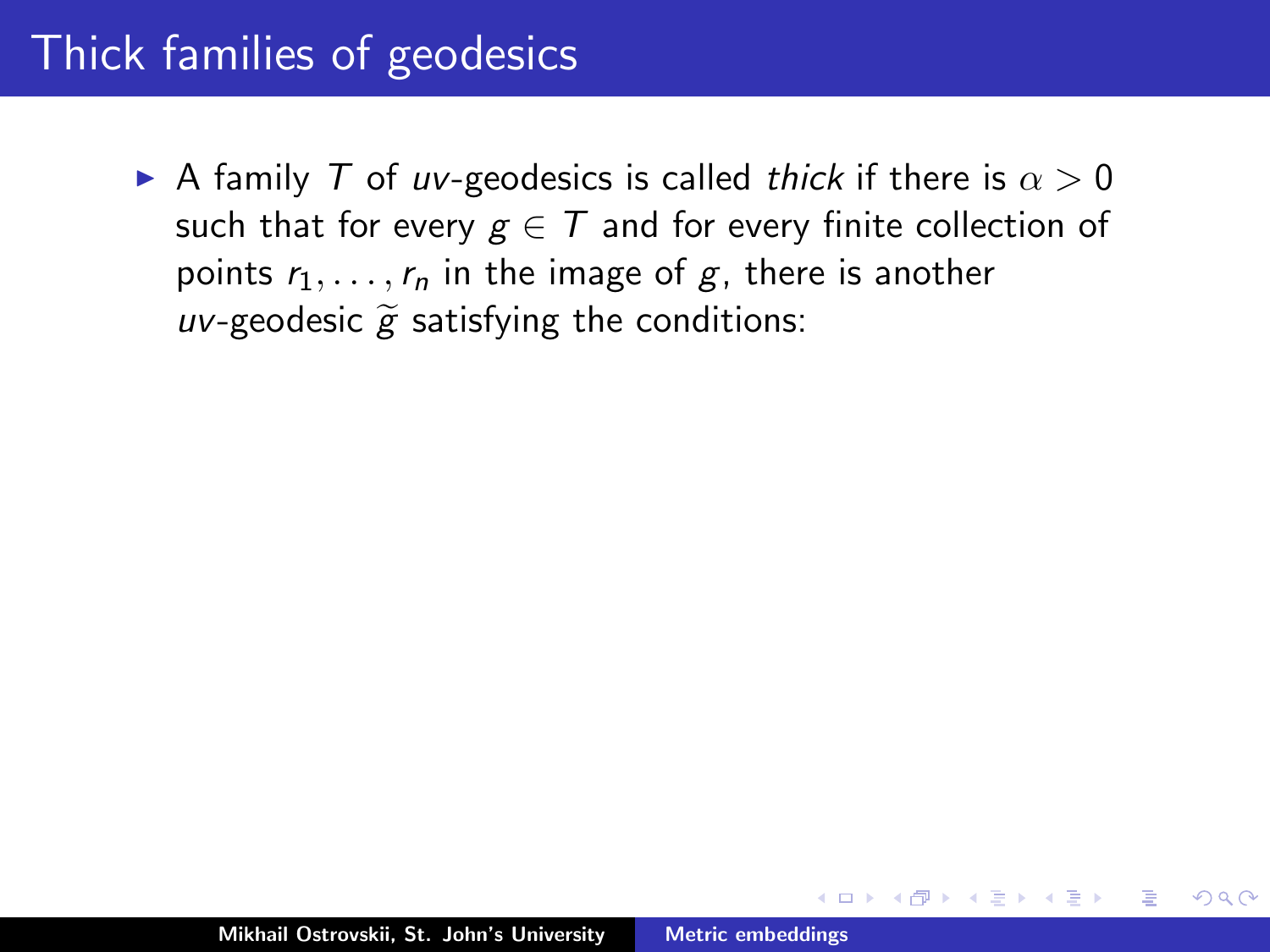# Thick families of geodesics

- A family $T$ of $uv$-geodesics is called *thick* if there is $\alpha > 0$ such that for every $g \in T$ and for every finite collection of points $r_1, \dots, r_n$ in the image of $g$, there is another $uv$-geodesic $\widetilde{g}$ satisfying the conditions: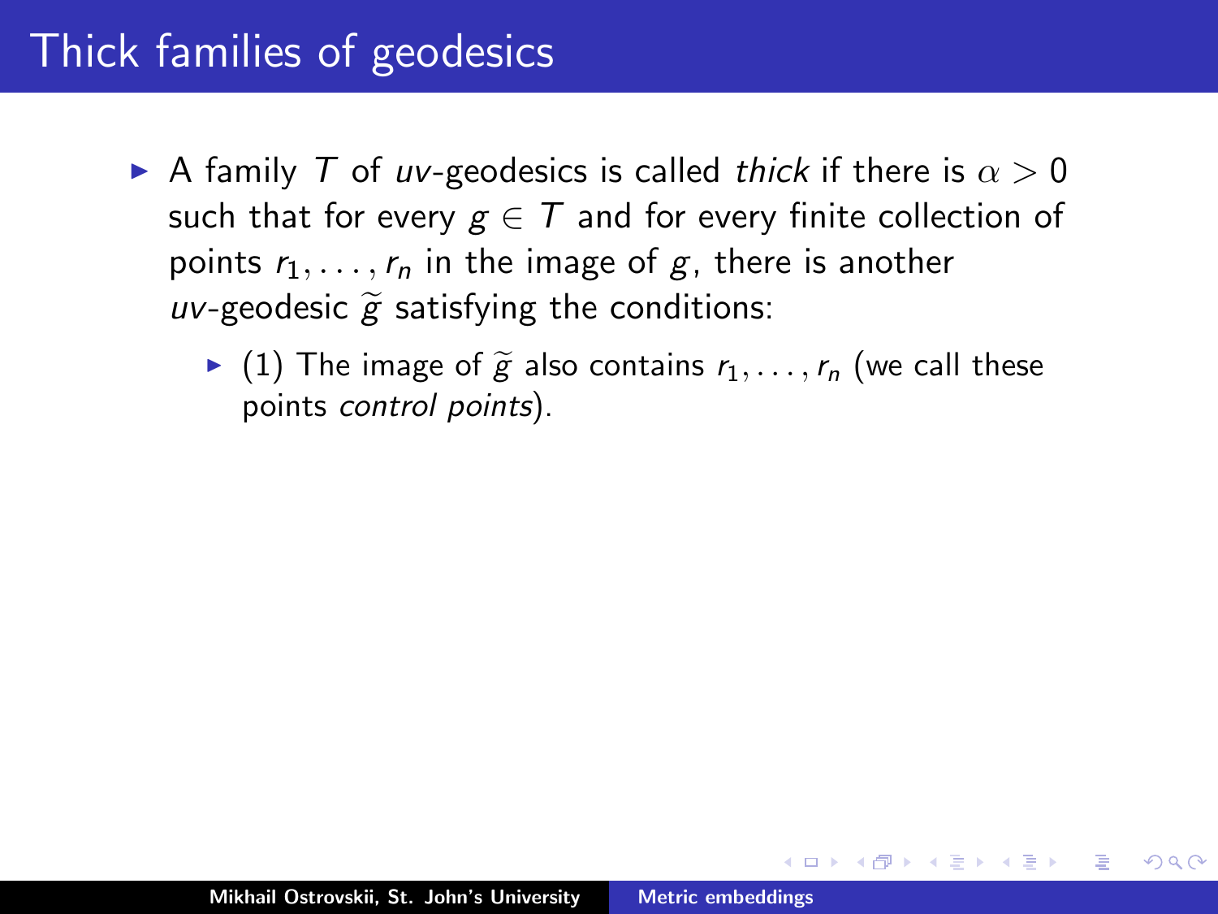# Thick families of geodesics

- A family $T$ of *uv*-geodesics is called *thick* if there is $\alpha > 0$ such that for every $g \in T$ and for every finite collection of points $r_1, \dots, r_n$ in the image of $g$, there is another *uv*-geodesic $\widetilde{g}$ satisfying the conditions:
  - (1) The image of $\widetilde{g}$ also contains $r_1, \dots, r_n$ (we call these points *control points*).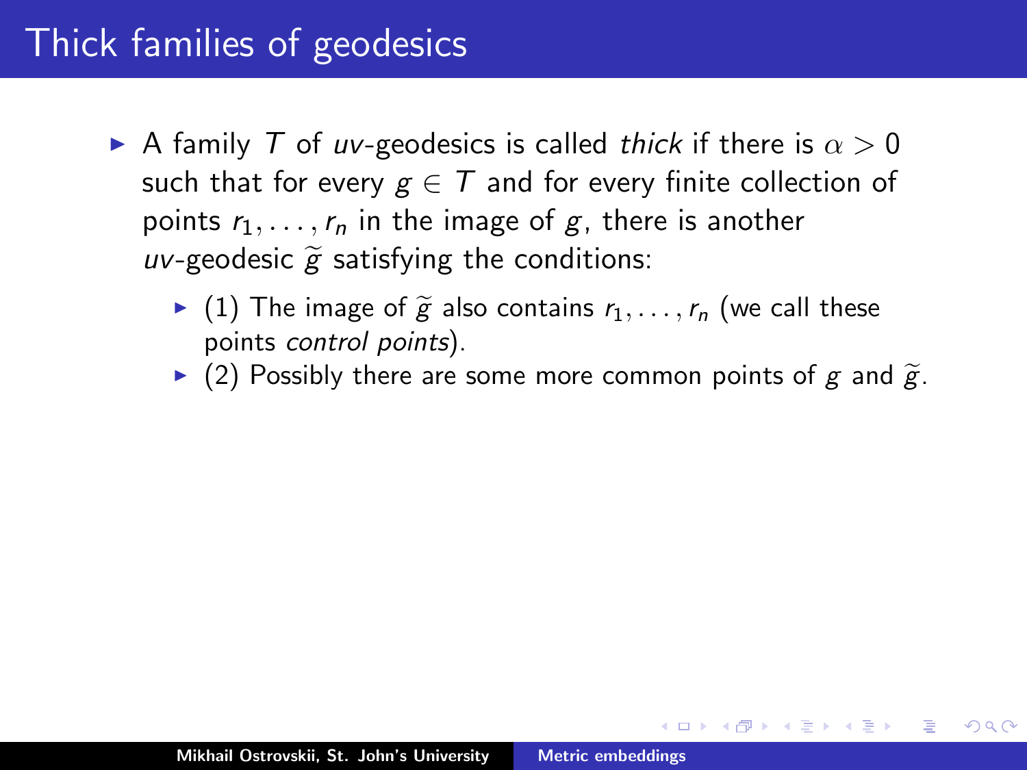# Thick families of geodesics

- A family $T$ of $uv$-geodesics is called *thick* if there is $\alpha > 0$ such that for every $g \in T$ and for every finite collection of points $r_1, \dots, r_n$ in the image of $g$, there is another $uv$-geodesic $\widetilde{g}$ satisfying the conditions:
  - (1) The image of $\widetilde{g}$ also contains $r_1, \dots, r_n$ (we call these points *control points*).
  - (2) Possibly there are some more common points of $g$ and $\widetilde{g}$.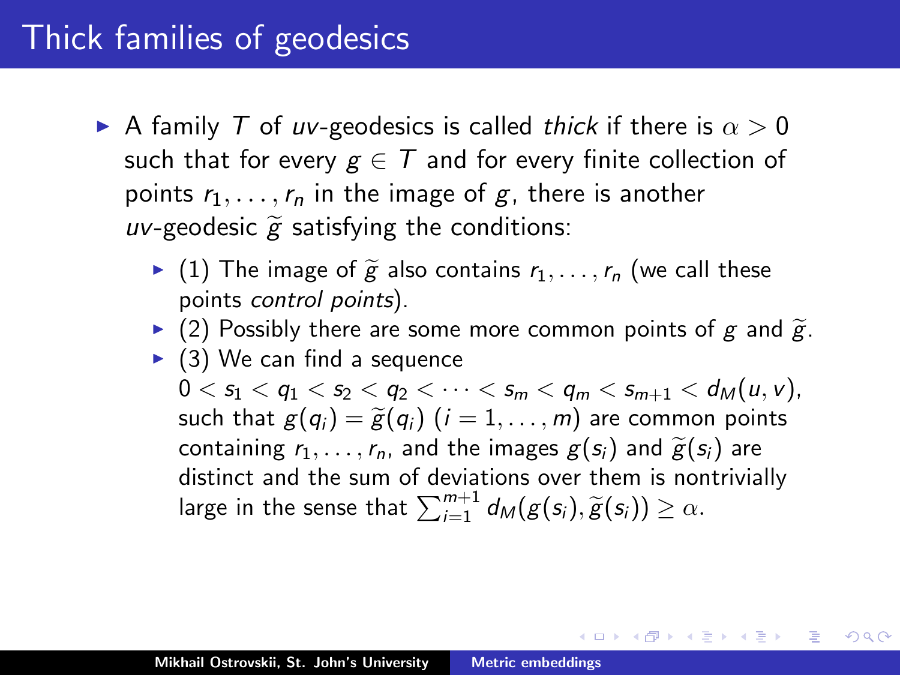# Thick families of geodesics

- A family $T$ of $uv$-geodesics is called *thick* if there is $\alpha > 0$ such that for every $g \in T$ and for every finite collection of points $r_1, \dots, r_n$ in the image of $g$, there is another $uv$-geodesic $\widetilde{g}$ satisfying the conditions:
  - (1) The image of $\widetilde{g}$ also contains $r_1, \dots, r_n$ (we call these points *control points*).
  - (2) Possibly there are some more common points of $g$ and $\widetilde{g}$.
  - (3) We can find a sequence $0 < s_1 < q_1 < s_2 < q_2 < \cdots < s_m < q_m < s_{m+1} < d_M(u, v)$, such that $g(q_i) = \widetilde{g}(q_i)$ ($i = 1, \dots, m$) are common points containing $r_1, \dots, r_n$, and the images $g(s_i)$ and $\widetilde{g}(s_i)$ are distinct and the sum of deviations over them is nontrivially large in the sense that $\sum_{i=1}^{m+1} d_M(g(s_i), \widetilde{g}(s_i)) \geq \alpha$.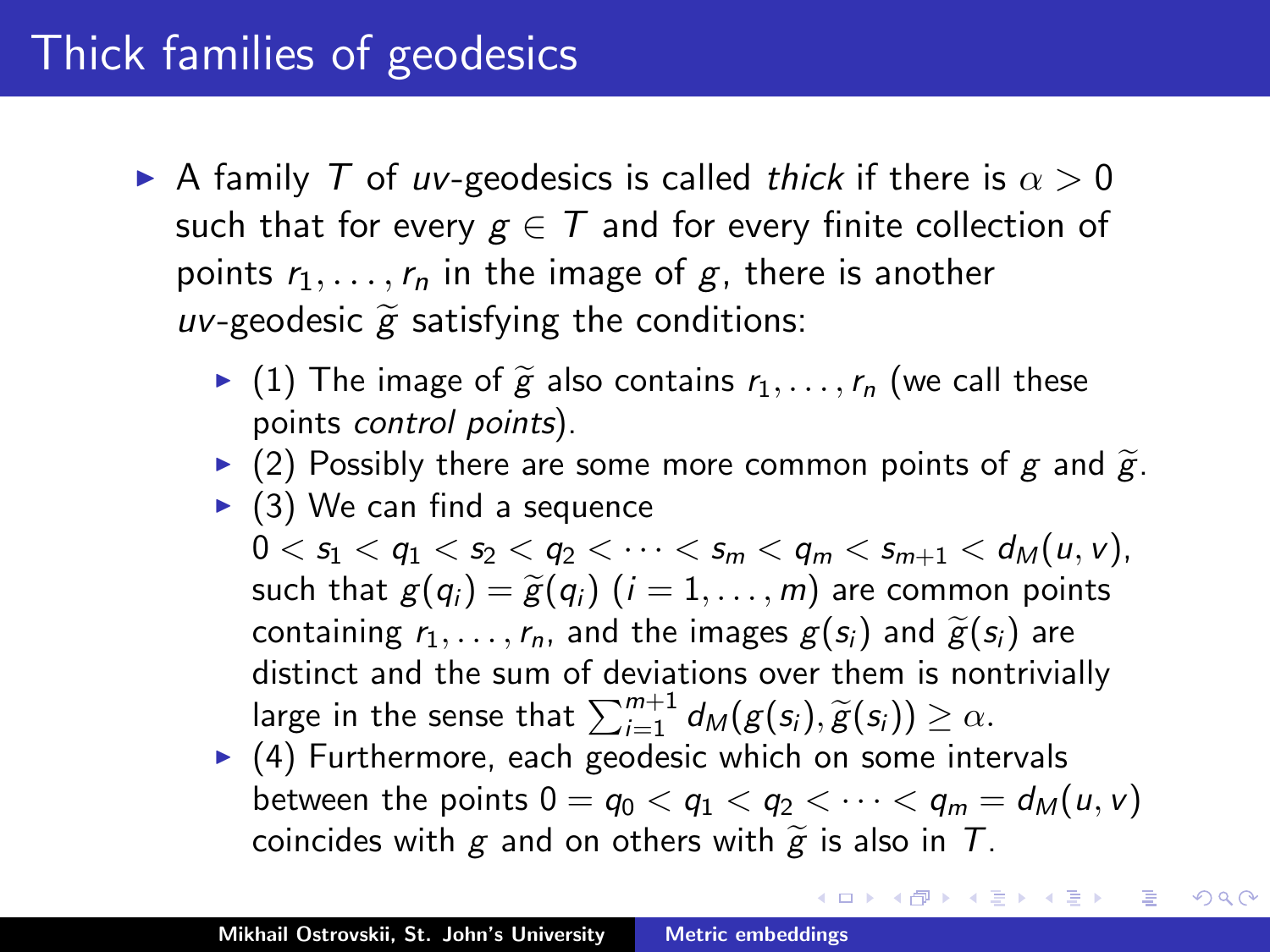# Thick families of geodesics

- A family $T$ of $uv$-geodesics is called *thick* if there is $\alpha > 0$ such that for every $g \in T$ and for every finite collection of points $r_1, \dots, r_n$ in the image of $g$, there is another $uv$-geodesic $\widetilde{g}$ satisfying the conditions:
  - (1) The image of $\widetilde{g}$ also contains $r_1, \dots, r_n$ (we call these points *control points*).
  - (2) Possibly there are some more common points of $g$ and $\widetilde{g}$.
  - (3) We can find a sequence $0 < s_1 < q_1 < s_2 < q_2 < \cdots < s_m < q_m < s_{m+1} < d_M(u, v)$, such that $g(q_i) = \widetilde{g}(q_i)$ $(i = 1, \dots, m)$ are common points containing $r_1, \dots, r_n$, and the images $g(s_i)$ and $\widetilde{g}(s_i)$ are distinct and the sum of deviations over them is nontrivially large in the sense that $\sum_{i=1}^{m+1} d_M(g(s_i), \widetilde{g}(s_i)) \geq \alpha$.
  - (4) Furthermore, each geodesic which on some intervals between the points $0 = q_0 < q_1 < q_2 < \cdots < q_m = d_M(u, v)$ coincides with $g$ and on others with $\widetilde{g}$ is also in $T$.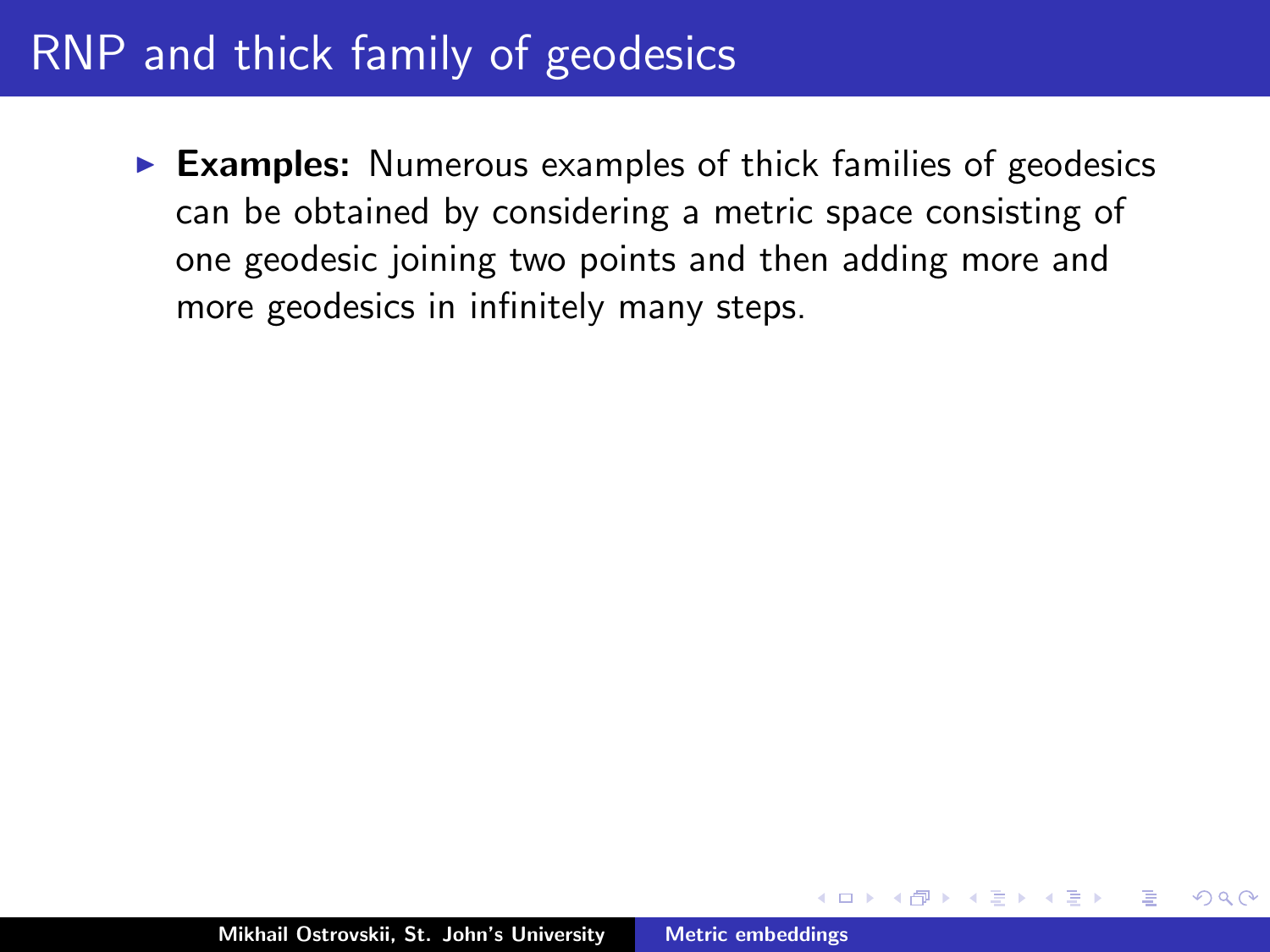# RNP and thick family of geodesics

- **Examples:** Numerous examples of thick families of geodesics can be obtained by considering a metric space consisting of one geodesic joining two points and then adding more and more geodesics in infinitely many steps.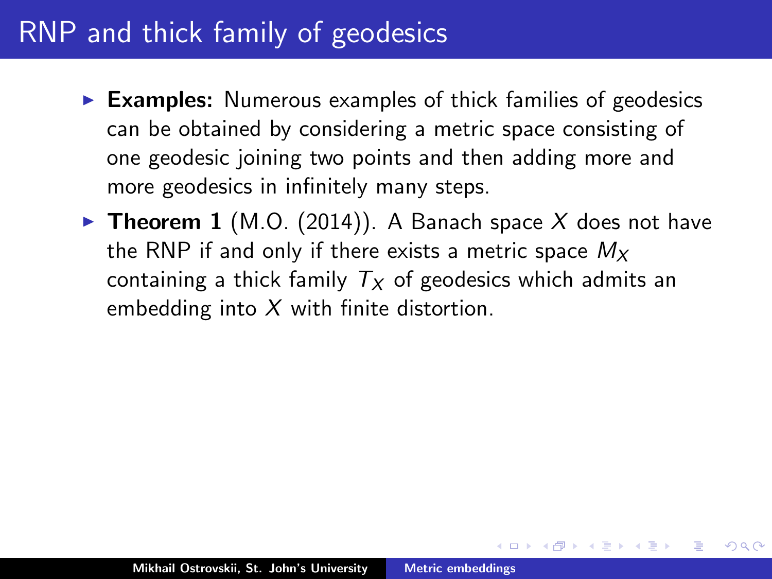# RNP and thick family of geodesics

- **Examples:** Numerous examples of thick families of geodesics can be obtained by considering a metric space consisting of one geodesic joining two points and then adding more and more geodesics in infinitely many steps.
- **Theorem 1** (M.O. (2014)). A Banach space $X$ does not have the RNP if and only if there exists a metric space $M_X$ containing a thick family $T_X$ of geodesics which admits an embedding into $X$ with finite distortion.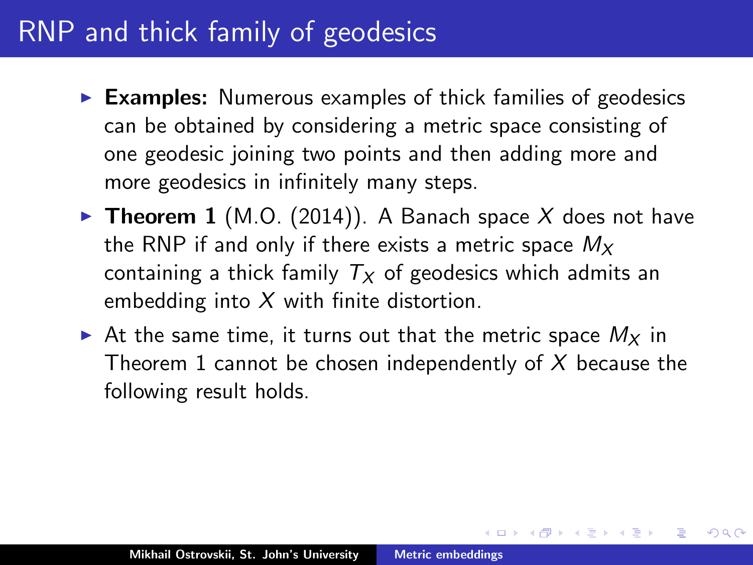# RNP and thick family of geodesics

- **Examples:** Numerous examples of thick families of geodesics can be obtained by considering a metric space consisting of one geodesic joining two points and then adding more and more geodesics in infinitely many steps.
- **Theorem 1** (M.O. (2014)). A Banach space $X$ does not have the RNP if and only if there exists a metric space $M_X$ containing a thick family $T_X$ of geodesics which admits an embedding into $X$ with finite distortion.
- At the same time, it turns out that the metric space $M_X$ in Theorem 1 cannot be chosen independently of $X$ because the following result holds.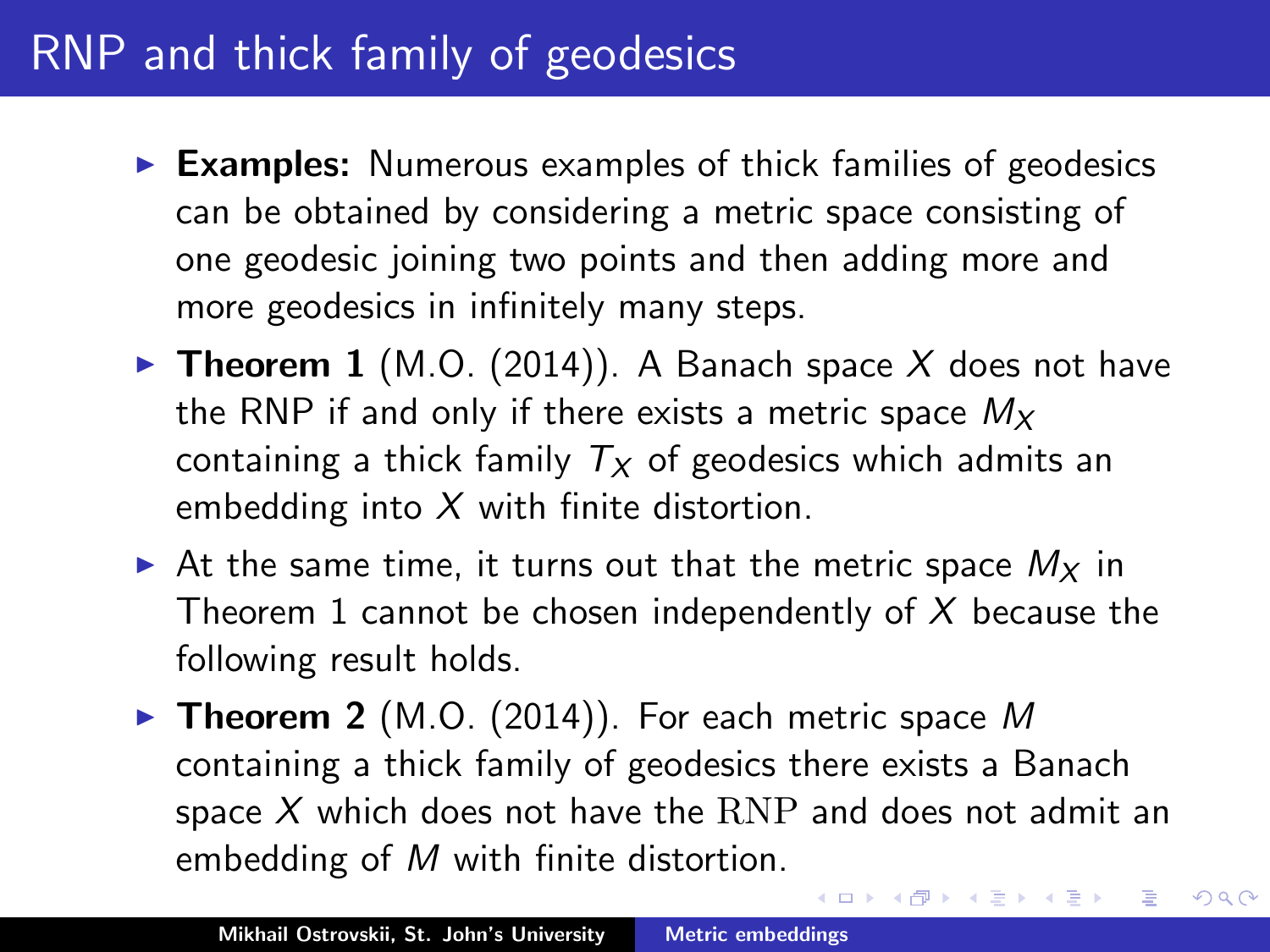# RNP and thick family of geodesics

- **Examples:** Numerous examples of thick families of geodesics can be obtained by considering a metric space consisting of one geodesic joining two points and then adding more and more geodesics in infinitely many steps.
- **Theorem 1** (M.O. (2014)). A Banach space $X$ does not have the RNP if and only if there exists a metric space $M_X$ containing a thick family $T_X$ of geodesics which admits an embedding into $X$ with finite distortion.
- At the same time, it turns out that the metric space $M_X$ in Theorem 1 cannot be chosen independently of $X$ because the following result holds.
- **Theorem 2** (M.O. (2014)). For each metric space $M$ containing a thick family of geodesics there exists a Banach space $X$ which does not have the $\mathrm{RNP}$ and does not admit an embedding of $M$ with finite distortion.